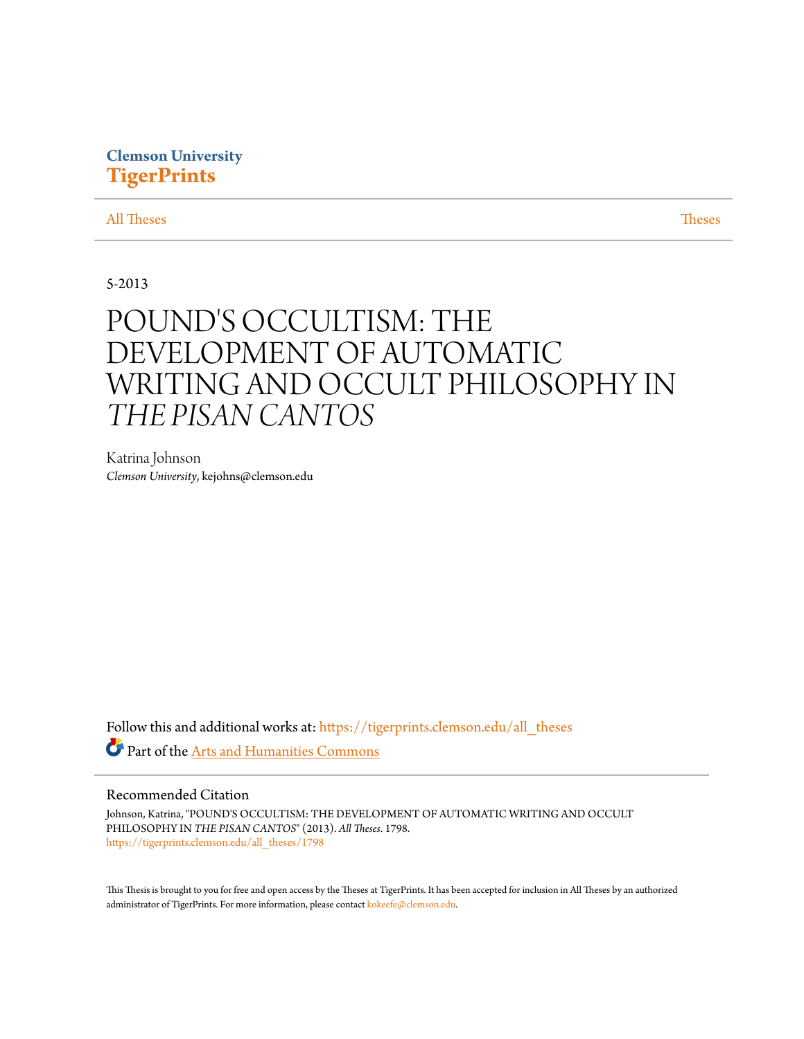Clemson University
**TigerPrints**

All Theses | Theses

5-2013

# POUND'S OCCULTISM: THE DEVELOPMENT OF AUTOMATIC WRITING AND OCCULT PHILOSOPHY IN *THE PISAN CANTOS*

Katrina Johnson
*Clemson University*, kejohns@clemson.edu

Follow this and additional works at: https://tigerprints.clemson.edu/all_theses

Part of the Arts and Humanities Commons

## Recommended Citation

Johnson, Katrina, "POUND'S OCCULTISM: THE DEVELOPMENT OF AUTOMATIC WRITING AND OCCULT PHILOSOPHY IN *THE PISAN CANTOS*" (2013). *All Theses*. 1798.
https://tigerprints.clemson.edu/all_theses/1798

This Thesis is brought to you for free and open access by the Theses at TigerPrints. It has been accepted for inclusion in All Theses by an authorized administrator of TigerPrints. For more information, please contact kokeefe@clemson.edu.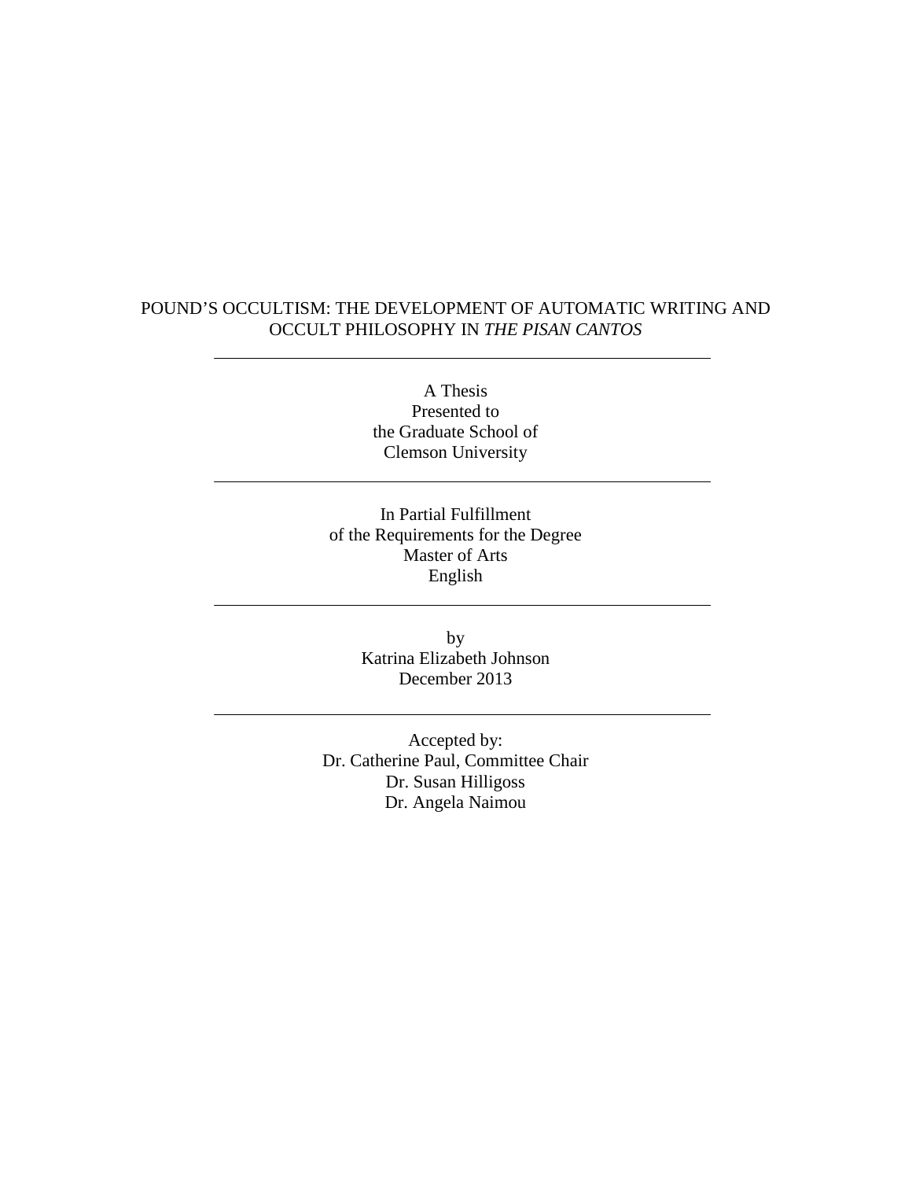# POUND'S OCCULTISM: THE DEVELOPMENT OF AUTOMATIC WRITING AND OCCULT PHILOSOPHY IN *THE PISAN CANTOS*

---

A Thesis
Presented to
the Graduate School of
Clemson University

---

In Partial Fulfillment
of the Requirements for the Degree
Master of Arts
English

---

by
Katrina Elizabeth Johnson
December 2013

---

Accepted by:
Dr. Catherine Paul, Committee Chair
Dr. Susan Hilligoss
Dr. Angela Naimou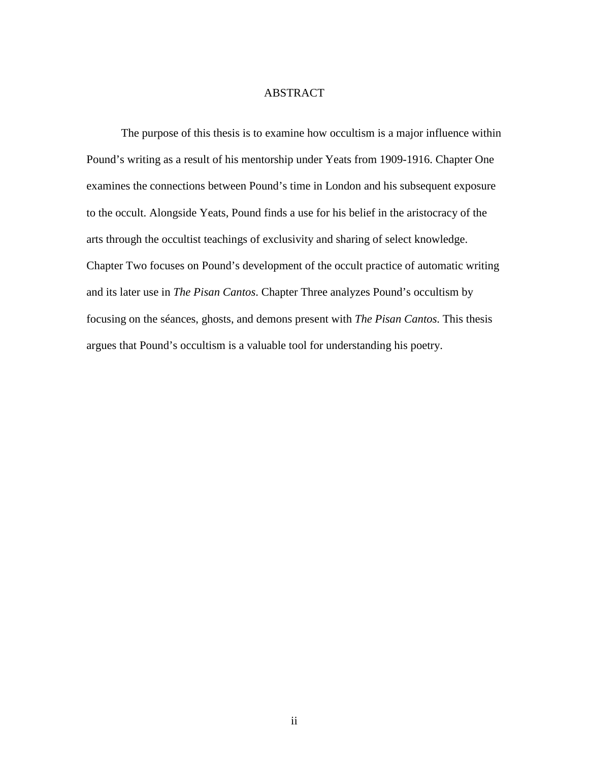# ABSTRACT

The purpose of this thesis is to examine how occultism is a major influence within Pound's writing as a result of his mentorship under Yeats from 1909-1916. Chapter One examines the connections between Pound's time in London and his subsequent exposure to the occult. Alongside Yeats, Pound finds a use for his belief in the aristocracy of the arts through the occultist teachings of exclusivity and sharing of select knowledge. Chapter Two focuses on Pound's development of the occult practice of automatic writing and its later use in *The Pisan Cantos*. Chapter Three analyzes Pound's occultism by focusing on the séances, ghosts, and demons present with *The Pisan Cantos.* This thesis argues that Pound's occultism is a valuable tool for understanding his poetry.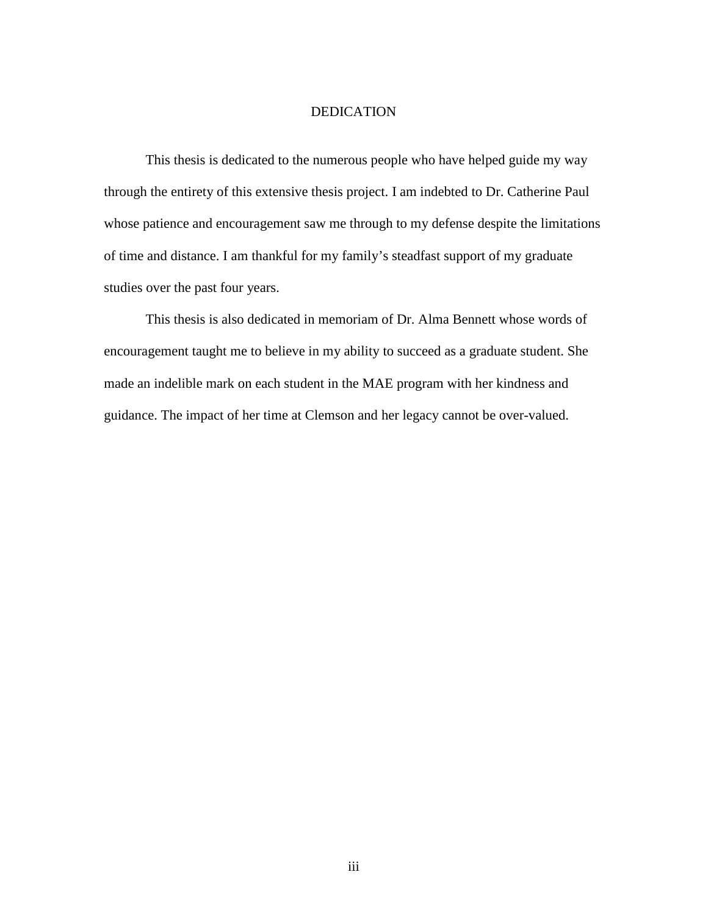# DEDICATION

This thesis is dedicated to the numerous people who have helped guide my way through the entirety of this extensive thesis project. I am indebted to Dr. Catherine Paul whose patience and encouragement saw me through to my defense despite the limitations of time and distance. I am thankful for my family's steadfast support of my graduate studies over the past four years.

This thesis is also dedicated in memoriam of Dr. Alma Bennett whose words of encouragement taught me to believe in my ability to succeed as a graduate student. She made an indelible mark on each student in the MAE program with her kindness and guidance. The impact of her time at Clemson and her legacy cannot be over-valued.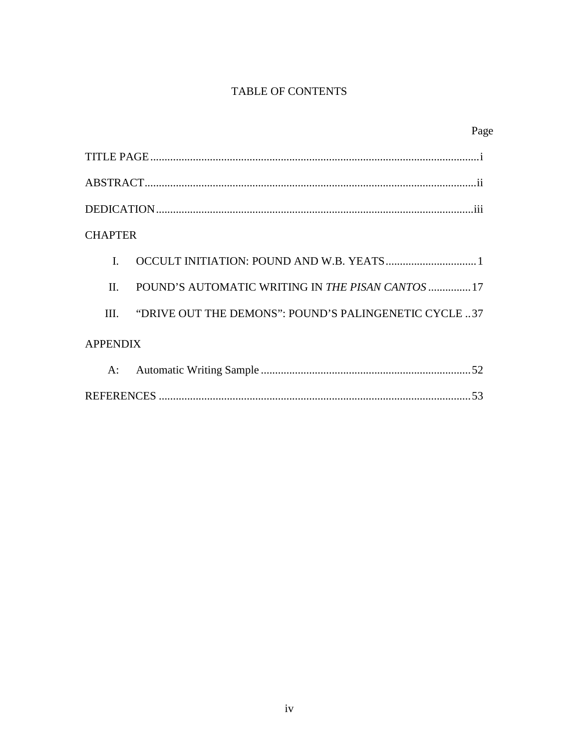# TABLE OF CONTENTS

| | | Page |
|---|---|---|
| TITLE PAGE | | i |
| ABSTRACT | | ii |
| DEDICATION | | iii |
| CHAPTER | | |
| I. | OCCULT INITIATION: POUND AND W.B. YEATS | 1 |
| II. | POUND’S AUTOMATIC WRITING IN *THE PISAN CANTOS* | 17 |
| III. | “DRIVE OUT THE DEMONS”: POUND’S PALINGENETIC CYCLE | 37 |
| APPENDIX | | |
| A: | Automatic Writing Sample | 52 |
| REFERENCES | | 53 |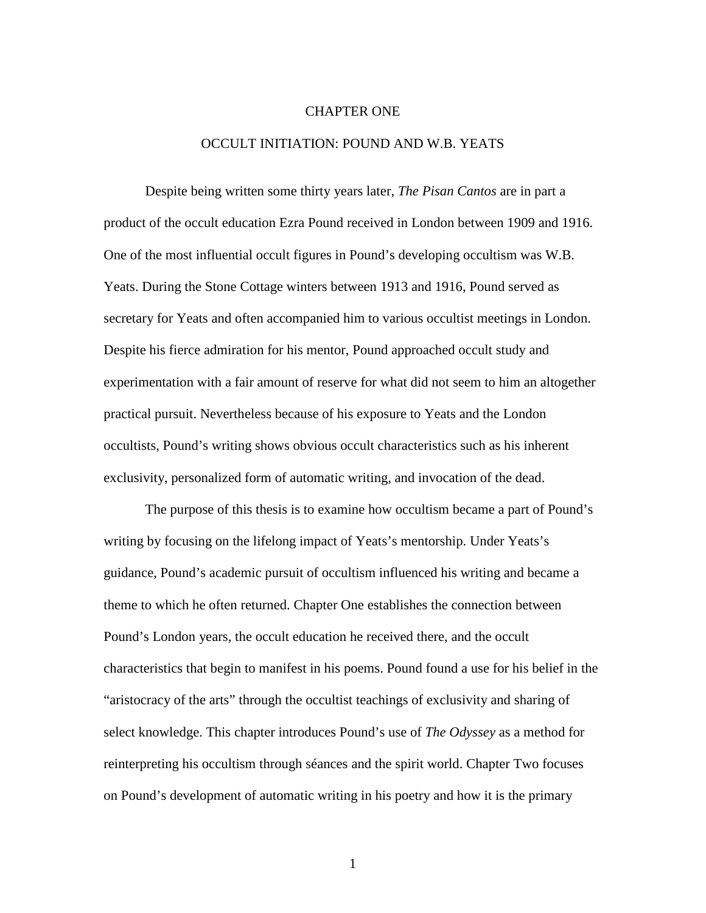# CHAPTER ONE

## OCCULT INITIATION: POUND AND W.B. YEATS

Despite being written some thirty years later, *The Pisan Cantos* are in part a product of the occult education Ezra Pound received in London between 1909 and 1916. One of the most influential occult figures in Pound's developing occultism was W.B. Yeats. During the Stone Cottage winters between 1913 and 1916, Pound served as secretary for Yeats and often accompanied him to various occultist meetings in London. Despite his fierce admiration for his mentor, Pound approached occult study and experimentation with a fair amount of reserve for what did not seem to him an altogether practical pursuit. Nevertheless because of his exposure to Yeats and the London occultists, Pound's writing shows obvious occult characteristics such as his inherent exclusivity, personalized form of automatic writing, and invocation of the dead.

The purpose of this thesis is to examine how occultism became a part of Pound's writing by focusing on the lifelong impact of Yeats's mentorship. Under Yeats's guidance, Pound's academic pursuit of occultism influenced his writing and became a theme to which he often returned. Chapter One establishes the connection between Pound's London years, the occult education he received there, and the occult characteristics that begin to manifest in his poems. Pound found a use for his belief in the "aristocracy of the arts" through the occultist teachings of exclusivity and sharing of select knowledge. This chapter introduces Pound's use of *The Odyssey* as a method for reinterpreting his occultism through séances and the spirit world. Chapter Two focuses on Pound's development of automatic writing in his poetry and how it is the primary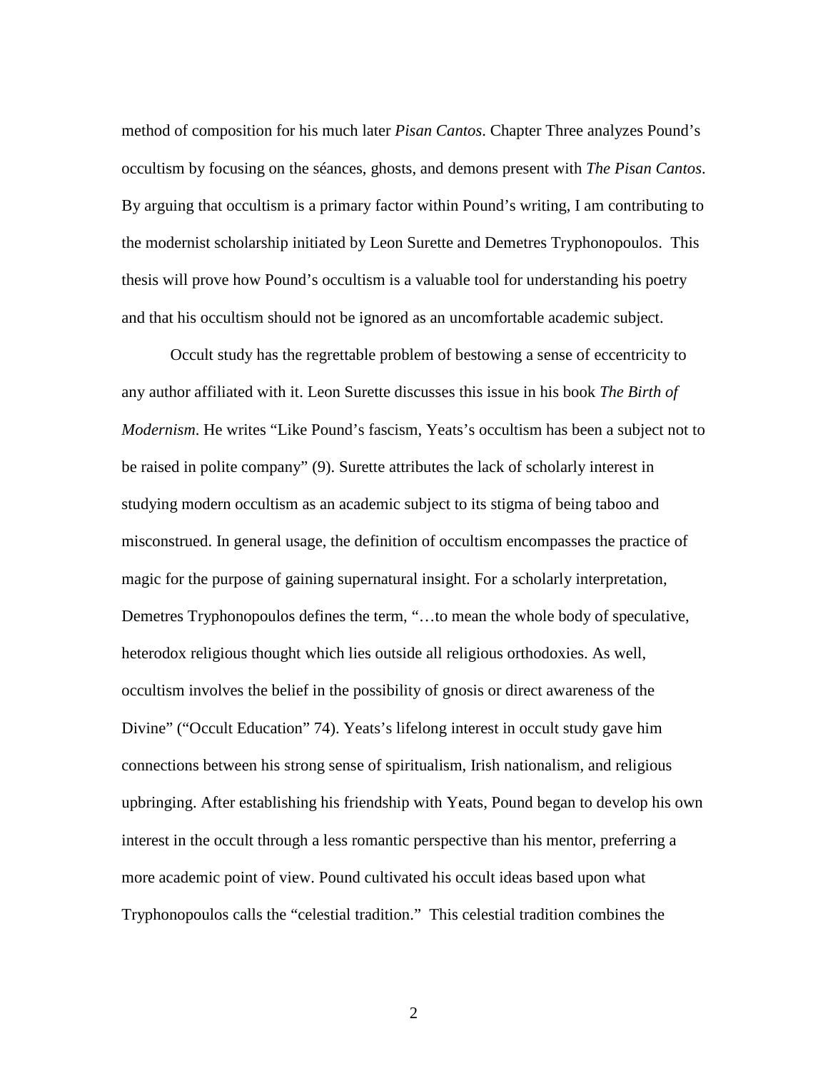method of composition for his much later *Pisan Cantos*. Chapter Three analyzes Pound's occultism by focusing on the séances, ghosts, and demons present with *The Pisan Cantos*. By arguing that occultism is a primary factor within Pound's writing, I am contributing to the modernist scholarship initiated by Leon Surette and Demetres Tryphonopoulos. This thesis will prove how Pound's occultism is a valuable tool for understanding his poetry and that his occultism should not be ignored as an uncomfortable academic subject.

Occult study has the regrettable problem of bestowing a sense of eccentricity to any author affiliated with it. Leon Surette discusses this issue in his book *The Birth of Modernism*. He writes "Like Pound's fascism, Yeats's occultism has been a subject not to be raised in polite company" (9). Surette attributes the lack of scholarly interest in studying modern occultism as an academic subject to its stigma of being taboo and misconstrued. In general usage, the definition of occultism encompasses the practice of magic for the purpose of gaining supernatural insight. For a scholarly interpretation, Demetres Tryphonopoulos defines the term, "…to mean the whole body of speculative, heterodox religious thought which lies outside all religious orthodoxies. As well, occultism involves the belief in the possibility of gnosis or direct awareness of the Divine" ("Occult Education" 74). Yeats's lifelong interest in occult study gave him connections between his strong sense of spiritualism, Irish nationalism, and religious upbringing. After establishing his friendship with Yeats, Pound began to develop his own interest in the occult through a less romantic perspective than his mentor, preferring a more academic point of view. Pound cultivated his occult ideas based upon what Tryphonopoulos calls the "celestial tradition." This celestial tradition combines the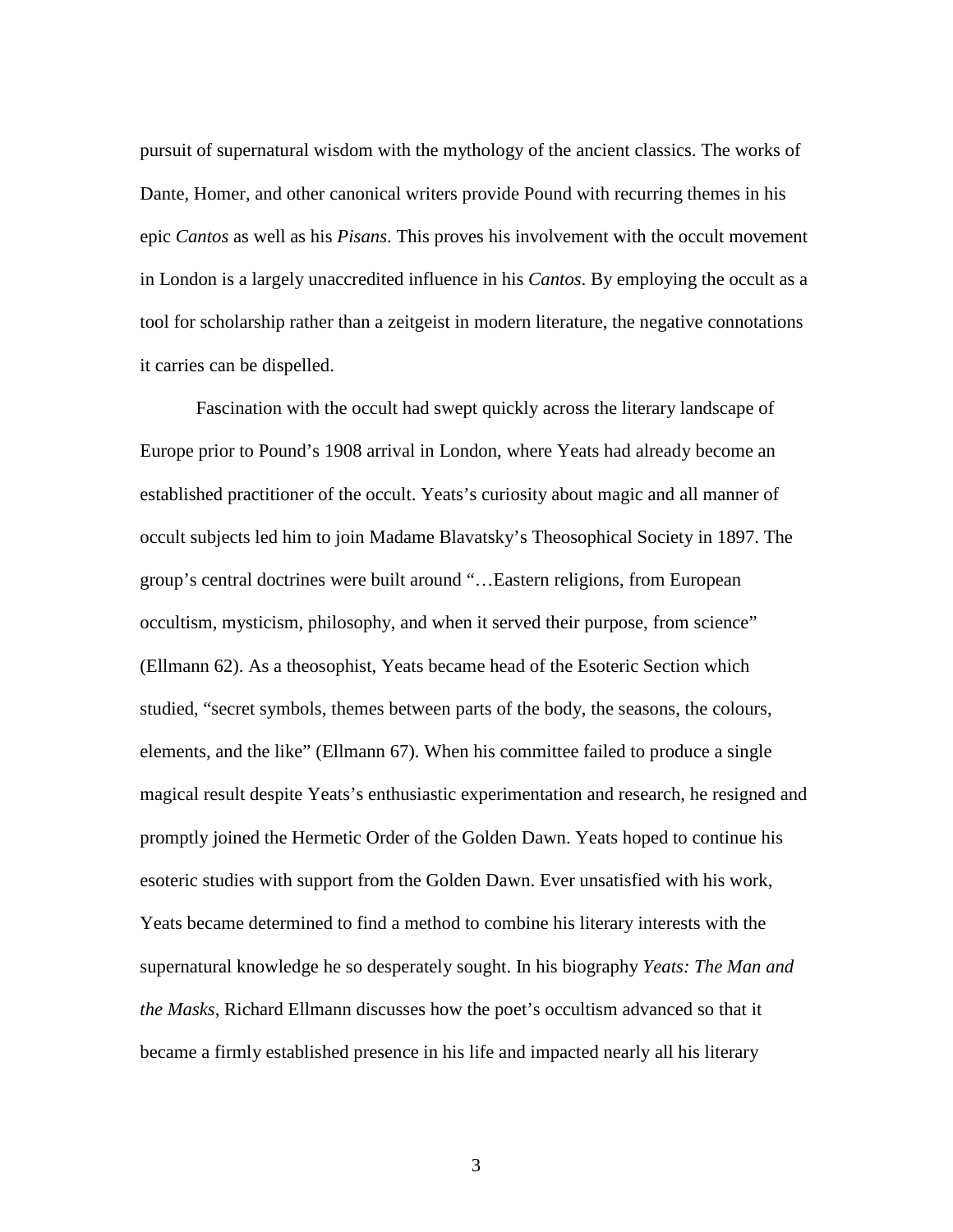pursuit of supernatural wisdom with the mythology of the ancient classics. The works of Dante, Homer, and other canonical writers provide Pound with recurring themes in his epic *Cantos* as well as his *Pisans*. This proves his involvement with the occult movement in London is a largely unaccredited influence in his *Cantos*. By employing the occult as a tool for scholarship rather than a zeitgeist in modern literature, the negative connotations it carries can be dispelled.

Fascination with the occult had swept quickly across the literary landscape of Europe prior to Pound's 1908 arrival in London, where Yeats had already become an established practitioner of the occult. Yeats's curiosity about magic and all manner of occult subjects led him to join Madame Blavatsky's Theosophical Society in 1897. The group's central doctrines were built around "…Eastern religions, from European occultism, mysticism, philosophy, and when it served their purpose, from science" (Ellmann 62). As a theosophist, Yeats became head of the Esoteric Section which studied, "secret symbols, themes between parts of the body, the seasons, the colours, elements, and the like" (Ellmann 67). When his committee failed to produce a single magical result despite Yeats's enthusiastic experimentation and research, he resigned and promptly joined the Hermetic Order of the Golden Dawn. Yeats hoped to continue his esoteric studies with support from the Golden Dawn. Ever unsatisfied with his work, Yeats became determined to find a method to combine his literary interests with the supernatural knowledge he so desperately sought. In his biography *Yeats: The Man and the Masks*, Richard Ellmann discusses how the poet's occultism advanced so that it became a firmly established presence in his life and impacted nearly all his literary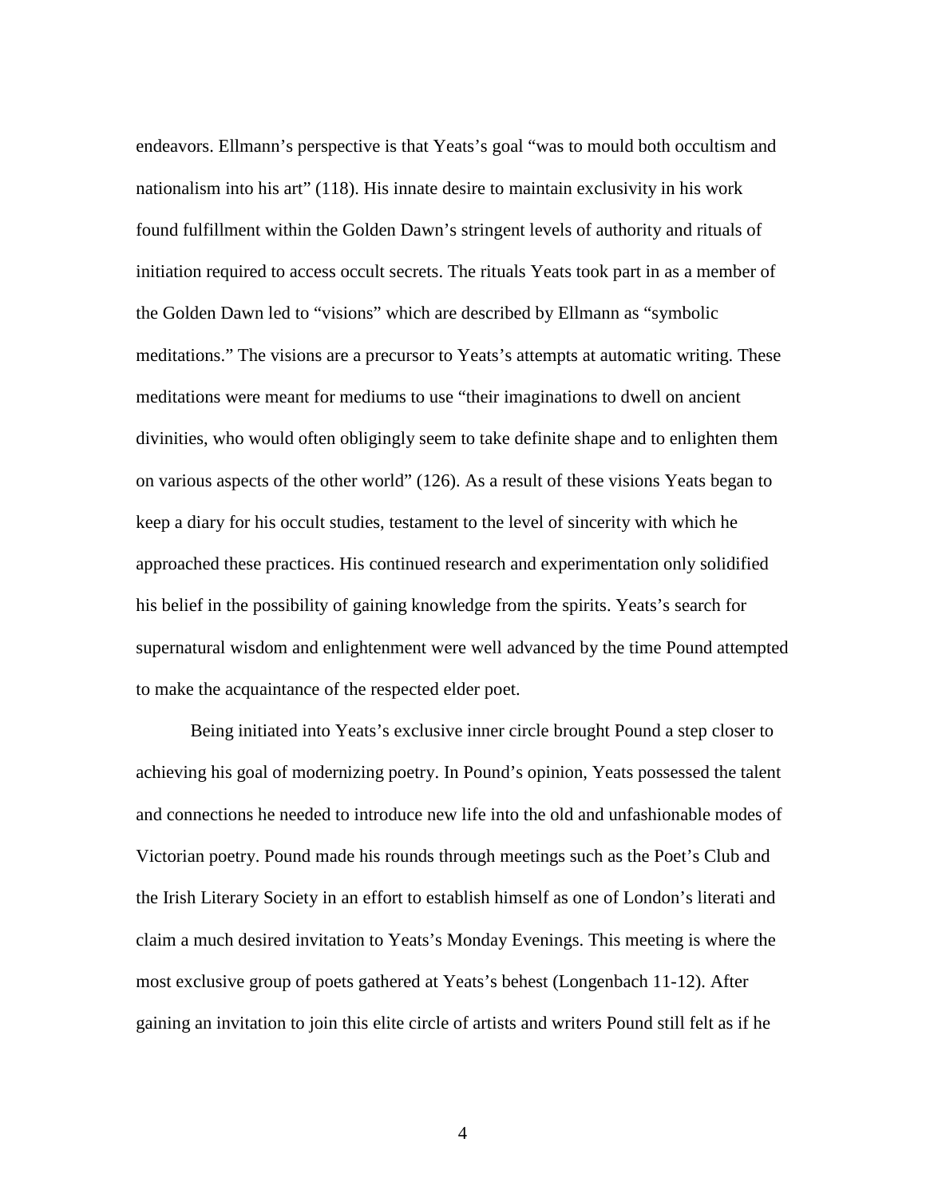endeavors. Ellmann's perspective is that Yeats's goal "was to mould both occultism and nationalism into his art" (118). His innate desire to maintain exclusivity in his work found fulfillment within the Golden Dawn's stringent levels of authority and rituals of initiation required to access occult secrets. The rituals Yeats took part in as a member of the Golden Dawn led to "visions" which are described by Ellmann as "symbolic meditations." The visions are a precursor to Yeats's attempts at automatic writing. These meditations were meant for mediums to use "their imaginations to dwell on ancient divinities, who would often obligingly seem to take definite shape and to enlighten them on various aspects of the other world" (126). As a result of these visions Yeats began to keep a diary for his occult studies, testament to the level of sincerity with which he approached these practices. His continued research and experimentation only solidified his belief in the possibility of gaining knowledge from the spirits. Yeats's search for supernatural wisdom and enlightenment were well advanced by the time Pound attempted to make the acquaintance of the respected elder poet.

Being initiated into Yeats's exclusive inner circle brought Pound a step closer to achieving his goal of modernizing poetry. In Pound's opinion, Yeats possessed the talent and connections he needed to introduce new life into the old and unfashionable modes of Victorian poetry. Pound made his rounds through meetings such as the Poet's Club and the Irish Literary Society in an effort to establish himself as one of London's literati and claim a much desired invitation to Yeats's Monday Evenings. This meeting is where the most exclusive group of poets gathered at Yeats's behest (Longenbach 11-12). After gaining an invitation to join this elite circle of artists and writers Pound still felt as if he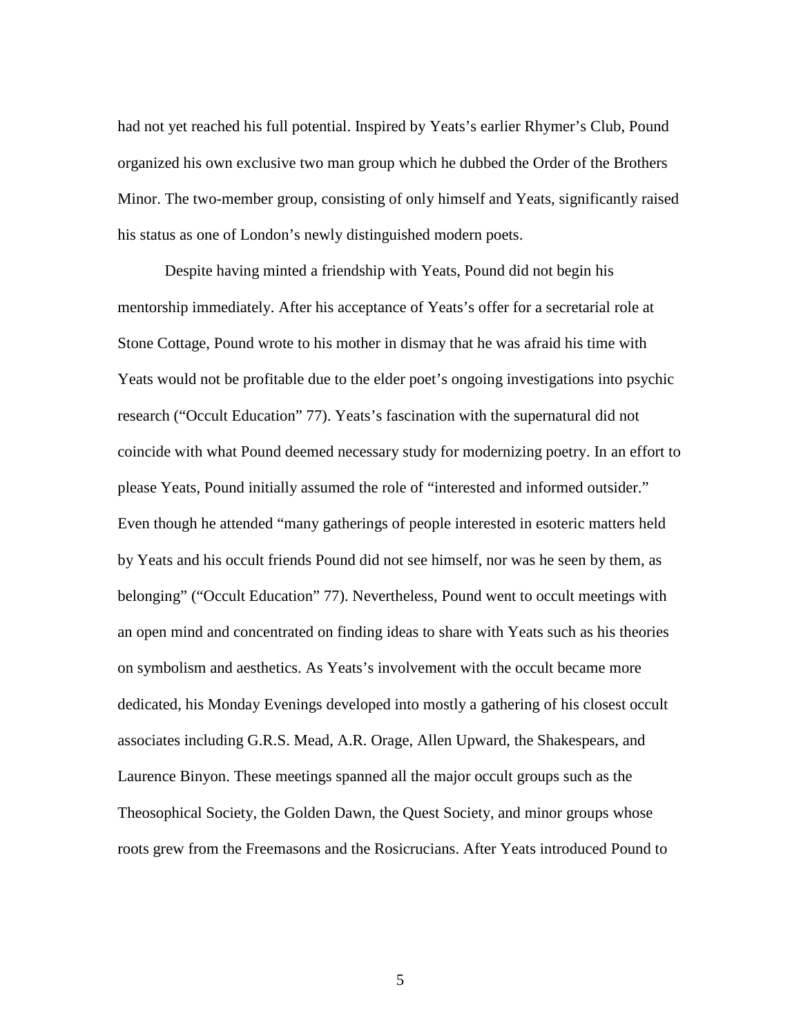had not yet reached his full potential. Inspired by Yeats's earlier Rhymer's Club, Pound organized his own exclusive two man group which he dubbed the Order of the Brothers Minor. The two-member group, consisting of only himself and Yeats, significantly raised his status as one of London's newly distinguished modern poets.

Despite having minted a friendship with Yeats, Pound did not begin his mentorship immediately. After his acceptance of Yeats's offer for a secretarial role at Stone Cottage, Pound wrote to his mother in dismay that he was afraid his time with Yeats would not be profitable due to the elder poet's ongoing investigations into psychic research ("Occult Education" 77). Yeats's fascination with the supernatural did not coincide with what Pound deemed necessary study for modernizing poetry. In an effort to please Yeats, Pound initially assumed the role of "interested and informed outsider." Even though he attended "many gatherings of people interested in esoteric matters held by Yeats and his occult friends Pound did not see himself, nor was he seen by them, as belonging" ("Occult Education" 77). Nevertheless, Pound went to occult meetings with an open mind and concentrated on finding ideas to share with Yeats such as his theories on symbolism and aesthetics. As Yeats's involvement with the occult became more dedicated, his Monday Evenings developed into mostly a gathering of his closest occult associates including G.R.S. Mead, A.R. Orage, Allen Upward, the Shakespears, and Laurence Binyon. These meetings spanned all the major occult groups such as the Theosophical Society, the Golden Dawn, the Quest Society, and minor groups whose roots grew from the Freemasons and the Rosicrucians. After Yeats introduced Pound to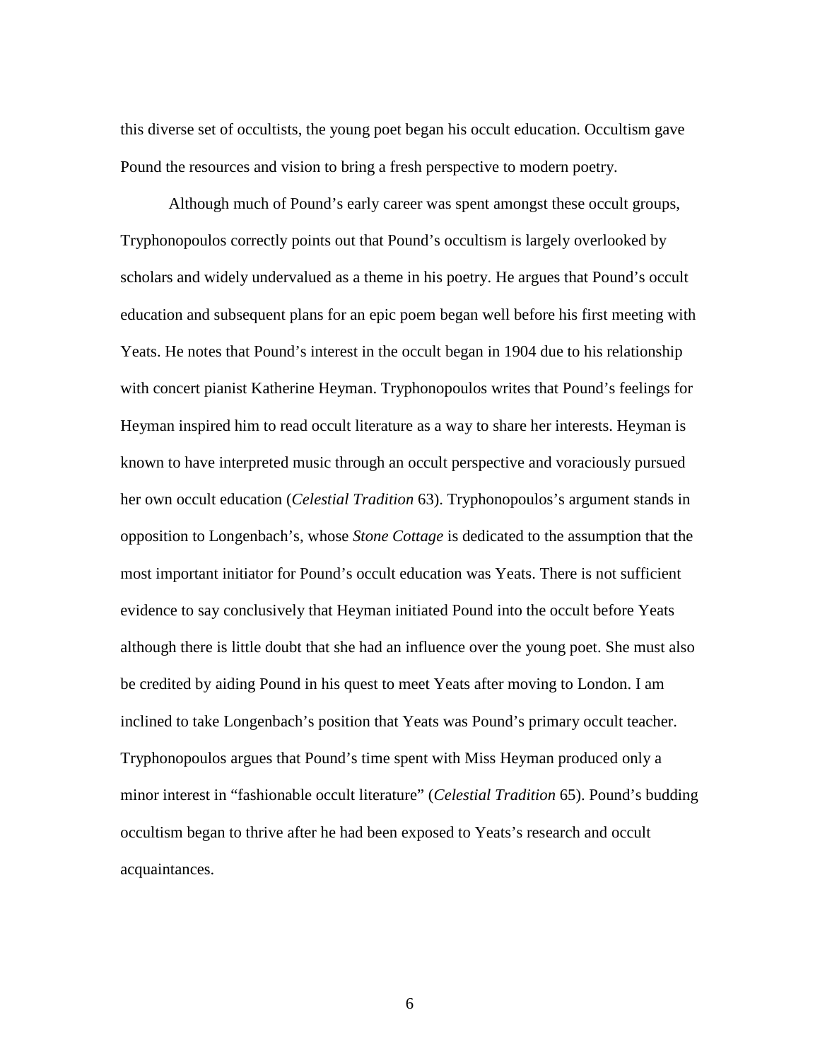this diverse set of occultists, the young poet began his occult education. Occultism gave Pound the resources and vision to bring a fresh perspective to modern poetry.

Although much of Pound's early career was spent amongst these occult groups, Tryphonopoulos correctly points out that Pound's occultism is largely overlooked by scholars and widely undervalued as a theme in his poetry. He argues that Pound's occult education and subsequent plans for an epic poem began well before his first meeting with Yeats. He notes that Pound's interest in the occult began in 1904 due to his relationship with concert pianist Katherine Heyman. Tryphonopoulos writes that Pound's feelings for Heyman inspired him to read occult literature as a way to share her interests. Heyman is known to have interpreted music through an occult perspective and voraciously pursued her own occult education (*Celestial Tradition* 63). Tryphonopoulos's argument stands in opposition to Longenbach's, whose *Stone Cottage* is dedicated to the assumption that the most important initiator for Pound's occult education was Yeats. There is not sufficient evidence to say conclusively that Heyman initiated Pound into the occult before Yeats although there is little doubt that she had an influence over the young poet. She must also be credited by aiding Pound in his quest to meet Yeats after moving to London. I am inclined to take Longenbach's position that Yeats was Pound's primary occult teacher. Tryphonopoulos argues that Pound's time spent with Miss Heyman produced only a minor interest in "fashionable occult literature" (*Celestial Tradition* 65). Pound's budding occultism began to thrive after he had been exposed to Yeats's research and occult acquaintances.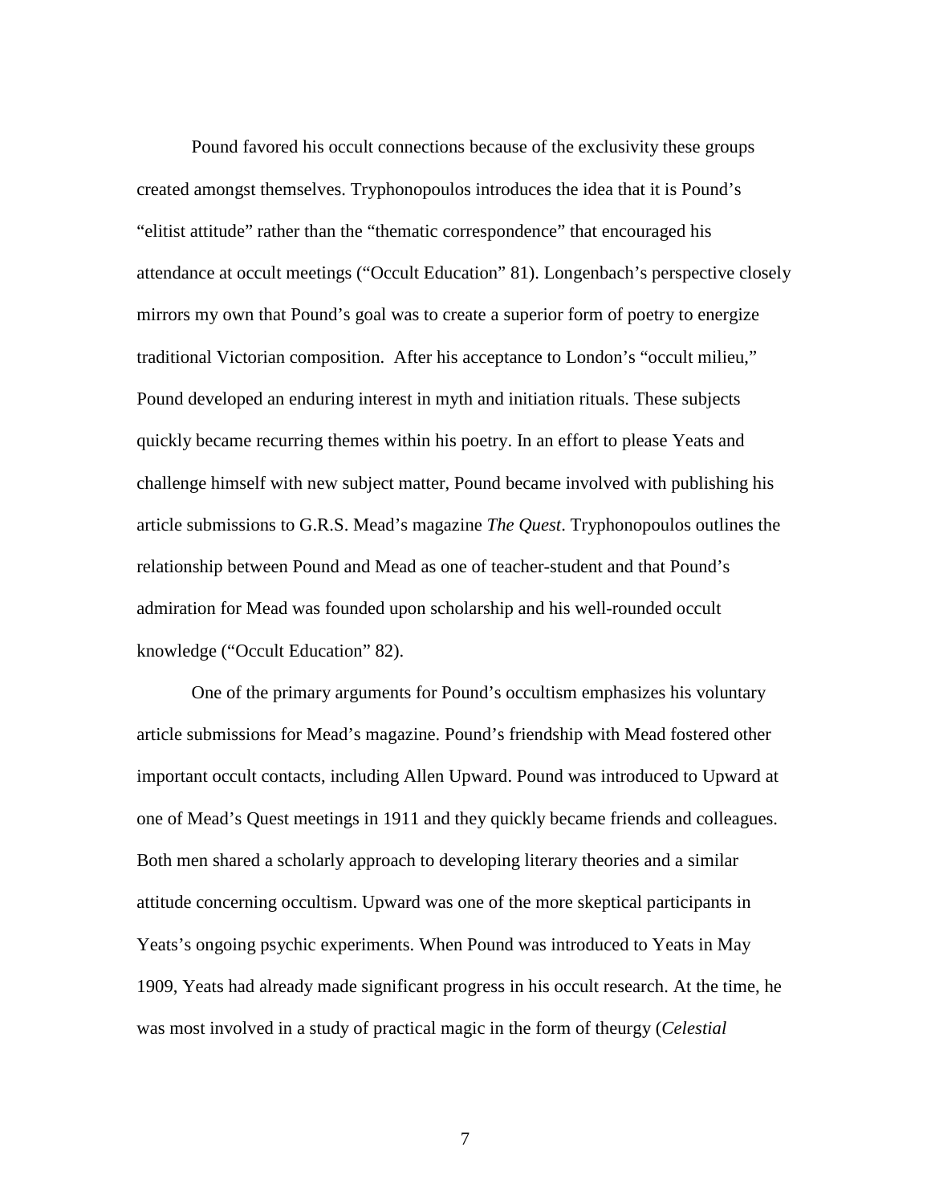Pound favored his occult connections because of the exclusivity these groups created amongst themselves. Tryphonopoulos introduces the idea that it is Pound's "elitist attitude" rather than the "thematic correspondence" that encouraged his attendance at occult meetings ("Occult Education" 81). Longenbach's perspective closely mirrors my own that Pound's goal was to create a superior form of poetry to energize traditional Victorian composition. After his acceptance to London's "occult milieu," Pound developed an enduring interest in myth and initiation rituals. These subjects quickly became recurring themes within his poetry. In an effort to please Yeats and challenge himself with new subject matter, Pound became involved with publishing his article submissions to G.R.S. Mead's magazine *The Quest*. Tryphonopoulos outlines the relationship between Pound and Mead as one of teacher-student and that Pound's admiration for Mead was founded upon scholarship and his well-rounded occult knowledge ("Occult Education" 82).

One of the primary arguments for Pound's occultism emphasizes his voluntary article submissions for Mead's magazine. Pound's friendship with Mead fostered other important occult contacts, including Allen Upward. Pound was introduced to Upward at one of Mead's Quest meetings in 1911 and they quickly became friends and colleagues. Both men shared a scholarly approach to developing literary theories and a similar attitude concerning occultism. Upward was one of the more skeptical participants in Yeats's ongoing psychic experiments. When Pound was introduced to Yeats in May 1909, Yeats had already made significant progress in his occult research. At the time, he was most involved in a study of practical magic in the form of theurgy (*Celestial*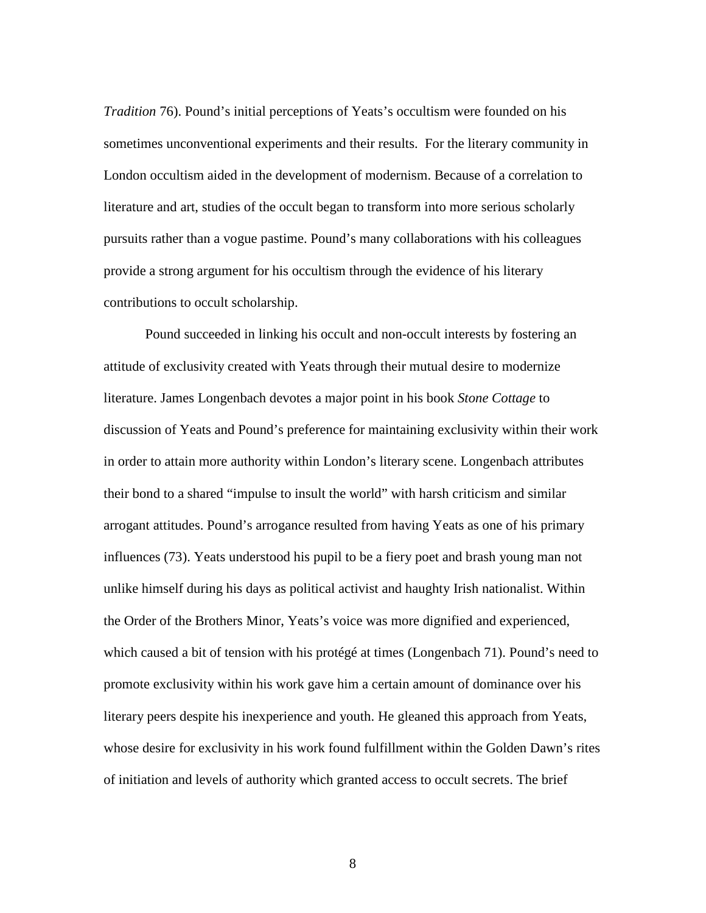*Tradition* 76). Pound's initial perceptions of Yeats's occultism were founded on his sometimes unconventional experiments and their results. For the literary community in London occultism aided in the development of modernism. Because of a correlation to literature and art, studies of the occult began to transform into more serious scholarly pursuits rather than a vogue pastime. Pound's many collaborations with his colleagues provide a strong argument for his occultism through the evidence of his literary contributions to occult scholarship.

Pound succeeded in linking his occult and non-occult interests by fostering an attitude of exclusivity created with Yeats through their mutual desire to modernize literature. James Longenbach devotes a major point in his book *Stone Cottage* to discussion of Yeats and Pound's preference for maintaining exclusivity within their work in order to attain more authority within London's literary scene. Longenbach attributes their bond to a shared "impulse to insult the world" with harsh criticism and similar arrogant attitudes. Pound's arrogance resulted from having Yeats as one of his primary influences (73). Yeats understood his pupil to be a fiery poet and brash young man not unlike himself during his days as political activist and haughty Irish nationalist. Within the Order of the Brothers Minor, Yeats's voice was more dignified and experienced, which caused a bit of tension with his protégé at times (Longenbach 71). Pound's need to promote exclusivity within his work gave him a certain amount of dominance over his literary peers despite his inexperience and youth. He gleaned this approach from Yeats, whose desire for exclusivity in his work found fulfillment within the Golden Dawn's rites of initiation and levels of authority which granted access to occult secrets. The brief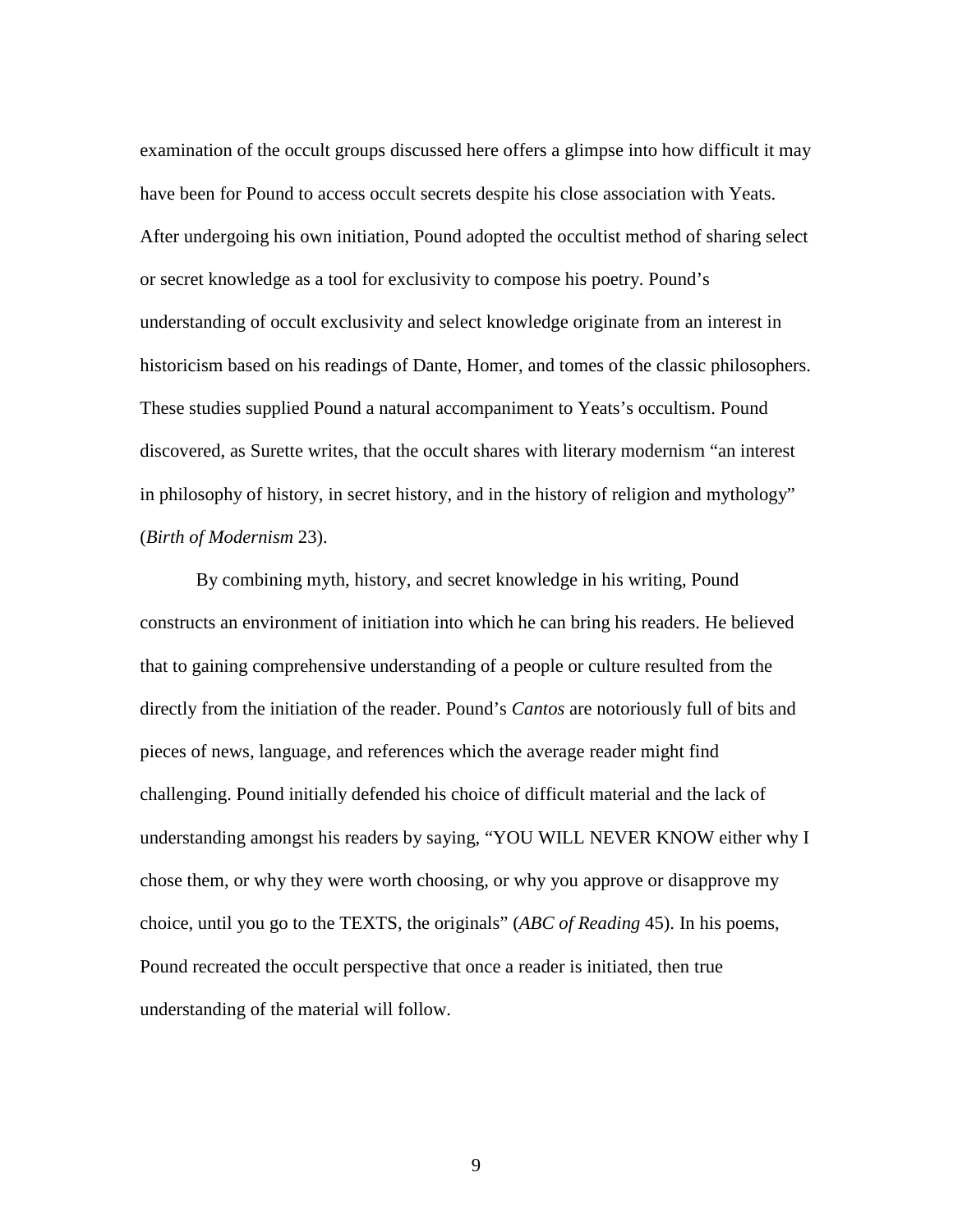examination of the occult groups discussed here offers a glimpse into how difficult it may have been for Pound to access occult secrets despite his close association with Yeats. After undergoing his own initiation, Pound adopted the occultist method of sharing select or secret knowledge as a tool for exclusivity to compose his poetry. Pound's understanding of occult exclusivity and select knowledge originate from an interest in historicism based on his readings of Dante, Homer, and tomes of the classic philosophers. These studies supplied Pound a natural accompaniment to Yeats's occultism. Pound discovered, as Surette writes, that the occult shares with literary modernism "an interest in philosophy of history, in secret history, and in the history of religion and mythology" (*Birth of Modernism* 23).

By combining myth, history, and secret knowledge in his writing, Pound constructs an environment of initiation into which he can bring his readers. He believed that to gaining comprehensive understanding of a people or culture resulted from the directly from the initiation of the reader. Pound's *Cantos* are notoriously full of bits and pieces of news, language, and references which the average reader might find challenging. Pound initially defended his choice of difficult material and the lack of understanding amongst his readers by saying, "YOU WILL NEVER KNOW either why I chose them, or why they were worth choosing, or why you approve or disapprove my choice, until you go to the TEXTS, the originals" (*ABC of Reading* 45). In his poems, Pound recreated the occult perspective that once a reader is initiated, then true understanding of the material will follow.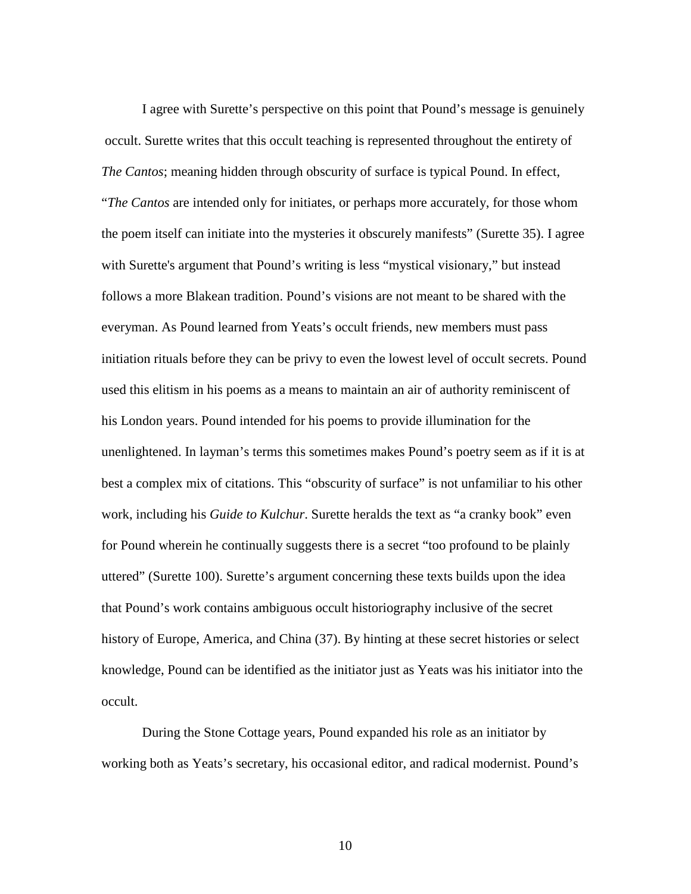I agree with Surette's perspective on this point that Pound's message is genuinely occult. Surette writes that this occult teaching is represented throughout the entirety of *The Cantos*; meaning hidden through obscurity of surface is typical Pound. In effect, "*The Cantos* are intended only for initiates, or perhaps more accurately, for those whom the poem itself can initiate into the mysteries it obscurely manifests" (Surette 35). I agree with Surette's argument that Pound's writing is less "mystical visionary," but instead follows a more Blakean tradition. Pound's visions are not meant to be shared with the everyman. As Pound learned from Yeats's occult friends, new members must pass initiation rituals before they can be privy to even the lowest level of occult secrets. Pound used this elitism in his poems as a means to maintain an air of authority reminiscent of his London years. Pound intended for his poems to provide illumination for the unenlightened. In layman's terms this sometimes makes Pound's poetry seem as if it is at best a complex mix of citations. This "obscurity of surface" is not unfamiliar to his other work, including his *Guide to Kulchur*. Surette heralds the text as "a cranky book" even for Pound wherein he continually suggests there is a secret "too profound to be plainly uttered" (Surette 100). Surette's argument concerning these texts builds upon the idea that Pound's work contains ambiguous occult historiography inclusive of the secret history of Europe, America, and China (37). By hinting at these secret histories or select knowledge, Pound can be identified as the initiator just as Yeats was his initiator into the occult.

During the Stone Cottage years, Pound expanded his role as an initiator by working both as Yeats's secretary, his occasional editor, and radical modernist. Pound's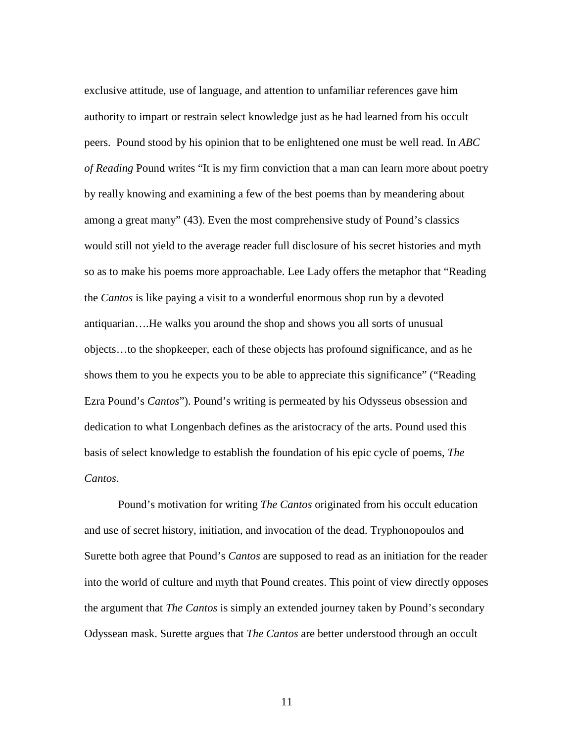exclusive attitude, use of language, and attention to unfamiliar references gave him authority to impart or restrain select knowledge just as he had learned from his occult peers. Pound stood by his opinion that to be enlightened one must be well read. In *ABC of Reading* Pound writes "It is my firm conviction that a man can learn more about poetry by really knowing and examining a few of the best poems than by meandering about among a great many" (43). Even the most comprehensive study of Pound's classics would still not yield to the average reader full disclosure of his secret histories and myth so as to make his poems more approachable. Lee Lady offers the metaphor that "Reading the *Cantos* is like paying a visit to a wonderful enormous shop run by a devoted antiquarian….He walks you around the shop and shows you all sorts of unusual objects…to the shopkeeper, each of these objects has profound significance, and as he shows them to you he expects you to be able to appreciate this significance" ("Reading Ezra Pound's *Cantos*"). Pound's writing is permeated by his Odysseus obsession and dedication to what Longenbach defines as the aristocracy of the arts. Pound used this basis of select knowledge to establish the foundation of his epic cycle of poems, *The Cantos*.

Pound's motivation for writing *The Cantos* originated from his occult education and use of secret history, initiation, and invocation of the dead. Tryphonopoulos and Surette both agree that Pound's *Cantos* are supposed to read as an initiation for the reader into the world of culture and myth that Pound creates. This point of view directly opposes the argument that *The Cantos* is simply an extended journey taken by Pound's secondary Odyssean mask. Surette argues that *The Cantos* are better understood through an occult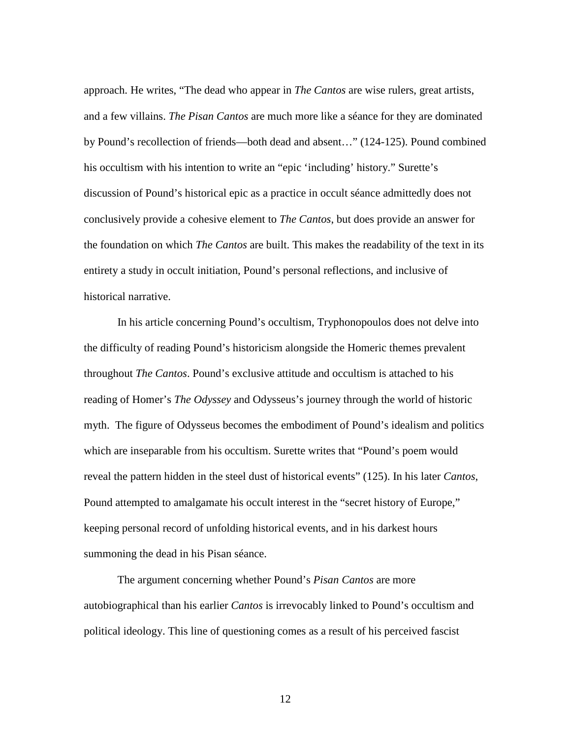approach. He writes, "The dead who appear in *The Cantos* are wise rulers, great artists, and a few villains. *The Pisan Cantos* are much more like a séance for they are dominated by Pound's recollection of friends—both dead and absent…" (124-125). Pound combined his occultism with his intention to write an "epic 'including' history." Surette's discussion of Pound's historical epic as a practice in occult séance admittedly does not conclusively provide a cohesive element to *The Cantos*, but does provide an answer for the foundation on which *The Cantos* are built. This makes the readability of the text in its entirety a study in occult initiation, Pound's personal reflections, and inclusive of historical narrative.

In his article concerning Pound's occultism, Tryphonopoulos does not delve into the difficulty of reading Pound's historicism alongside the Homeric themes prevalent throughout *The Cantos*. Pound's exclusive attitude and occultism is attached to his reading of Homer's *The Odyssey* and Odysseus's journey through the world of historic myth. The figure of Odysseus becomes the embodiment of Pound's idealism and politics which are inseparable from his occultism. Surette writes that "Pound's poem would reveal the pattern hidden in the steel dust of historical events" (125). In his later *Cantos*, Pound attempted to amalgamate his occult interest in the "secret history of Europe," keeping personal record of unfolding historical events, and in his darkest hours summoning the dead in his Pisan séance.

The argument concerning whether Pound's *Pisan Cantos* are more autobiographical than his earlier *Cantos* is irrevocably linked to Pound's occultism and political ideology. This line of questioning comes as a result of his perceived fascist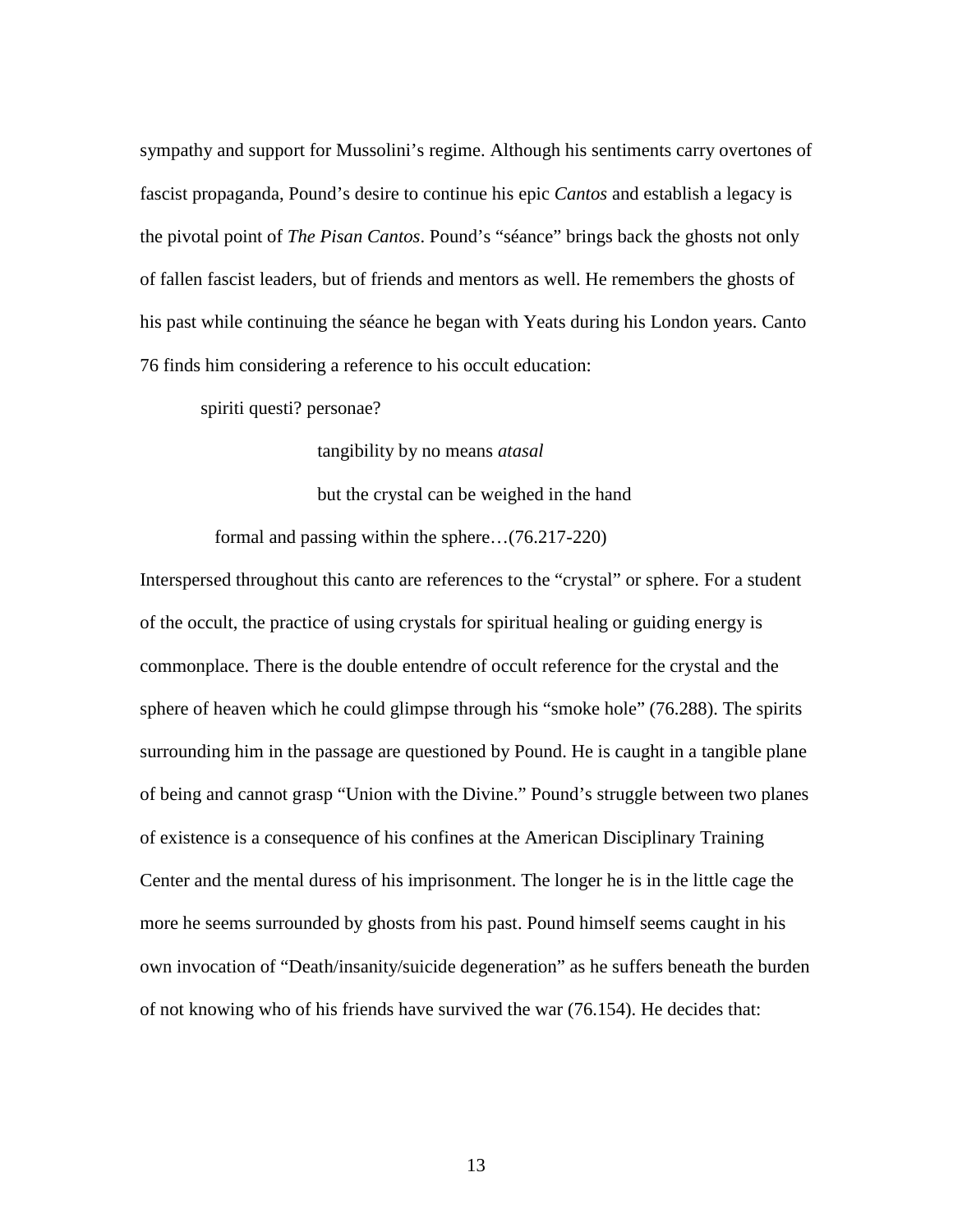sympathy and support for Mussolini's regime. Although his sentiments carry overtones of fascist propaganda, Pound's desire to continue his epic *Cantos* and establish a legacy is the pivotal point of *The Pisan Cantos*. Pound's "séance" brings back the ghosts not only of fallen fascist leaders, but of friends and mentors as well. He remembers the ghosts of his past while continuing the séance he began with Yeats during his London years. Canto 76 finds him considering a reference to his occult education:

> spiriti questi? personae?
>
> tangibility by no means *atasal*
>
> but the crystal can be weighed in the hand
>
> formal and passing within the sphere…(76.217-220)

Interspersed throughout this canto are references to the "crystal" or sphere. For a student of the occult, the practice of using crystals for spiritual healing or guiding energy is commonplace. There is the double entendre of occult reference for the crystal and the sphere of heaven which he could glimpse through his "smoke hole" (76.288). The spirits surrounding him in the passage are questioned by Pound. He is caught in a tangible plane of being and cannot grasp "Union with the Divine." Pound's struggle between two planes of existence is a consequence of his confines at the American Disciplinary Training Center and the mental duress of his imprisonment. The longer he is in the little cage the more he seems surrounded by ghosts from his past. Pound himself seems caught in his own invocation of "Death/insanity/suicide degeneration" as he suffers beneath the burden of not knowing who of his friends have survived the war (76.154). He decides that: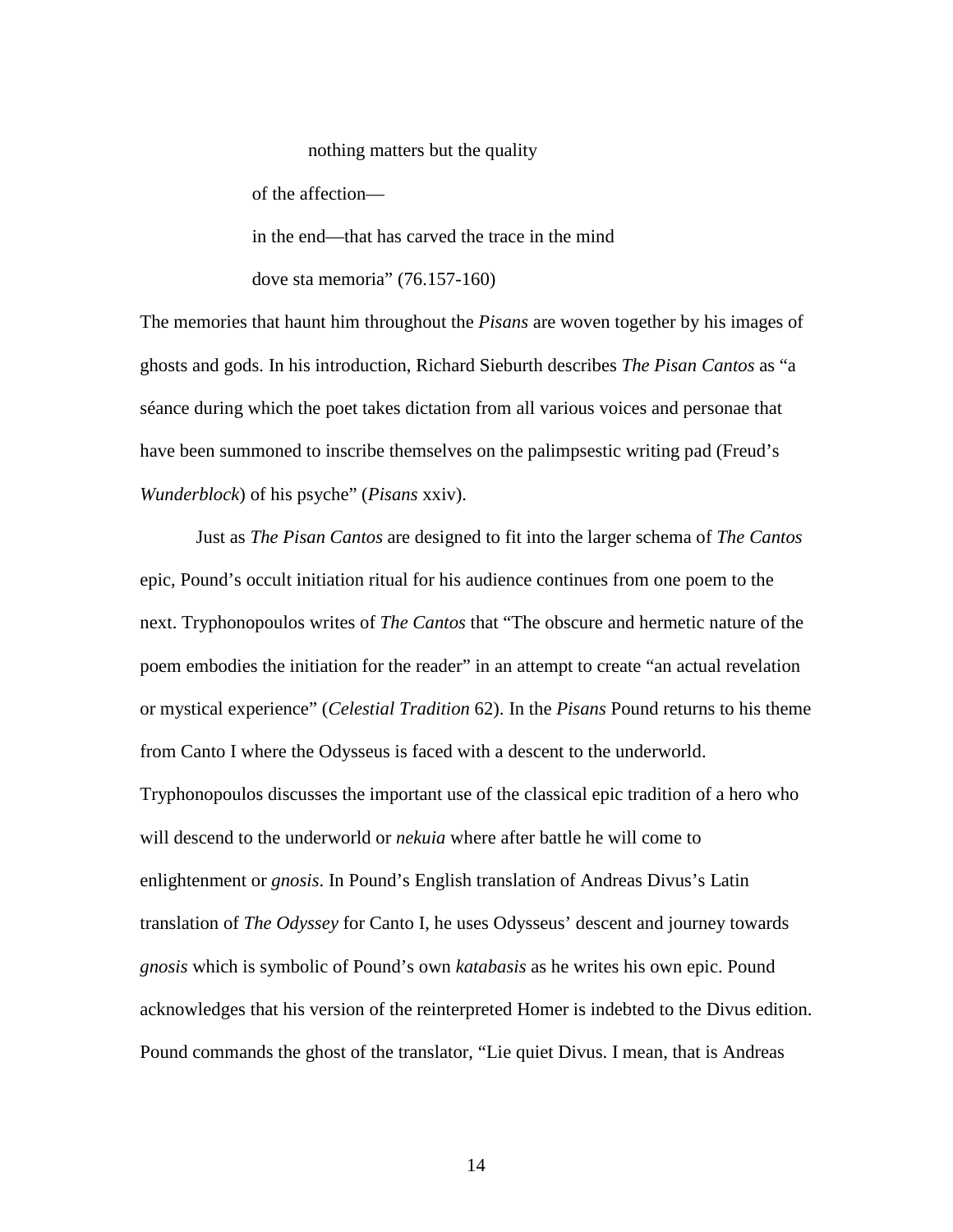nothing matters but the quality

of the affection—

in the end—that has carved the trace in the mind

dove sta memoria" (76.157-160)

The memories that haunt him throughout the *Pisans* are woven together by his images of ghosts and gods. In his introduction, Richard Sieburth describes *The Pisan Cantos* as "a séance during which the poet takes dictation from all various voices and personae that have been summoned to inscribe themselves on the palimpsestic writing pad (Freud's *Wunderblock*) of his psyche" (*Pisans* xxiv).

Just as *The Pisan Cantos* are designed to fit into the larger schema of *The Cantos* epic, Pound's occult initiation ritual for his audience continues from one poem to the next. Tryphonopoulos writes of *The Cantos* that "The obscure and hermetic nature of the poem embodies the initiation for the reader" in an attempt to create "an actual revelation or mystical experience" (*Celestial Tradition* 62). In the *Pisans* Pound returns to his theme from Canto I where the Odysseus is faced with a descent to the underworld. Tryphonopoulos discusses the important use of the classical epic tradition of a hero who will descend to the underworld or *nekuia* where after battle he will come to enlightenment or *gnosis*. In Pound's English translation of Andreas Divus's Latin translation of *The Odyssey* for Canto I, he uses Odysseus' descent and journey towards *gnosis* which is symbolic of Pound's own *katabasis* as he writes his own epic. Pound acknowledges that his version of the reinterpreted Homer is indebted to the Divus edition. Pound commands the ghost of the translator, "Lie quiet Divus. I mean, that is Andreas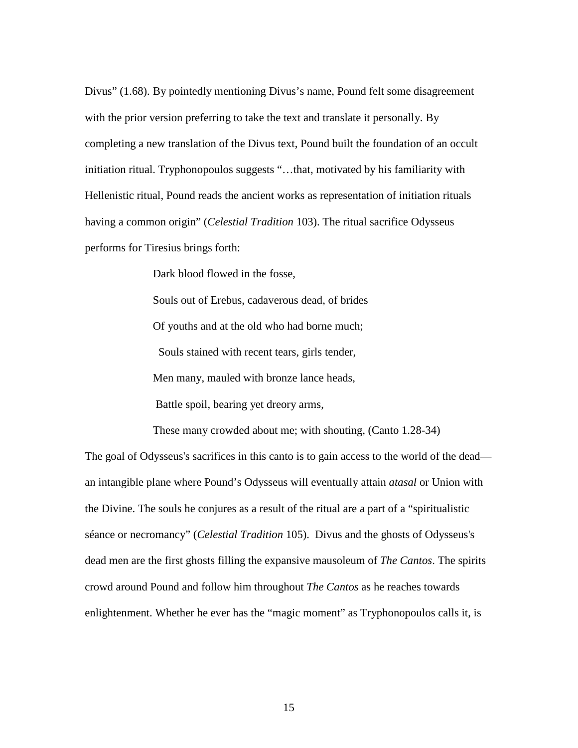Divus" (1.68). By pointedly mentioning Divus's name, Pound felt some disagreement with the prior version preferring to take the text and translate it personally. By completing a new translation of the Divus text, Pound built the foundation of an occult initiation ritual. Tryphonopoulos suggests "…that, motivated by his familiarity with Hellenistic ritual, Pound reads the ancient works as representation of initiation rituals having a common origin" (*Celestial Tradition* 103). The ritual sacrifice Odysseus performs for Tiresius brings forth:

> Dark blood flowed in the fosse,
>
> Souls out of Erebus, cadaverous dead, of brides
>
> Of youths and at the old who had borne much;
>
> Souls stained with recent tears, girls tender,
>
> Men many, mauled with bronze lance heads,
>
> Battle spoil, bearing yet dreory arms,
>
> These many crowded about me; with shouting, (Canto 1.28-34)

The goal of Odysseus's sacrifices in this canto is to gain access to the world of the dead—an intangible plane where Pound's Odysseus will eventually attain *atasal* or Union with the Divine. The souls he conjures as a result of the ritual are a part of a "spiritualistic séance or necromancy" (*Celestial Tradition* 105). Divus and the ghosts of Odysseus's dead men are the first ghosts filling the expansive mausoleum of *The Cantos*. The spirits crowd around Pound and follow him throughout *The Cantos* as he reaches towards enlightenment. Whether he ever has the "magic moment" as Tryphonopoulos calls it, is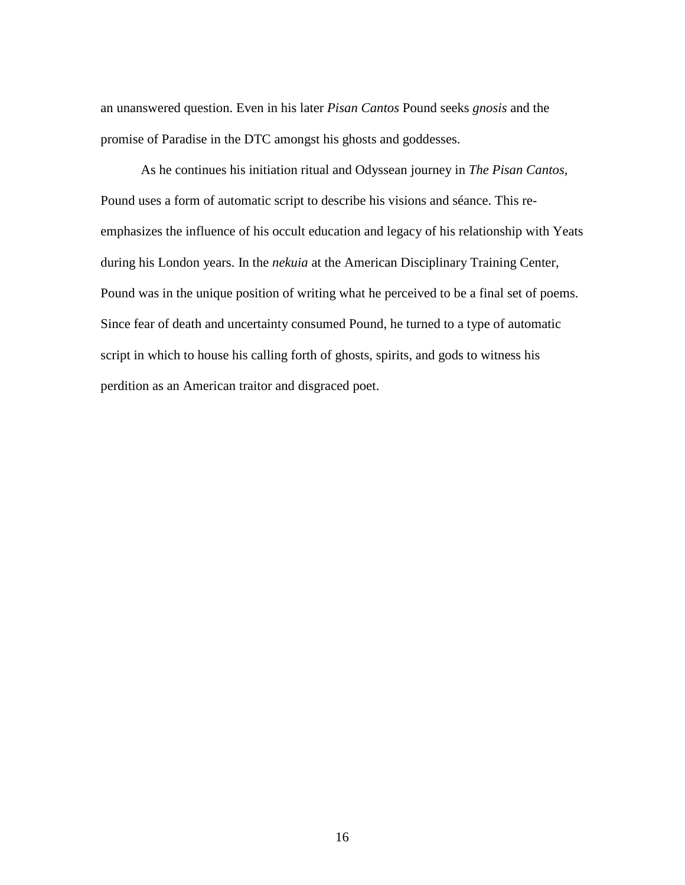an unanswered question. Even in his later *Pisan Cantos* Pound seeks *gnosis* and the promise of Paradise in the DTC amongst his ghosts and goddesses.

As he continues his initiation ritual and Odyssean journey in *The Pisan Cantos*, Pound uses a form of automatic script to describe his visions and séance. This re-emphasizes the influence of his occult education and legacy of his relationship with Yeats during his London years. In the *nekuia* at the American Disciplinary Training Center, Pound was in the unique position of writing what he perceived to be a final set of poems. Since fear of death and uncertainty consumed Pound, he turned to a type of automatic script in which to house his calling forth of ghosts, spirits, and gods to witness his perdition as an American traitor and disgraced poet.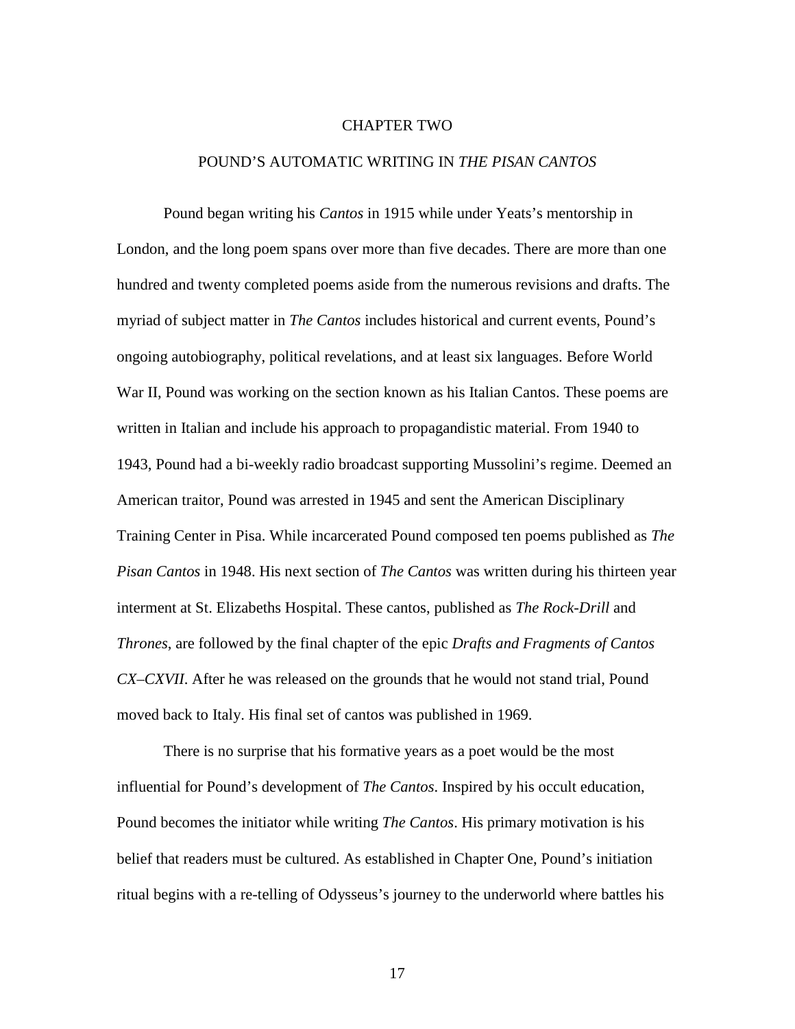# CHAPTER TWO

## POUND'S AUTOMATIC WRITING IN *THE PISAN CANTOS*

Pound began writing his *Cantos* in 1915 while under Yeats's mentorship in London, and the long poem spans over more than five decades. There are more than one hundred and twenty completed poems aside from the numerous revisions and drafts. The myriad of subject matter in *The Cantos* includes historical and current events, Pound's ongoing autobiography, political revelations, and at least six languages. Before World War II, Pound was working on the section known as his Italian Cantos. These poems are written in Italian and include his approach to propagandistic material. From 1940 to 1943, Pound had a bi-weekly radio broadcast supporting Mussolini's regime. Deemed an American traitor, Pound was arrested in 1945 and sent the American Disciplinary Training Center in Pisa. While incarcerated Pound composed ten poems published as *The Pisan Cantos* in 1948. His next section of *The Cantos* was written during his thirteen year interment at St. Elizabeths Hospital. These cantos, published as *The Rock-Drill* and *Thrones*, are followed by the final chapter of the epic *Drafts and Fragments of Cantos CX–CXVII*. After he was released on the grounds that he would not stand trial, Pound moved back to Italy. His final set of cantos was published in 1969.

There is no surprise that his formative years as a poet would be the most influential for Pound's development of *The Cantos*. Inspired by his occult education, Pound becomes the initiator while writing *The Cantos*. His primary motivation is his belief that readers must be cultured. As established in Chapter One, Pound's initiation ritual begins with a re-telling of Odysseus's journey to the underworld where battles his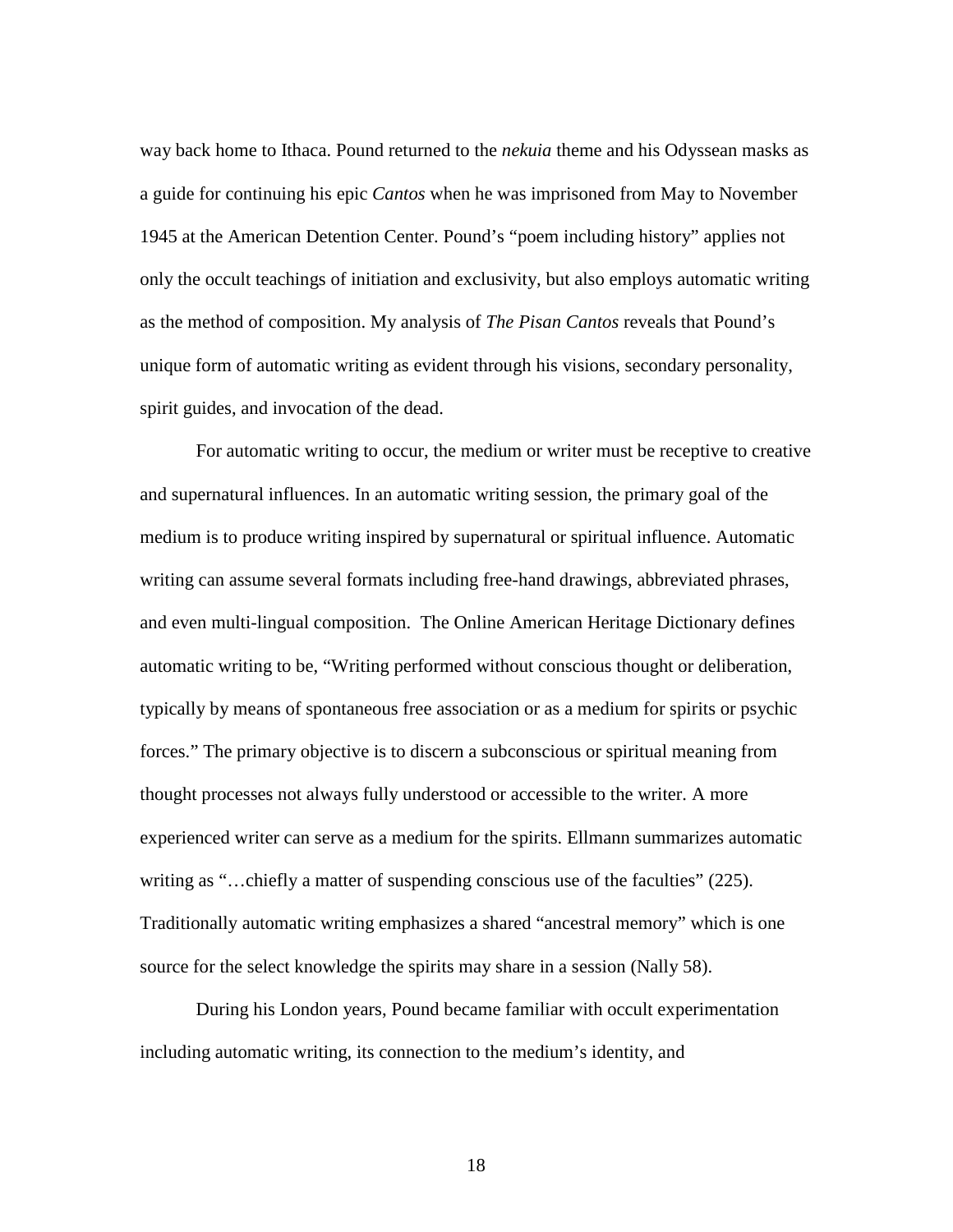way back home to Ithaca. Pound returned to the *nekuia* theme and his Odyssean masks as a guide for continuing his epic *Cantos* when he was imprisoned from May to November 1945 at the American Detention Center. Pound's "poem including history" applies not only the occult teachings of initiation and exclusivity, but also employs automatic writing as the method of composition. My analysis of *The Pisan Cantos* reveals that Pound's unique form of automatic writing as evident through his visions, secondary personality, spirit guides, and invocation of the dead.

For automatic writing to occur, the medium or writer must be receptive to creative and supernatural influences. In an automatic writing session, the primary goal of the medium is to produce writing inspired by supernatural or spiritual influence. Automatic writing can assume several formats including free-hand drawings, abbreviated phrases, and even multi-lingual composition. The Online American Heritage Dictionary defines automatic writing to be, "Writing performed without conscious thought or deliberation, typically by means of spontaneous free association or as a medium for spirits or psychic forces." The primary objective is to discern a subconscious or spiritual meaning from thought processes not always fully understood or accessible to the writer. A more experienced writer can serve as a medium for the spirits. Ellmann summarizes automatic writing as "…chiefly a matter of suspending conscious use of the faculties" (225). Traditionally automatic writing emphasizes a shared "ancestral memory" which is one source for the select knowledge the spirits may share in a session (Nally 58).

During his London years, Pound became familiar with occult experimentation including automatic writing, its connection to the medium's identity, and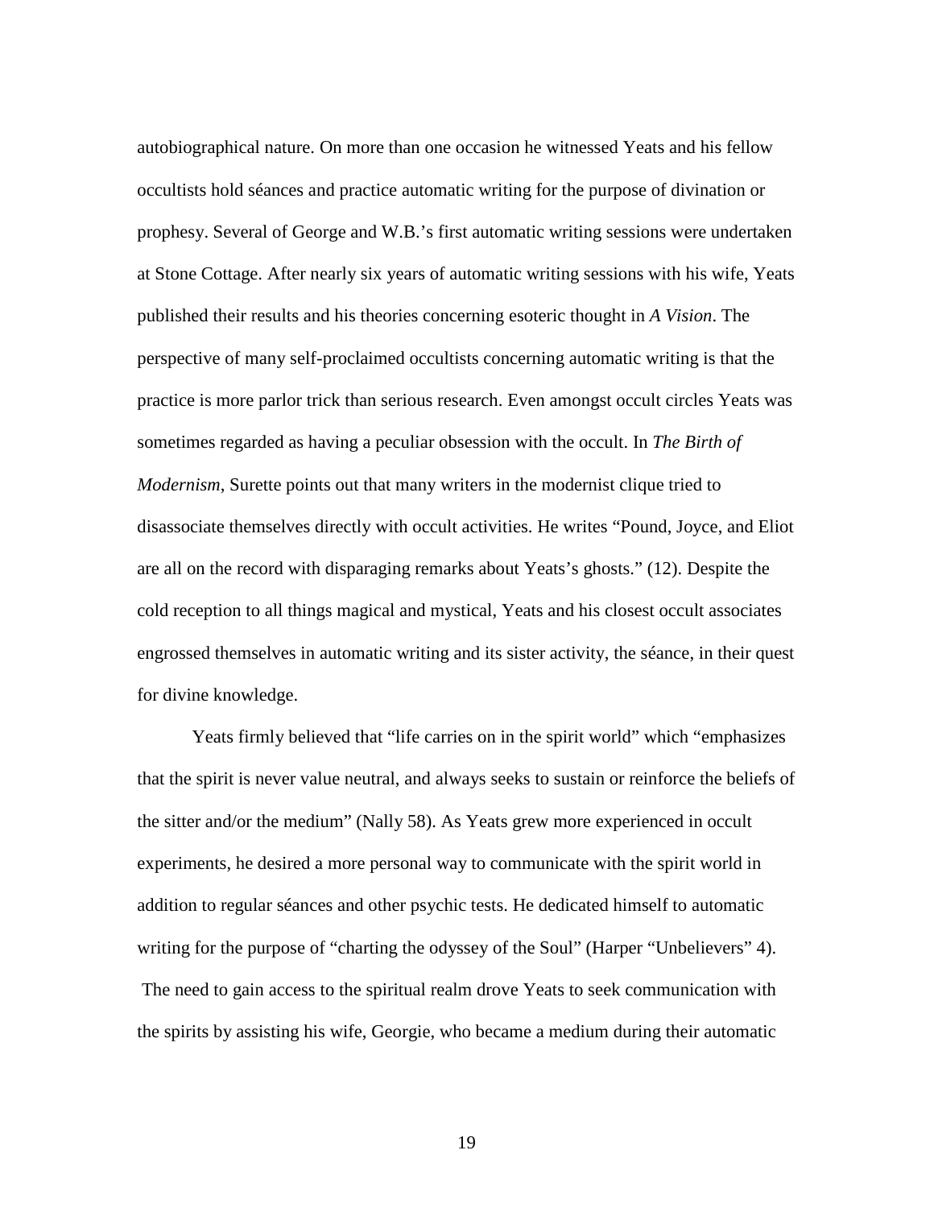autobiographical nature. On more than one occasion he witnessed Yeats and his fellow occultists hold séances and practice automatic writing for the purpose of divination or prophesy. Several of George and W.B.'s first automatic writing sessions were undertaken at Stone Cottage. After nearly six years of automatic writing sessions with his wife, Yeats published their results and his theories concerning esoteric thought in *A Vision*. The perspective of many self-proclaimed occultists concerning automatic writing is that the practice is more parlor trick than serious research. Even amongst occult circles Yeats was sometimes regarded as having a peculiar obsession with the occult. In *The Birth of Modernism*, Surette points out that many writers in the modernist clique tried to disassociate themselves directly with occult activities. He writes "Pound, Joyce, and Eliot are all on the record with disparaging remarks about Yeats's ghosts." (12). Despite the cold reception to all things magical and mystical, Yeats and his closest occult associates engrossed themselves in automatic writing and its sister activity, the séance, in their quest for divine knowledge.

Yeats firmly believed that "life carries on in the spirit world" which "emphasizes that the spirit is never value neutral, and always seeks to sustain or reinforce the beliefs of the sitter and/or the medium" (Nally 58). As Yeats grew more experienced in occult experiments, he desired a more personal way to communicate with the spirit world in addition to regular séances and other psychic tests. He dedicated himself to automatic writing for the purpose of "charting the odyssey of the Soul" (Harper "Unbelievers" 4). The need to gain access to the spiritual realm drove Yeats to seek communication with the spirits by assisting his wife, Georgie, who became a medium during their automatic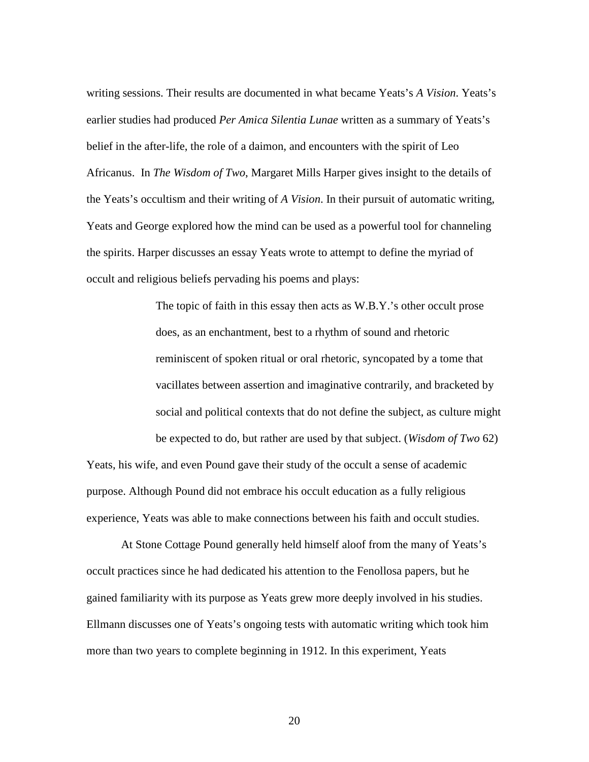writing sessions. Their results are documented in what became Yeats's *A Vision*. Yeats's earlier studies had produced *Per Amica Silentia Lunae* written as a summary of Yeats's belief in the after-life, the role of a daimon, and encounters with the spirit of Leo Africanus. In *The Wisdom of Two*, Margaret Mills Harper gives insight to the details of the Yeats's occultism and their writing of *A Vision*. In their pursuit of automatic writing, Yeats and George explored how the mind can be used as a powerful tool for channeling the spirits. Harper discusses an essay Yeats wrote to attempt to define the myriad of occult and religious beliefs pervading his poems and plays:

> The topic of faith in this essay then acts as W.B.Y.'s other occult prose does, as an enchantment, best to a rhythm of sound and rhetoric reminiscent of spoken ritual or oral rhetoric, syncopated by a tome that vacillates between assertion and imaginative contrarily, and bracketed by social and political contexts that do not define the subject, as culture might be expected to do, but rather are used by that subject. (*Wisdom of Two* 62)

Yeats, his wife, and even Pound gave their study of the occult a sense of academic purpose. Although Pound did not embrace his occult education as a fully religious experience, Yeats was able to make connections between his faith and occult studies.

At Stone Cottage Pound generally held himself aloof from the many of Yeats's occult practices since he had dedicated his attention to the Fenollosa papers, but he gained familiarity with its purpose as Yeats grew more deeply involved in his studies. Ellmann discusses one of Yeats's ongoing tests with automatic writing which took him more than two years to complete beginning in 1912. In this experiment, Yeats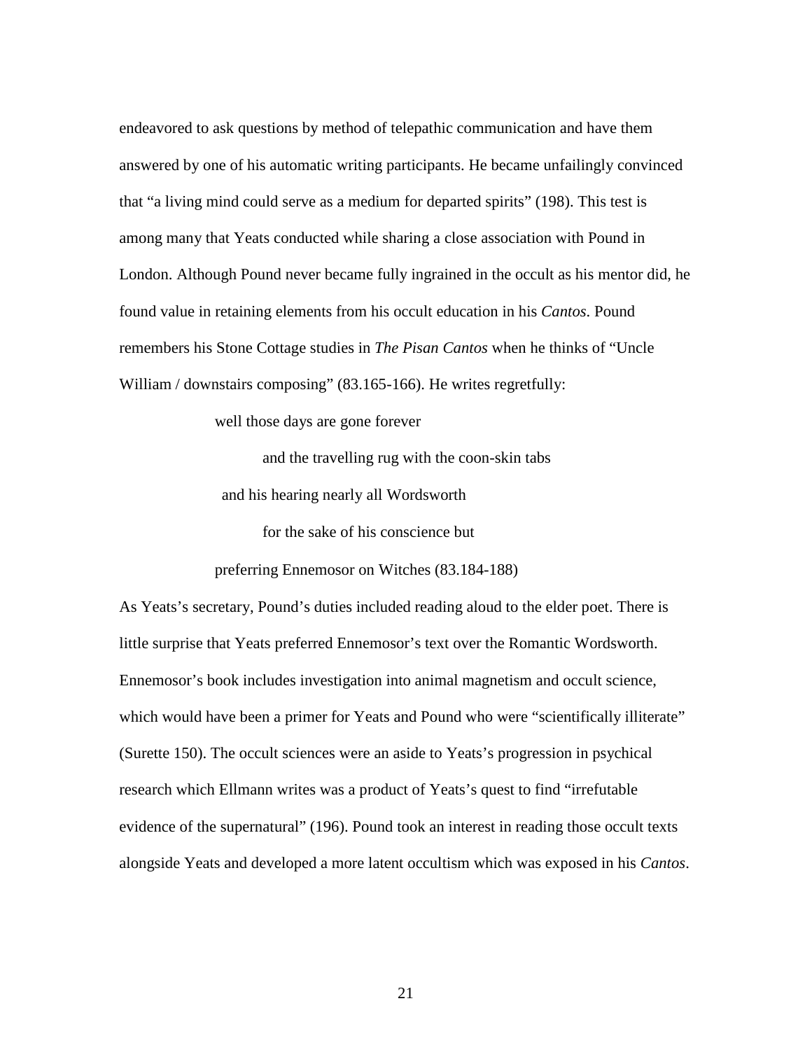endeavored to ask questions by method of telepathic communication and have them answered by one of his automatic writing participants. He became unfailingly convinced that "a living mind could serve as a medium for departed spirits" (198). This test is among many that Yeats conducted while sharing a close association with Pound in London. Although Pound never became fully ingrained in the occult as his mentor did, he found value in retaining elements from his occult education in his *Cantos*. Pound remembers his Stone Cottage studies in *The Pisan Cantos* when he thinks of "Uncle William / downstairs composing" (83.165-166). He writes regretfully:

> well those days are gone forever
>
> and the travelling rug with the coon-skin tabs
>
> and his hearing nearly all Wordsworth
>
> for the sake of his conscience but
>
> preferring Ennemosor on Witches (83.184-188)

As Yeats's secretary, Pound's duties included reading aloud to the elder poet. There is little surprise that Yeats preferred Ennemosor's text over the Romantic Wordsworth. Ennemosor's book includes investigation into animal magnetism and occult science, which would have been a primer for Yeats and Pound who were "scientifically illiterate" (Surette 150). The occult sciences were an aside to Yeats's progression in psychical research which Ellmann writes was a product of Yeats's quest to find "irrefutable evidence of the supernatural" (196). Pound took an interest in reading those occult texts alongside Yeats and developed a more latent occultism which was exposed in his *Cantos*.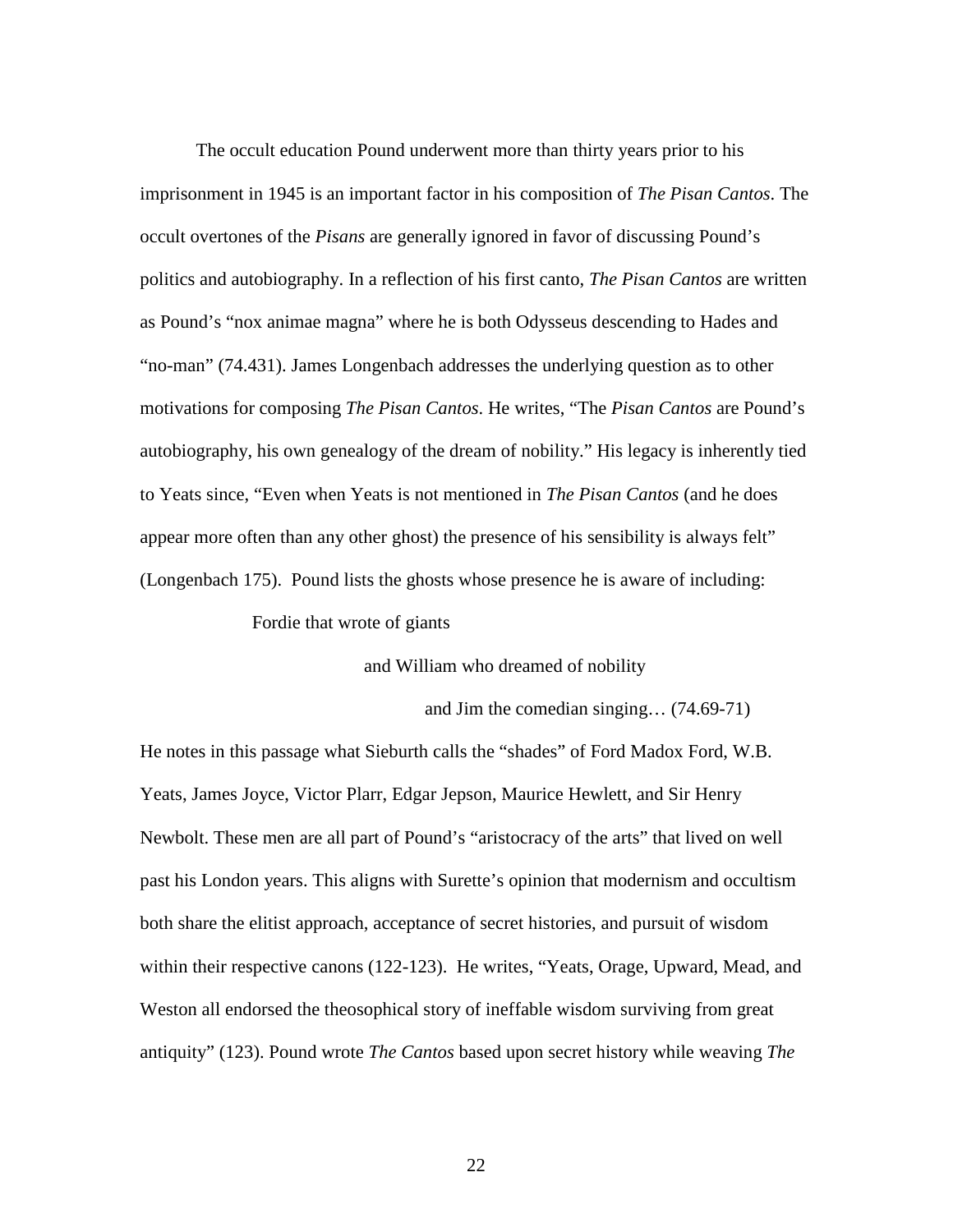The occult education Pound underwent more than thirty years prior to his imprisonment in 1945 is an important factor in his composition of *The Pisan Cantos*. The occult overtones of the *Pisans* are generally ignored in favor of discussing Pound's politics and autobiography. In a reflection of his first canto, *The Pisan Cantos* are written as Pound's "nox animae magna" where he is both Odysseus descending to Hades and "no-man" (74.431). James Longenbach addresses the underlying question as to other motivations for composing *The Pisan Cantos*. He writes, "The *Pisan Cantos* are Pound's autobiography, his own genealogy of the dream of nobility." His legacy is inherently tied to Yeats since, "Even when Yeats is not mentioned in *The Pisan Cantos* (and he does appear more often than any other ghost) the presence of his sensibility is always felt" (Longenbach 175). Pound lists the ghosts whose presence he is aware of including:

> Fordie that wrote of giants
>
> and William who dreamed of nobility
>
> and Jim the comedian singing… (74.69-71)

He notes in this passage what Sieburth calls the "shades" of Ford Madox Ford, W.B. Yeats, James Joyce, Victor Plarr, Edgar Jepson, Maurice Hewlett, and Sir Henry Newbolt. These men are all part of Pound's "aristocracy of the arts" that lived on well past his London years. This aligns with Surette's opinion that modernism and occultism both share the elitist approach, acceptance of secret histories, and pursuit of wisdom within their respective canons (122-123). He writes, "Yeats, Orage, Upward, Mead, and Weston all endorsed the theosophical story of ineffable wisdom surviving from great antiquity" (123). Pound wrote *The Cantos* based upon secret history while weaving *The*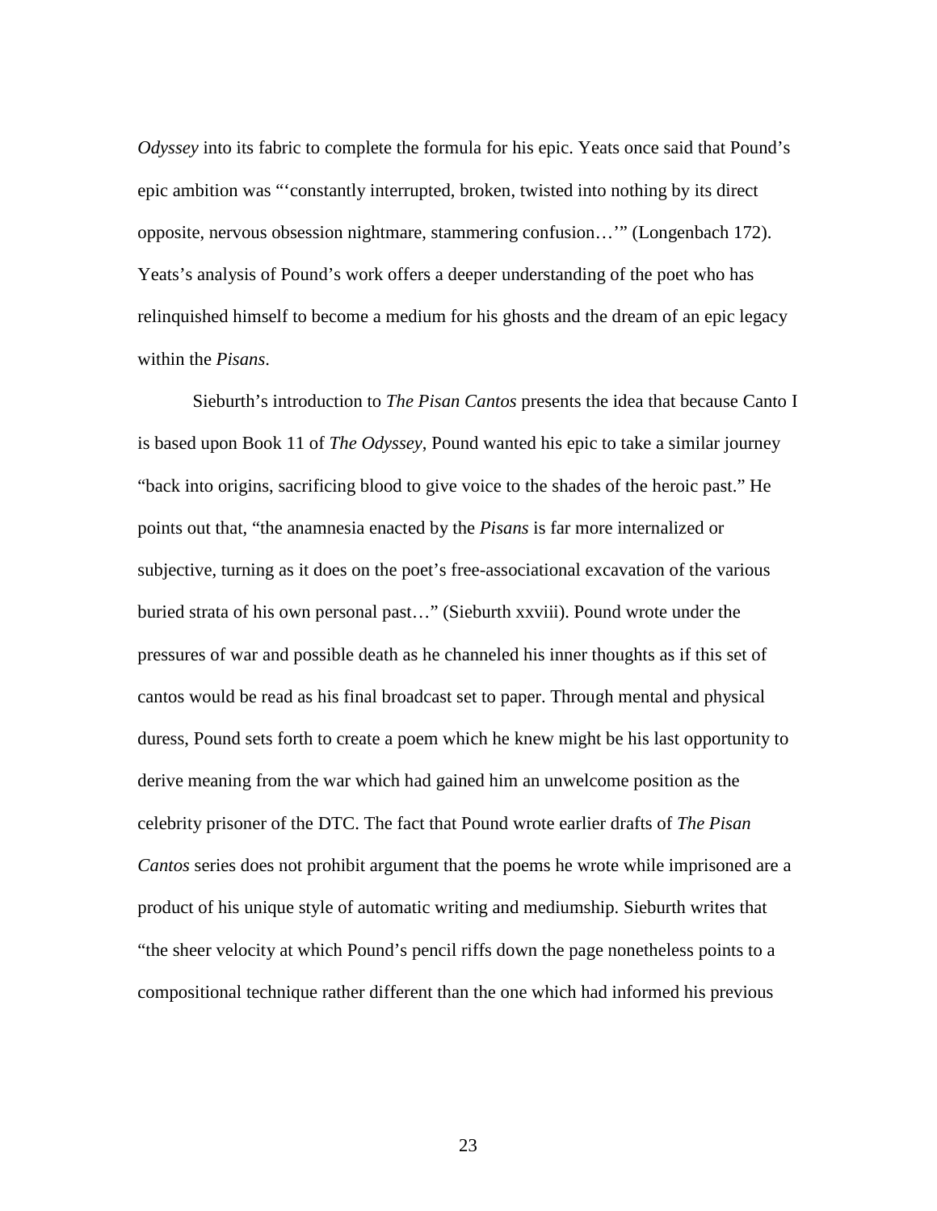*Odyssey* into its fabric to complete the formula for his epic. Yeats once said that Pound's epic ambition was "'constantly interrupted, broken, twisted into nothing by its direct opposite, nervous obsession nightmare, stammering confusion…'" (Longenbach 172). Yeats's analysis of Pound's work offers a deeper understanding of the poet who has relinquished himself to become a medium for his ghosts and the dream of an epic legacy within the *Pisans*.

Sieburth's introduction to *The Pisan Cantos* presents the idea that because Canto I is based upon Book 11 of *The Odyssey*, Pound wanted his epic to take a similar journey "back into origins, sacrificing blood to give voice to the shades of the heroic past." He points out that, "the anamnesia enacted by the *Pisans* is far more internalized or subjective, turning as it does on the poet's free-associational excavation of the various buried strata of his own personal past…" (Sieburth xxviii). Pound wrote under the pressures of war and possible death as he channeled his inner thoughts as if this set of cantos would be read as his final broadcast set to paper. Through mental and physical duress, Pound sets forth to create a poem which he knew might be his last opportunity to derive meaning from the war which had gained him an unwelcome position as the celebrity prisoner of the DTC. The fact that Pound wrote earlier drafts of *The Pisan Cantos* series does not prohibit argument that the poems he wrote while imprisoned are a product of his unique style of automatic writing and mediumship. Sieburth writes that "the sheer velocity at which Pound's pencil riffs down the page nonetheless points to a compositional technique rather different than the one which had informed his previous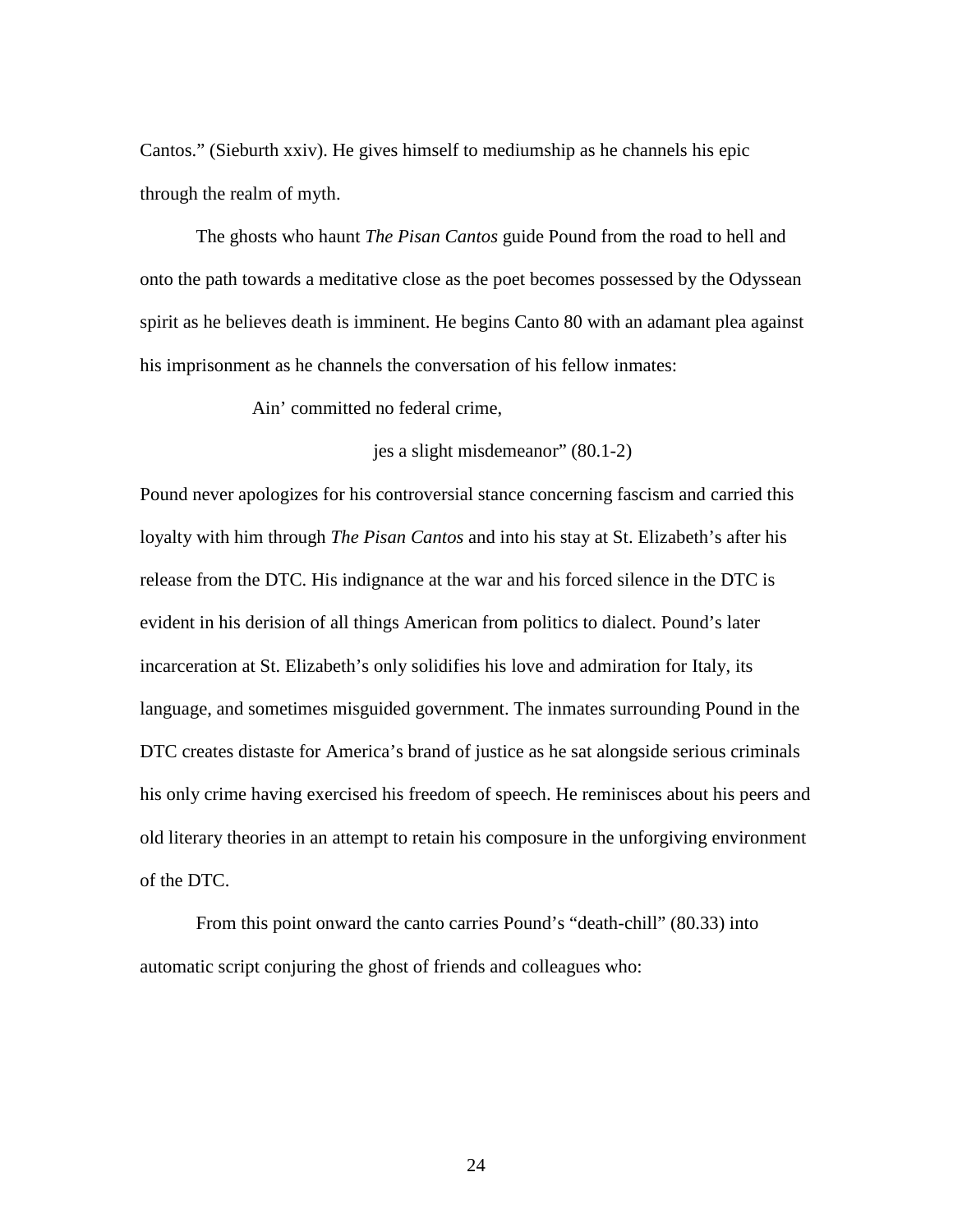Cantos." (Sieburth xxiv). He gives himself to mediumship as he channels his epic through the realm of myth.

The ghosts who haunt *The Pisan Cantos* guide Pound from the road to hell and onto the path towards a meditative close as the poet becomes possessed by the Odyssean spirit as he believes death is imminent. He begins Canto 80 with an adamant plea against his imprisonment as he channels the conversation of his fellow inmates:

> Ain' committed no federal crime,
>
> jes a slight misdemeanor" (80.1-2)

Pound never apologizes for his controversial stance concerning fascism and carried this loyalty with him through *The Pisan Cantos* and into his stay at St. Elizabeth's after his release from the DTC. His indignance at the war and his forced silence in the DTC is evident in his derision of all things American from politics to dialect. Pound's later incarceration at St. Elizabeth's only solidifies his love and admiration for Italy, its language, and sometimes misguided government. The inmates surrounding Pound in the DTC creates distaste for America's brand of justice as he sat alongside serious criminals his only crime having exercised his freedom of speech. He reminisces about his peers and old literary theories in an attempt to retain his composure in the unforgiving environment of the DTC.

From this point onward the canto carries Pound's "death-chill" (80.33) into automatic script conjuring the ghost of friends and colleagues who: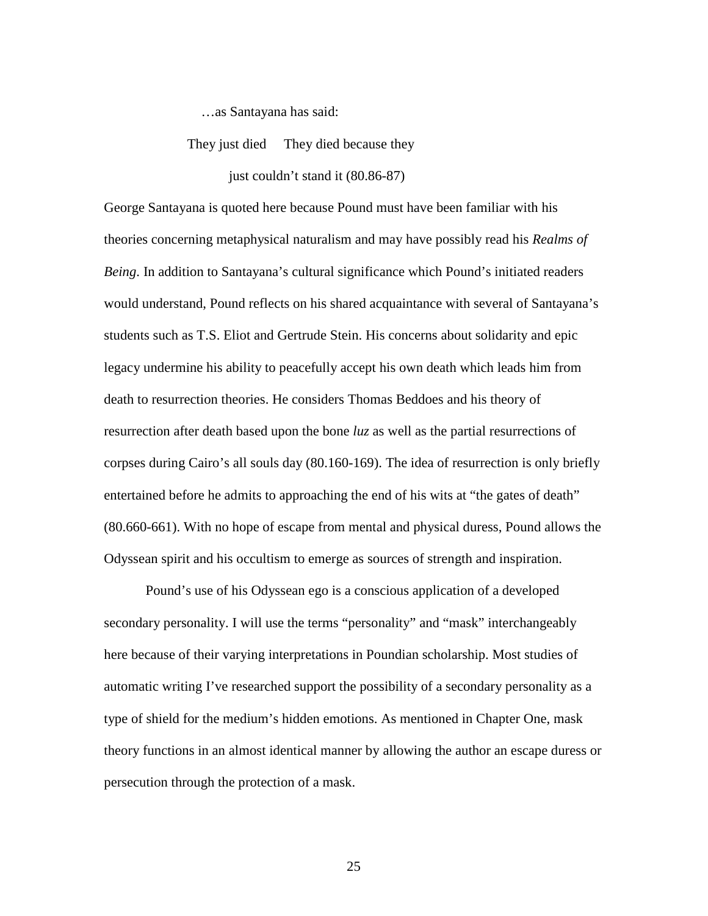…as Santayana has said:

They just died They died because they

just couldn't stand it (80.86-87)

George Santayana is quoted here because Pound must have been familiar with his theories concerning metaphysical naturalism and may have possibly read his *Realms of Being*. In addition to Santayana's cultural significance which Pound's initiated readers would understand, Pound reflects on his shared acquaintance with several of Santayana's students such as T.S. Eliot and Gertrude Stein. His concerns about solidarity and epic legacy undermine his ability to peacefully accept his own death which leads him from death to resurrection theories. He considers Thomas Beddoes and his theory of resurrection after death based upon the bone *luz* as well as the partial resurrections of corpses during Cairo's all souls day (80.160-169). The idea of resurrection is only briefly entertained before he admits to approaching the end of his wits at "the gates of death" (80.660-661). With no hope of escape from mental and physical duress, Pound allows the Odyssean spirit and his occultism to emerge as sources of strength and inspiration.

Pound's use of his Odyssean ego is a conscious application of a developed secondary personality. I will use the terms "personality" and "mask" interchangeably here because of their varying interpretations in Poundian scholarship. Most studies of automatic writing I've researched support the possibility of a secondary personality as a type of shield for the medium's hidden emotions. As mentioned in Chapter One, mask theory functions in an almost identical manner by allowing the author an escape duress or persecution through the protection of a mask.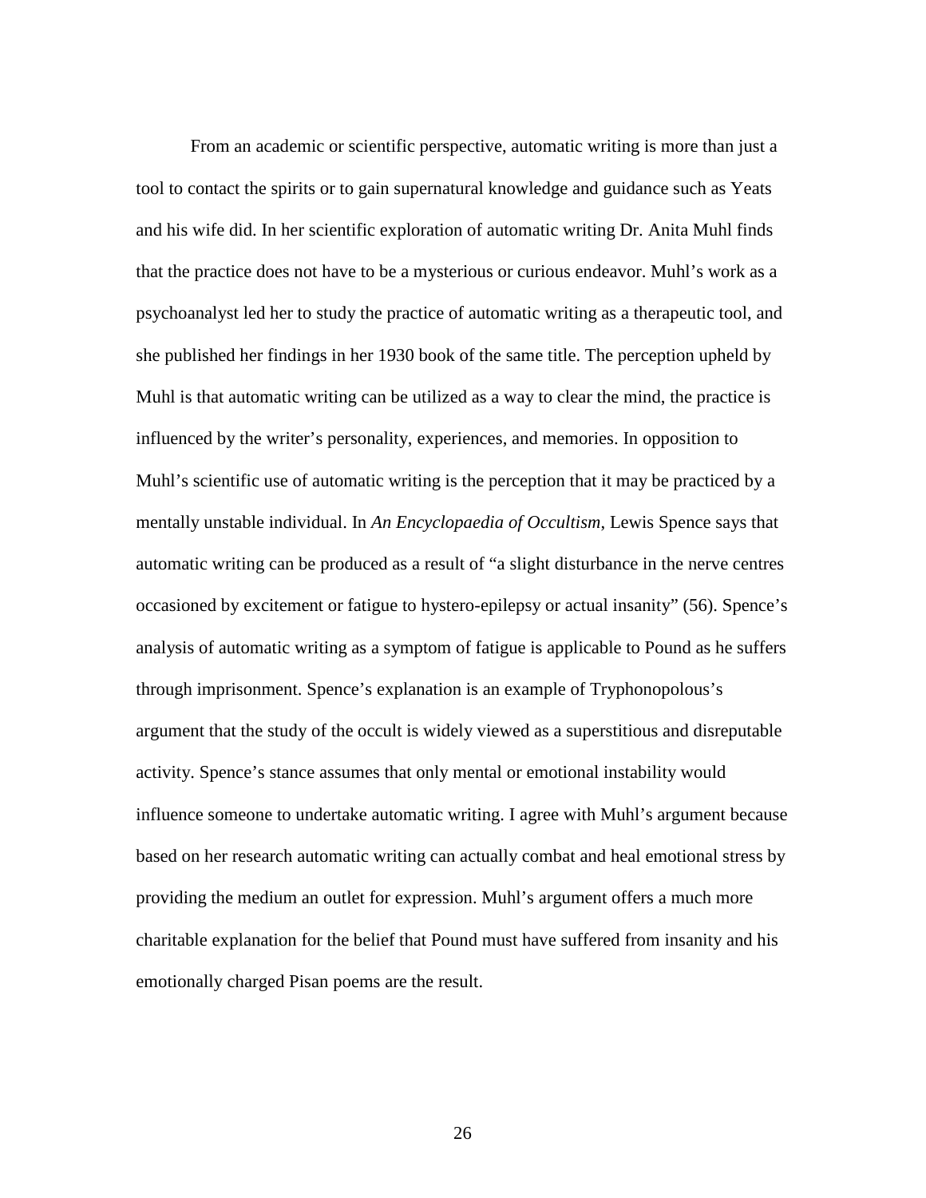From an academic or scientific perspective, automatic writing is more than just a tool to contact the spirits or to gain supernatural knowledge and guidance such as Yeats and his wife did. In her scientific exploration of automatic writing Dr. Anita Muhl finds that the practice does not have to be a mysterious or curious endeavor. Muhl's work as a psychoanalyst led her to study the practice of automatic writing as a therapeutic tool, and she published her findings in her 1930 book of the same title. The perception upheld by Muhl is that automatic writing can be utilized as a way to clear the mind, the practice is influenced by the writer's personality, experiences, and memories. In opposition to Muhl's scientific use of automatic writing is the perception that it may be practiced by a mentally unstable individual. In *An Encyclopaedia of Occultism*, Lewis Spence says that automatic writing can be produced as a result of "a slight disturbance in the nerve centres occasioned by excitement or fatigue to hystero-epilepsy or actual insanity" (56). Spence's analysis of automatic writing as a symptom of fatigue is applicable to Pound as he suffers through imprisonment. Spence's explanation is an example of Tryphonopolous's argument that the study of the occult is widely viewed as a superstitious and disreputable activity. Spence's stance assumes that only mental or emotional instability would influence someone to undertake automatic writing. I agree with Muhl's argument because based on her research automatic writing can actually combat and heal emotional stress by providing the medium an outlet for expression. Muhl's argument offers a much more charitable explanation for the belief that Pound must have suffered from insanity and his emotionally charged Pisan poems are the result.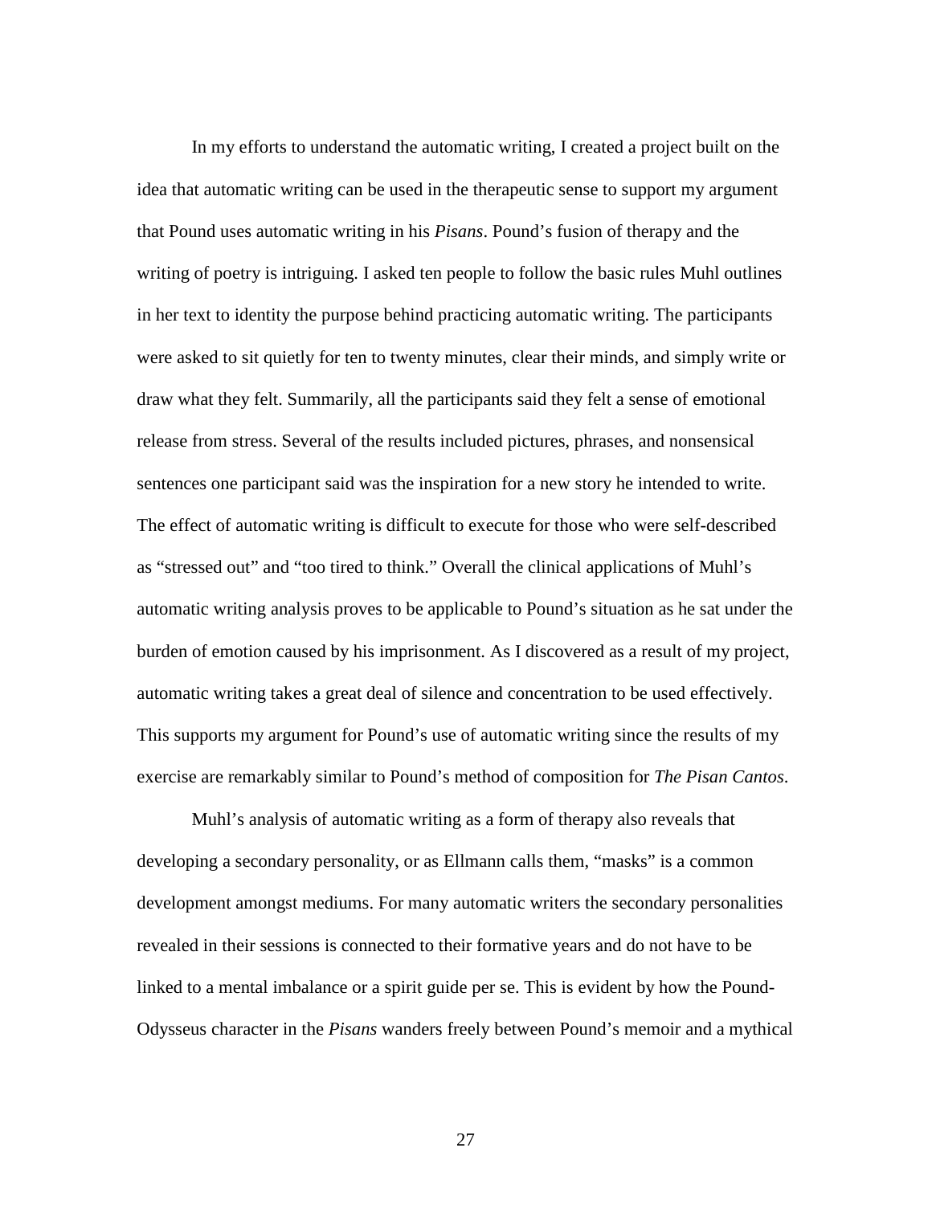In my efforts to understand the automatic writing, I created a project built on the idea that automatic writing can be used in the therapeutic sense to support my argument that Pound uses automatic writing in his *Pisans*. Pound's fusion of therapy and the writing of poetry is intriguing. I asked ten people to follow the basic rules Muhl outlines in her text to identity the purpose behind practicing automatic writing. The participants were asked to sit quietly for ten to twenty minutes, clear their minds, and simply write or draw what they felt. Summarily, all the participants said they felt a sense of emotional release from stress. Several of the results included pictures, phrases, and nonsensical sentences one participant said was the inspiration for a new story he intended to write. The effect of automatic writing is difficult to execute for those who were self-described as "stressed out" and "too tired to think." Overall the clinical applications of Muhl's automatic writing analysis proves to be applicable to Pound's situation as he sat under the burden of emotion caused by his imprisonment. As I discovered as a result of my project, automatic writing takes a great deal of silence and concentration to be used effectively. This supports my argument for Pound's use of automatic writing since the results of my exercise are remarkably similar to Pound's method of composition for *The Pisan Cantos*.

Muhl's analysis of automatic writing as a form of therapy also reveals that developing a secondary personality, or as Ellmann calls them, "masks" is a common development amongst mediums. For many automatic writers the secondary personalities revealed in their sessions is connected to their formative years and do not have to be linked to a mental imbalance or a spirit guide per se. This is evident by how the Pound-Odysseus character in the *Pisans* wanders freely between Pound's memoir and a mythical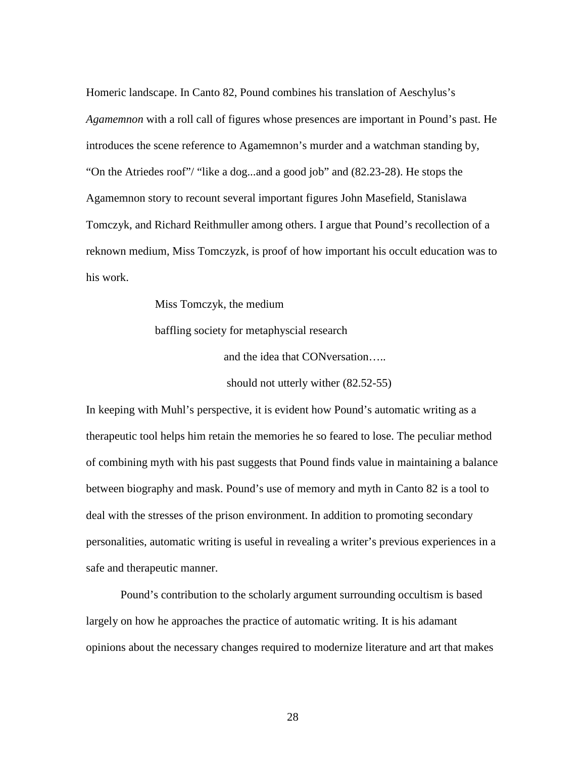Homeric landscape. In Canto 82, Pound combines his translation of Aeschylus's *Agamemnon* with a roll call of figures whose presences are important in Pound's past. He introduces the scene reference to Agamemnon's murder and a watchman standing by, "On the Atriedes roof"/ "like a dog...and a good job" and (82.23-28). He stops the Agamemnon story to recount several important figures John Masefield, Stanislawa Tomczyk, and Richard Reithmuller among others. I argue that Pound's recollection of a reknown medium, Miss Tomczyzk, is proof of how important his occult education was to his work.

> Miss Tomczyk, the medium
>
> baffling society for metaphyscial research
>
> and the idea that CONversation…..
>
> should not utterly wither (82.52-55)

In keeping with Muhl's perspective, it is evident how Pound's automatic writing as a therapeutic tool helps him retain the memories he so feared to lose. The peculiar method of combining myth with his past suggests that Pound finds value in maintaining a balance between biography and mask. Pound's use of memory and myth in Canto 82 is a tool to deal with the stresses of the prison environment. In addition to promoting secondary personalities, automatic writing is useful in revealing a writer's previous experiences in a safe and therapeutic manner.

Pound's contribution to the scholarly argument surrounding occultism is based largely on how he approaches the practice of automatic writing. It is his adamant opinions about the necessary changes required to modernize literature and art that makes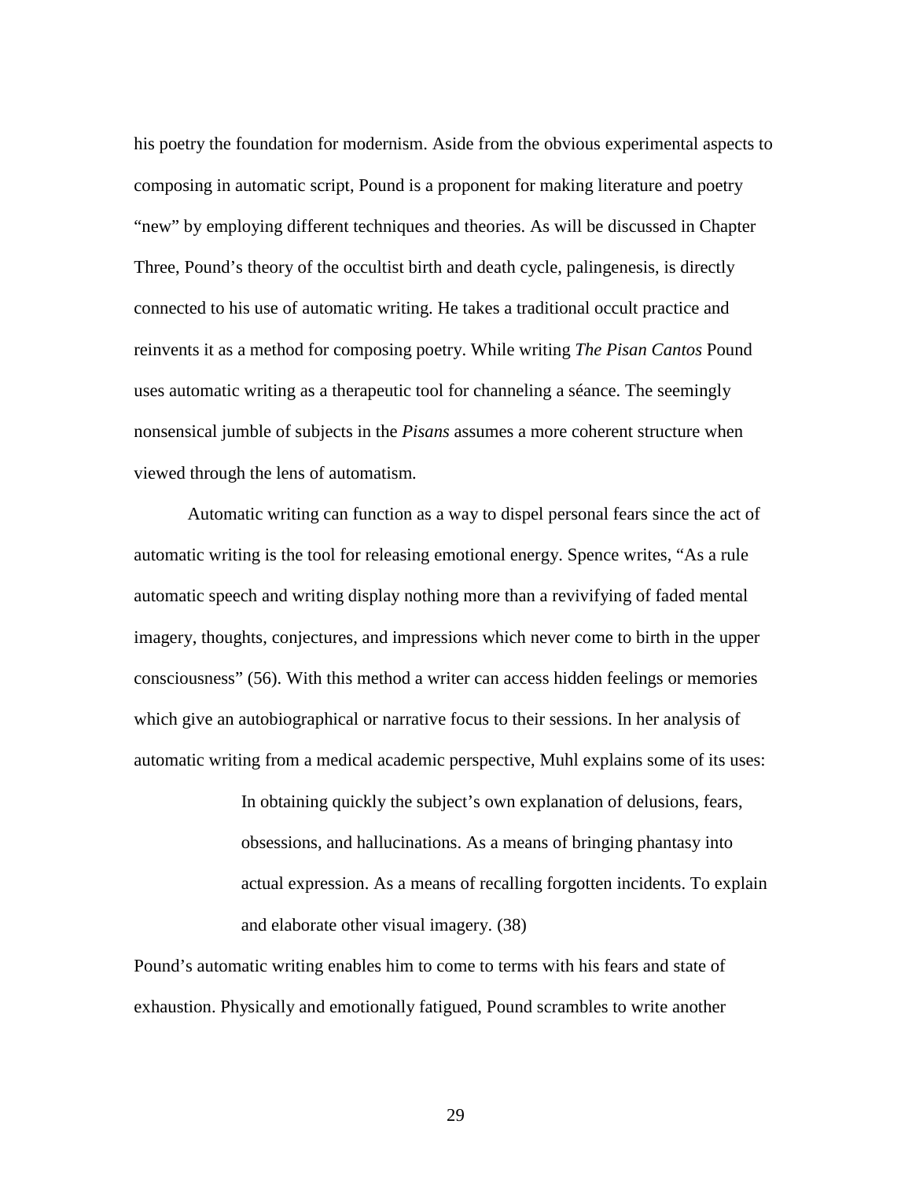his poetry the foundation for modernism. Aside from the obvious experimental aspects to composing in automatic script, Pound is a proponent for making literature and poetry "new" by employing different techniques and theories. As will be discussed in Chapter Three, Pound's theory of the occultist birth and death cycle, palingenesis, is directly connected to his use of automatic writing. He takes a traditional occult practice and reinvents it as a method for composing poetry. While writing *The Pisan Cantos* Pound uses automatic writing as a therapeutic tool for channeling a séance. The seemingly nonsensical jumble of subjects in the *Pisans* assumes a more coherent structure when viewed through the lens of automatism.

Automatic writing can function as a way to dispel personal fears since the act of automatic writing is the tool for releasing emotional energy. Spence writes, "As a rule automatic speech and writing display nothing more than a revivifying of faded mental imagery, thoughts, conjectures, and impressions which never come to birth in the upper consciousness" (56). With this method a writer can access hidden feelings or memories which give an autobiographical or narrative focus to their sessions. In her analysis of automatic writing from a medical academic perspective, Muhl explains some of its uses:

> In obtaining quickly the subject's own explanation of delusions, fears, obsessions, and hallucinations. As a means of bringing phantasy into actual expression. As a means of recalling forgotten incidents. To explain and elaborate other visual imagery. (38)

Pound's automatic writing enables him to come to terms with his fears and state of exhaustion. Physically and emotionally fatigued, Pound scrambles to write another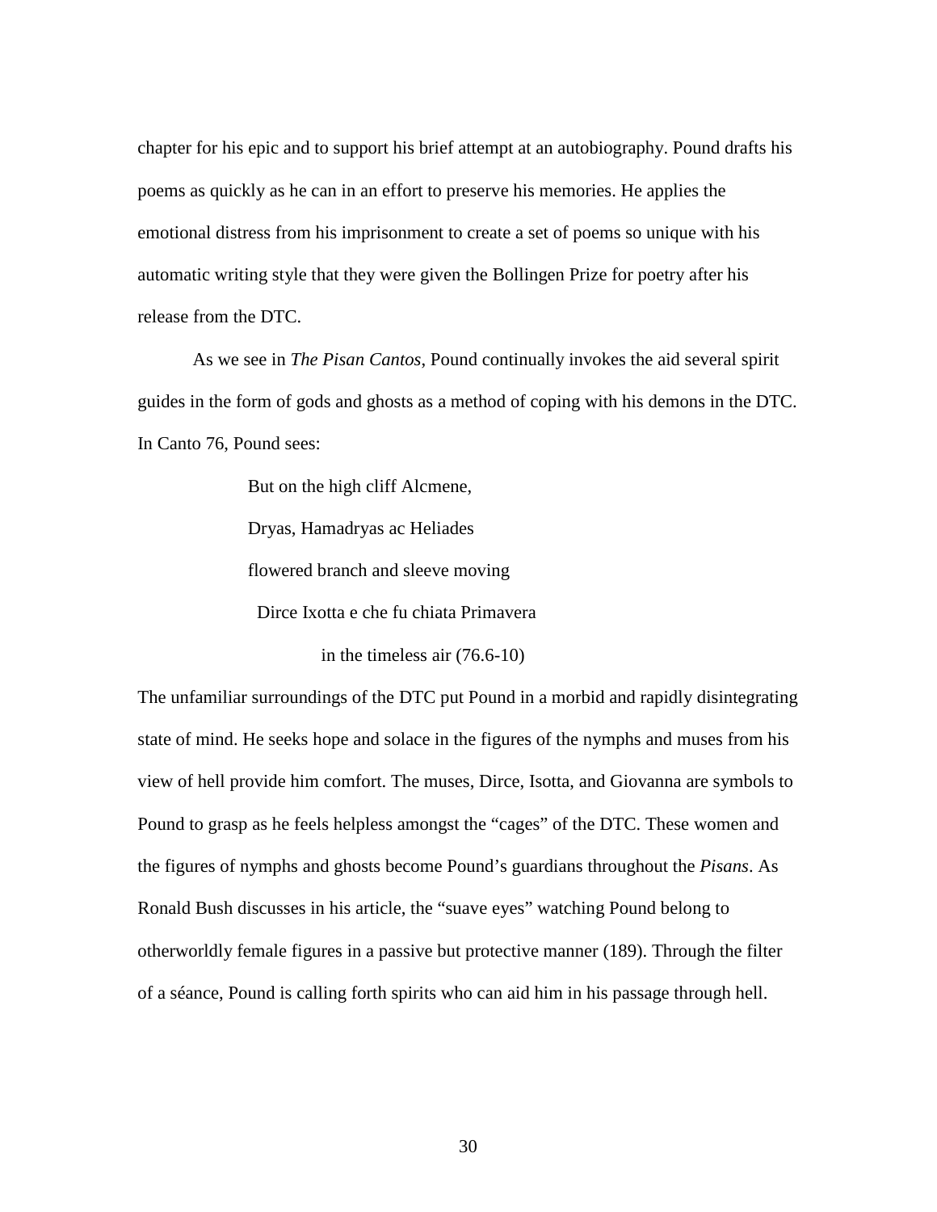chapter for his epic and to support his brief attempt at an autobiography. Pound drafts his poems as quickly as he can in an effort to preserve his memories. He applies the emotional distress from his imprisonment to create a set of poems so unique with his automatic writing style that they were given the Bollingen Prize for poetry after his release from the DTC.

As we see in *The Pisan Cantos*, Pound continually invokes the aid several spirit guides in the form of gods and ghosts as a method of coping with his demons in the DTC. In Canto 76, Pound sees:

> But on the high cliff Alcmene,
> Dryas, Hamadryas ac Heliades
> flowered branch and sleeve moving
> Dirce Ixotta e che fu chiata Primavera
> in the timeless air (76.6-10)

The unfamiliar surroundings of the DTC put Pound in a morbid and rapidly disintegrating state of mind. He seeks hope and solace in the figures of the nymphs and muses from his view of hell provide him comfort. The muses, Dirce, Isotta, and Giovanna are symbols to Pound to grasp as he feels helpless amongst the "cages" of the DTC. These women and the figures of nymphs and ghosts become Pound's guardians throughout the *Pisans*. As Ronald Bush discusses in his article, the "suave eyes" watching Pound belong to otherworldly female figures in a passive but protective manner (189). Through the filter of a séance, Pound is calling forth spirits who can aid him in his passage through hell.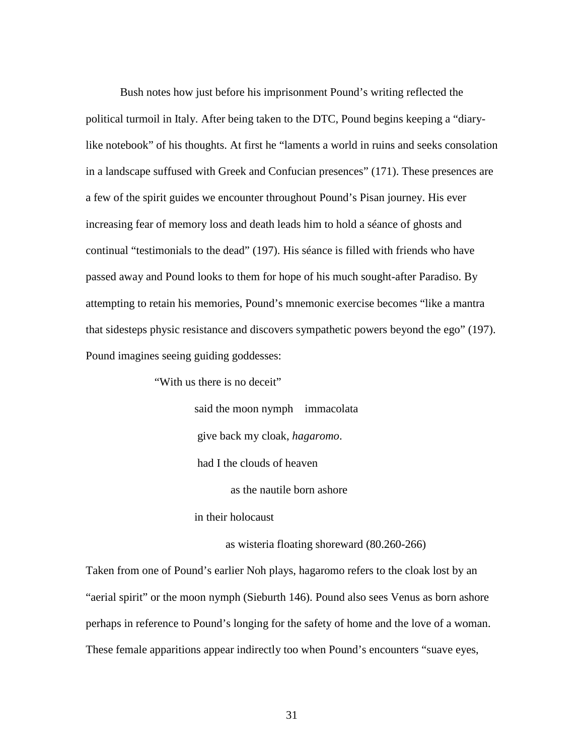Bush notes how just before his imprisonment Pound's writing reflected the political turmoil in Italy. After being taken to the DTC, Pound begins keeping a "diary-like notebook" of his thoughts. At first he "laments a world in ruins and seeks consolation in a landscape suffused with Greek and Confucian presences" (171). These presences are a few of the spirit guides we encounter throughout Pound's Pisan journey. His ever increasing fear of memory loss and death leads him to hold a séance of ghosts and continual "testimonials to the dead" (197). His séance is filled with friends who have passed away and Pound looks to them for hope of his much sought-after Paradiso. By attempting to retain his memories, Pound's mnemonic exercise becomes "like a mantra that sidesteps physic resistance and discovers sympathetic powers beyond the ego" (197). Pound imagines seeing guiding goddesses:

> "With us there is no deceit"
>
> said the moon nymph    immacolata
>
> give back my cloak, *hagaromo*.
>
> had I the clouds of heaven
>
> as the nautile born ashore
>
> in their holocaust
>
> as wisteria floating shoreward (80.260-266)

Taken from one of Pound's earlier Noh plays, hagaromo refers to the cloak lost by an "aerial spirit" or the moon nymph (Sieburth 146). Pound also sees Venus as born ashore perhaps in reference to Pound's longing for the safety of home and the love of a woman. These female apparitions appear indirectly too when Pound's encounters "suave eyes,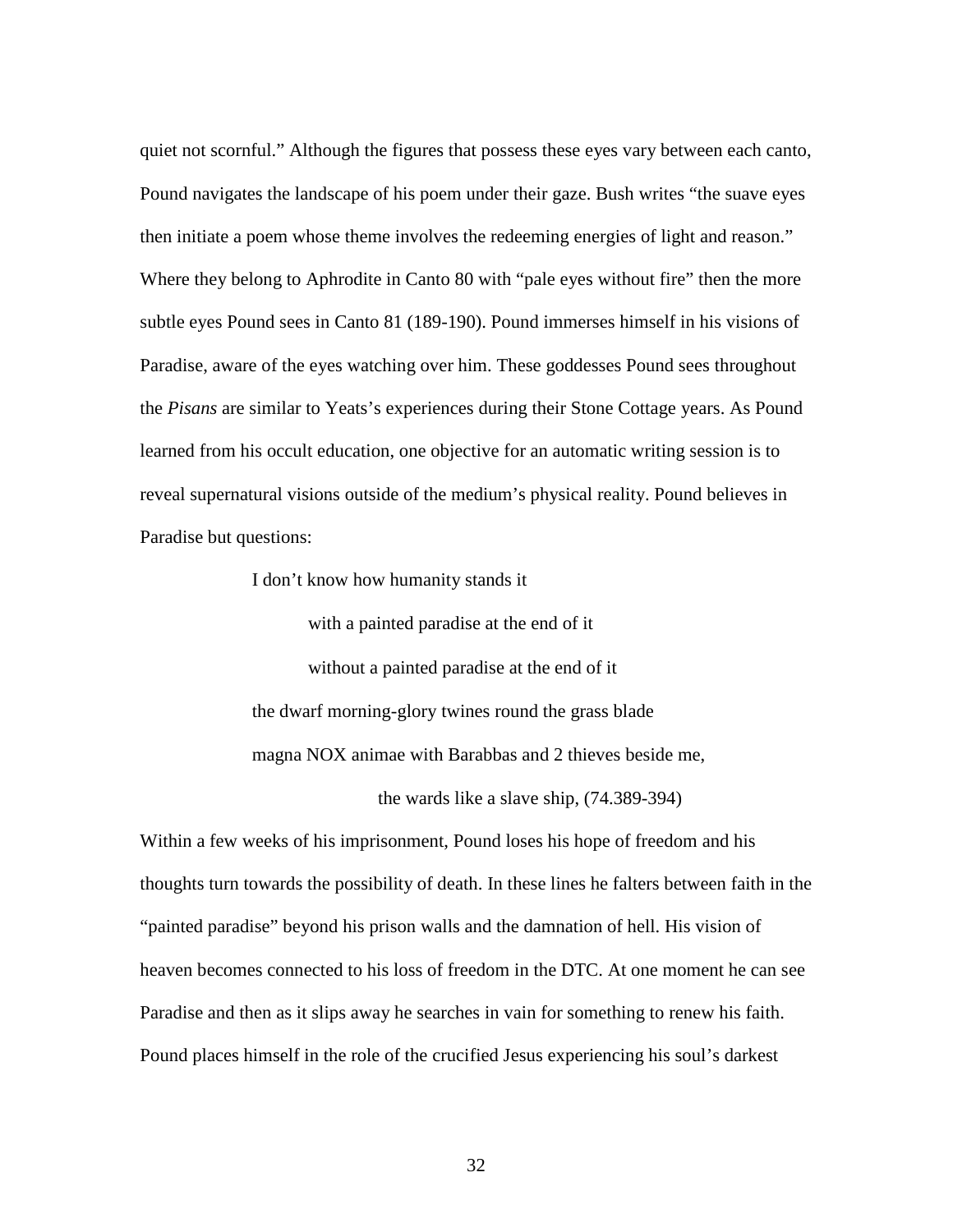quiet not scornful." Although the figures that possess these eyes vary between each canto, Pound navigates the landscape of his poem under their gaze. Bush writes "the suave eyes then initiate a poem whose theme involves the redeeming energies of light and reason." Where they belong to Aphrodite in Canto 80 with "pale eyes without fire" then the more subtle eyes Pound sees in Canto 81 (189-190). Pound immerses himself in his visions of Paradise, aware of the eyes watching over him. These goddesses Pound sees throughout the *Pisans* are similar to Yeats's experiences during their Stone Cottage years. As Pound learned from his occult education, one objective for an automatic writing session is to reveal supernatural visions outside of the medium's physical reality. Pound believes in Paradise but questions:

> I don't know how humanity stands it
>
> &nbsp;&nbsp;&nbsp;&nbsp;&nbsp;&nbsp;&nbsp;&nbsp;with a painted paradise at the end of it
>
> &nbsp;&nbsp;&nbsp;&nbsp;&nbsp;&nbsp;&nbsp;&nbsp;without a painted paradise at the end of it
>
> the dwarf morning-glory twines round the grass blade
>
> magna NOX animae with Barabbas and 2 thieves beside me,
>
> &nbsp;&nbsp;&nbsp;&nbsp;&nbsp;&nbsp;&nbsp;&nbsp;&nbsp;&nbsp;&nbsp;&nbsp;&nbsp;&nbsp;&nbsp;&nbsp;&nbsp;&nbsp;&nbsp;&nbsp;the wards like a slave ship, (74.389-394)

Within a few weeks of his imprisonment, Pound loses his hope of freedom and his thoughts turn towards the possibility of death. In these lines he falters between faith in the "painted paradise" beyond his prison walls and the damnation of hell. His vision of heaven becomes connected to his loss of freedom in the DTC. At one moment he can see Paradise and then as it slips away he searches in vain for something to renew his faith. Pound places himself in the role of the crucified Jesus experiencing his soul's darkest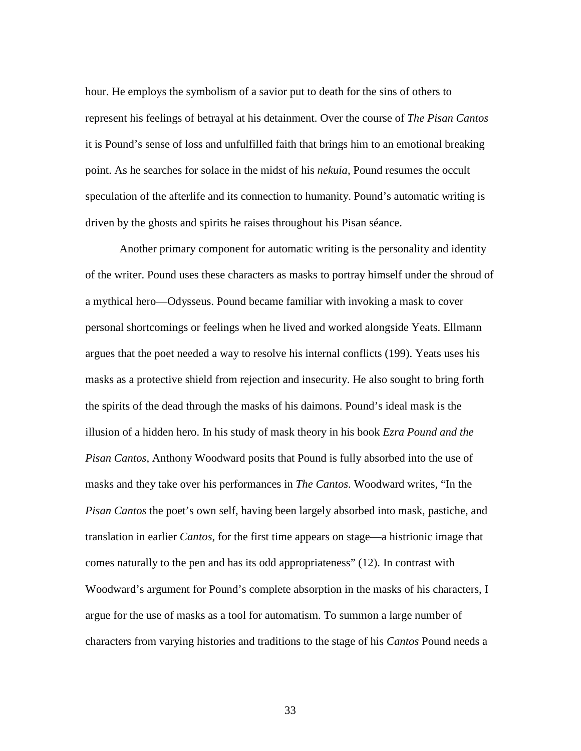hour. He employs the symbolism of a savior put to death for the sins of others to represent his feelings of betrayal at his detainment. Over the course of *The Pisan Cantos* it is Pound's sense of loss and unfulfilled faith that brings him to an emotional breaking point. As he searches for solace in the midst of his *nekuia*, Pound resumes the occult speculation of the afterlife and its connection to humanity. Pound's automatic writing is driven by the ghosts and spirits he raises throughout his Pisan séance.

Another primary component for automatic writing is the personality and identity of the writer. Pound uses these characters as masks to portray himself under the shroud of a mythical hero—Odysseus. Pound became familiar with invoking a mask to cover personal shortcomings or feelings when he lived and worked alongside Yeats. Ellmann argues that the poet needed a way to resolve his internal conflicts (199). Yeats uses his masks as a protective shield from rejection and insecurity. He also sought to bring forth the spirits of the dead through the masks of his daimons. Pound's ideal mask is the illusion of a hidden hero. In his study of mask theory in his book *Ezra Pound and the Pisan Cantos*, Anthony Woodward posits that Pound is fully absorbed into the use of masks and they take over his performances in *The Cantos*. Woodward writes, "In the *Pisan Cantos* the poet's own self, having been largely absorbed into mask, pastiche, and translation in earlier *Cantos*, for the first time appears on stage—a histrionic image that comes naturally to the pen and has its odd appropriateness" (12). In contrast with Woodward's argument for Pound's complete absorption in the masks of his characters, I argue for the use of masks as a tool for automatism. To summon a large number of characters from varying histories and traditions to the stage of his *Cantos* Pound needs a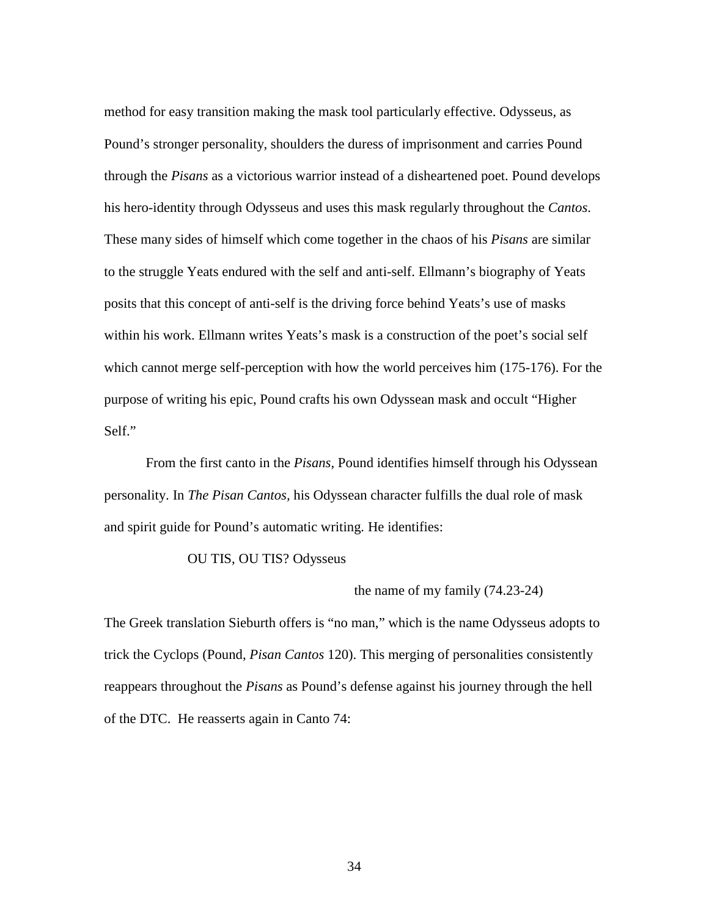method for easy transition making the mask tool particularly effective. Odysseus, as Pound's stronger personality, shoulders the duress of imprisonment and carries Pound through the *Pisans* as a victorious warrior instead of a disheartened poet. Pound develops his hero-identity through Odysseus and uses this mask regularly throughout the *Cantos*. These many sides of himself which come together in the chaos of his *Pisans* are similar to the struggle Yeats endured with the self and anti-self. Ellmann's biography of Yeats posits that this concept of anti-self is the driving force behind Yeats's use of masks within his work. Ellmann writes Yeats's mask is a construction of the poet's social self which cannot merge self-perception with how the world perceives him (175-176). For the purpose of writing his epic, Pound crafts his own Odyssean mask and occult "Higher Self."

From the first canto in the *Pisans*, Pound identifies himself through his Odyssean personality. In *The Pisan Cantos*, his Odyssean character fulfills the dual role of mask and spirit guide for Pound's automatic writing. He identifies:

> OU TIS, OU TIS? Odysseus
>
> the name of my family (74.23-24)

The Greek translation Sieburth offers is "no man," which is the name Odysseus adopts to trick the Cyclops (Pound, *Pisan Cantos* 120). This merging of personalities consistently reappears throughout the *Pisans* as Pound's defense against his journey through the hell of the DTC. He reasserts again in Canto 74: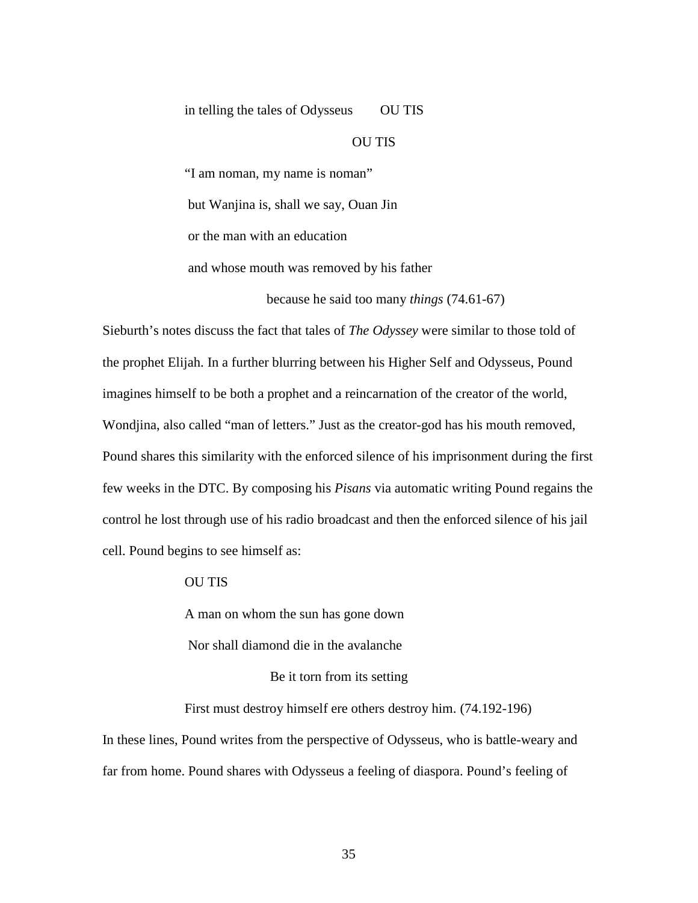in telling the tales of Odysseus        OU TIS

OU TIS

"I am noman, my name is noman"

but Wanjina is, shall we say, Ouan Jin

or the man with an education

and whose mouth was removed by his father

because he said too many *things* (74.61-67)

Sieburth's notes discuss the fact that tales of *The Odyssey* were similar to those told of the prophet Elijah. In a further blurring between his Higher Self and Odysseus, Pound imagines himself to be both a prophet and a reincarnation of the creator of the world, Wondjina, also called "man of letters." Just as the creator-god has his mouth removed, Pound shares this similarity with the enforced silence of his imprisonment during the first few weeks in the DTC. By composing his *Pisans* via automatic writing Pound regains the control he lost through use of his radio broadcast and then the enforced silence of his jail cell. Pound begins to see himself as:

OU TIS

A man on whom the sun has gone down

Nor shall diamond die in the avalanche

Be it torn from its setting

First must destroy himself ere others destroy him. (74.192-196)

In these lines, Pound writes from the perspective of Odysseus, who is battle-weary and far from home. Pound shares with Odysseus a feeling of diaspora. Pound's feeling of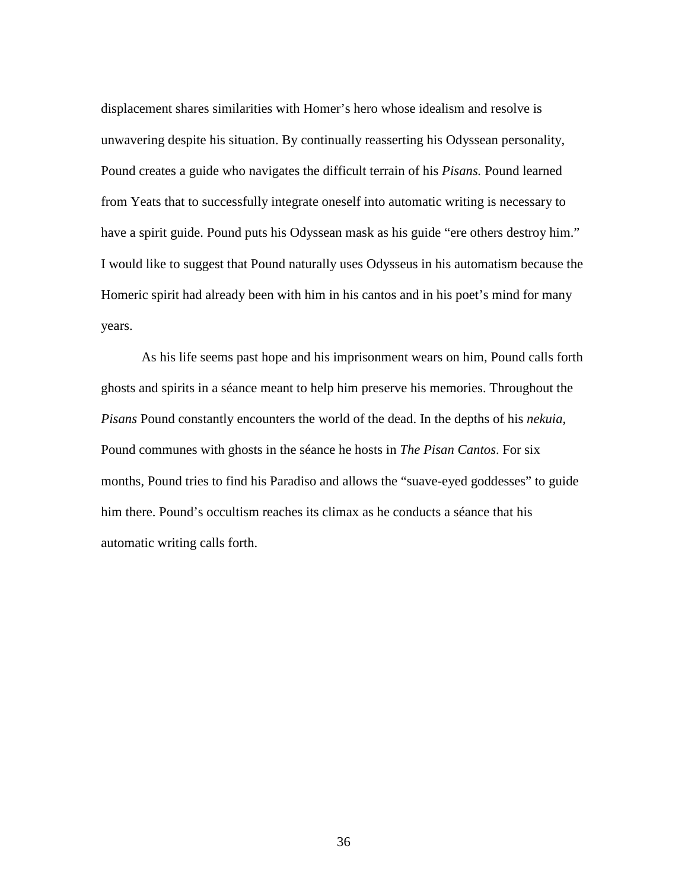displacement shares similarities with Homer's hero whose idealism and resolve is unwavering despite his situation. By continually reasserting his Odyssean personality, Pound creates a guide who navigates the difficult terrain of his *Pisans.* Pound learned from Yeats that to successfully integrate oneself into automatic writing is necessary to have a spirit guide. Pound puts his Odyssean mask as his guide "ere others destroy him." I would like to suggest that Pound naturally uses Odysseus in his automatism because the Homeric spirit had already been with him in his cantos and in his poet's mind for many years.

As his life seems past hope and his imprisonment wears on him, Pound calls forth ghosts and spirits in a séance meant to help him preserve his memories. Throughout the *Pisans* Pound constantly encounters the world of the dead. In the depths of his *nekuia*, Pound communes with ghosts in the séance he hosts in *The Pisan Cantos*. For six months, Pound tries to find his Paradiso and allows the "suave-eyed goddesses" to guide him there. Pound's occultism reaches its climax as he conducts a séance that his automatic writing calls forth.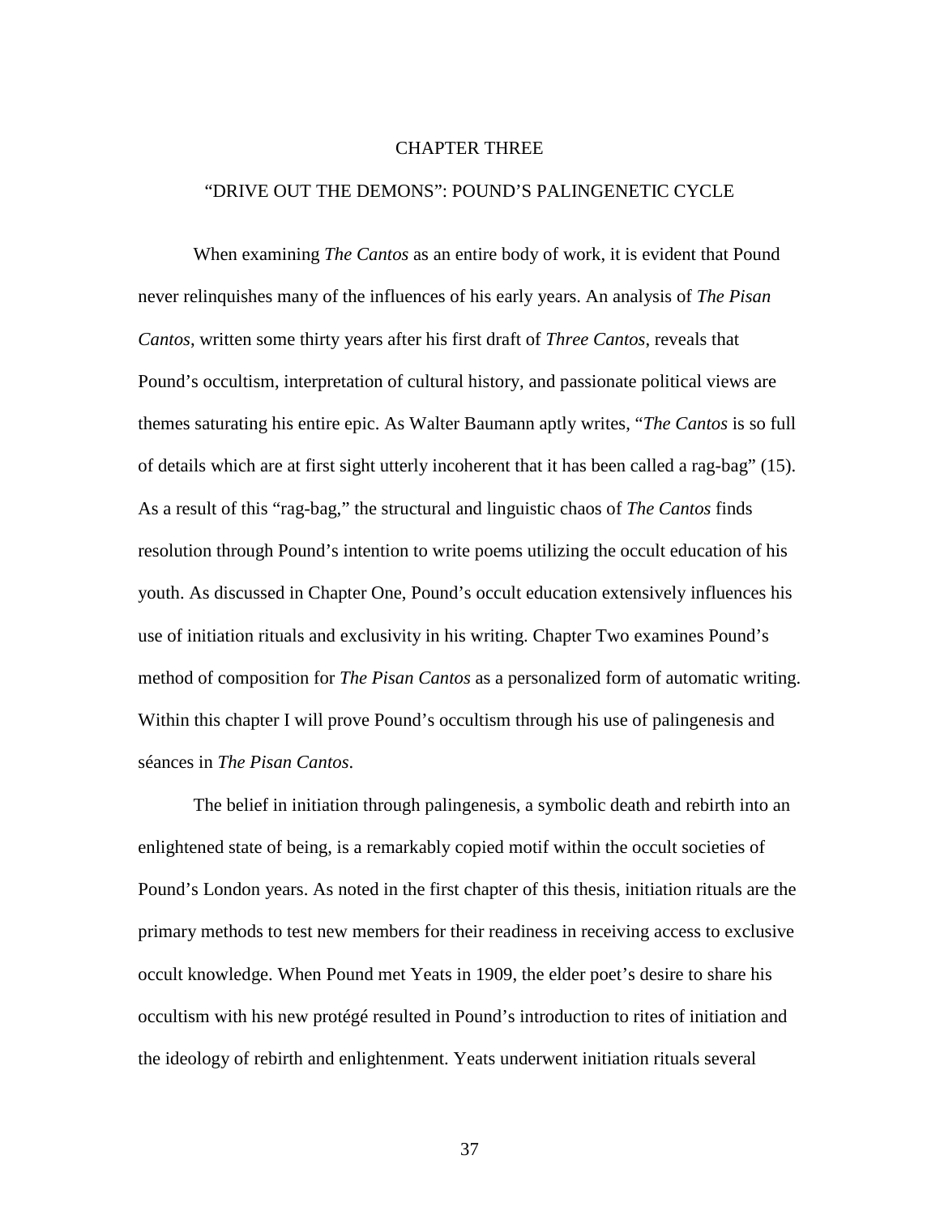# CHAPTER THREE

## "DRIVE OUT THE DEMONS": POUND'S PALINGENETIC CYCLE

When examining *The Cantos* as an entire body of work, it is evident that Pound never relinquishes many of the influences of his early years. An analysis of *The Pisan Cantos*, written some thirty years after his first draft of *Three Cantos*, reveals that Pound's occultism, interpretation of cultural history, and passionate political views are themes saturating his entire epic. As Walter Baumann aptly writes, "*The Cantos* is so full of details which are at first sight utterly incoherent that it has been called a rag-bag" (15). As a result of this "rag-bag," the structural and linguistic chaos of *The Cantos* finds resolution through Pound's intention to write poems utilizing the occult education of his youth. As discussed in Chapter One, Pound's occult education extensively influences his use of initiation rituals and exclusivity in his writing. Chapter Two examines Pound's method of composition for *The Pisan Cantos* as a personalized form of automatic writing. Within this chapter I will prove Pound's occultism through his use of palingenesis and séances in *The Pisan Cantos*.

The belief in initiation through palingenesis, a symbolic death and rebirth into an enlightened state of being, is a remarkably copied motif within the occult societies of Pound's London years. As noted in the first chapter of this thesis, initiation rituals are the primary methods to test new members for their readiness in receiving access to exclusive occult knowledge. When Pound met Yeats in 1909, the elder poet's desire to share his occultism with his new protégé resulted in Pound's introduction to rites of initiation and the ideology of rebirth and enlightenment. Yeats underwent initiation rituals several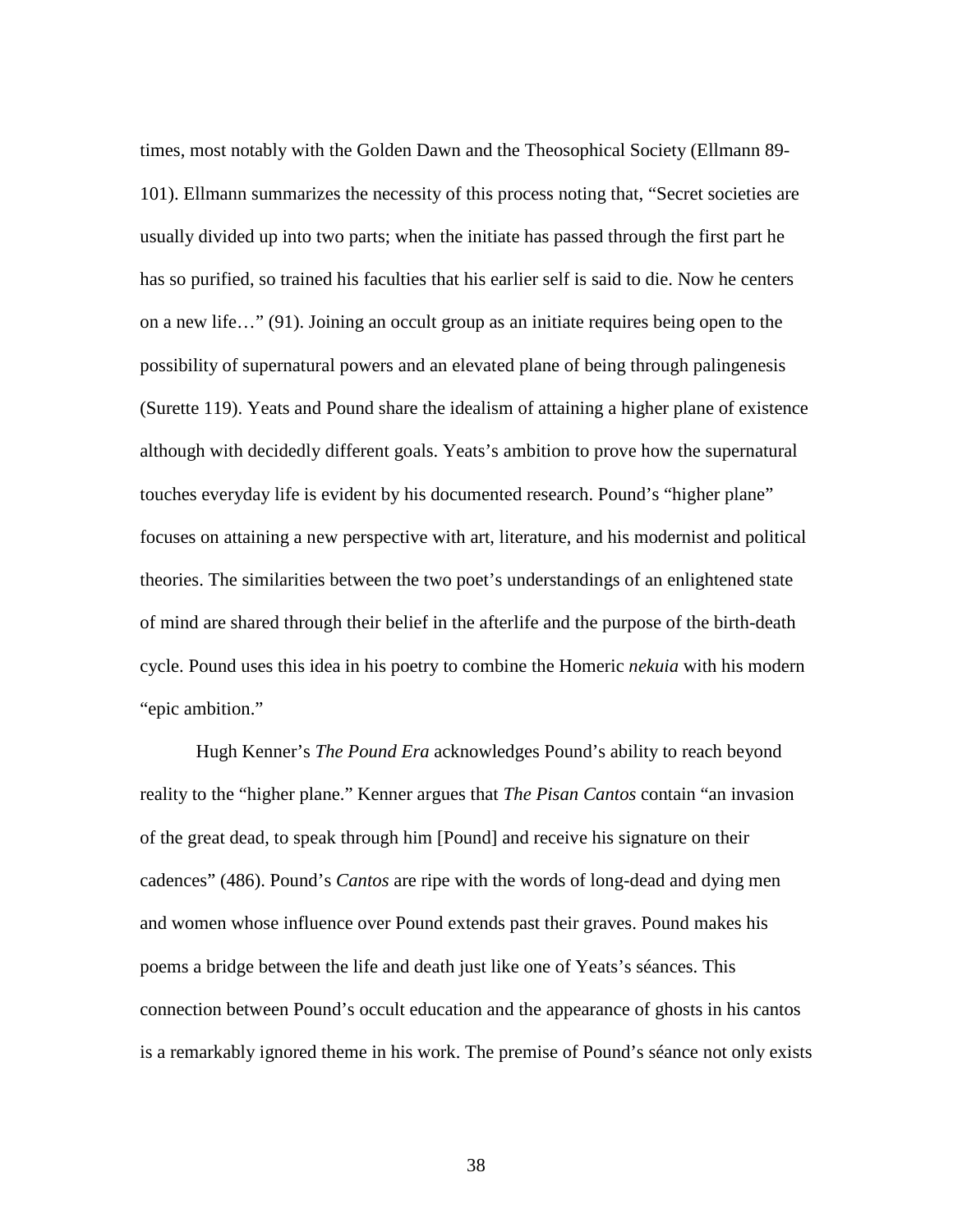times, most notably with the Golden Dawn and the Theosophical Society (Ellmann 89-101). Ellmann summarizes the necessity of this process noting that, "Secret societies are usually divided up into two parts; when the initiate has passed through the first part he has so purified, so trained his faculties that his earlier self is said to die. Now he centers on a new life…" (91). Joining an occult group as an initiate requires being open to the possibility of supernatural powers and an elevated plane of being through palingenesis (Surette 119). Yeats and Pound share the idealism of attaining a higher plane of existence although with decidedly different goals. Yeats's ambition to prove how the supernatural touches everyday life is evident by his documented research. Pound's "higher plane" focuses on attaining a new perspective with art, literature, and his modernist and political theories. The similarities between the two poet's understandings of an enlightened state of mind are shared through their belief in the afterlife and the purpose of the birth-death cycle. Pound uses this idea in his poetry to combine the Homeric *nekuia* with his modern "epic ambition."

Hugh Kenner's *The Pound Era* acknowledges Pound's ability to reach beyond reality to the "higher plane." Kenner argues that *The Pisan Cantos* contain "an invasion of the great dead, to speak through him [Pound] and receive his signature on their cadences" (486). Pound's *Cantos* are ripe with the words of long-dead and dying men and women whose influence over Pound extends past their graves. Pound makes his poems a bridge between the life and death just like one of Yeats's séances. This connection between Pound's occult education and the appearance of ghosts in his cantos is a remarkably ignored theme in his work. The premise of Pound's séance not only exists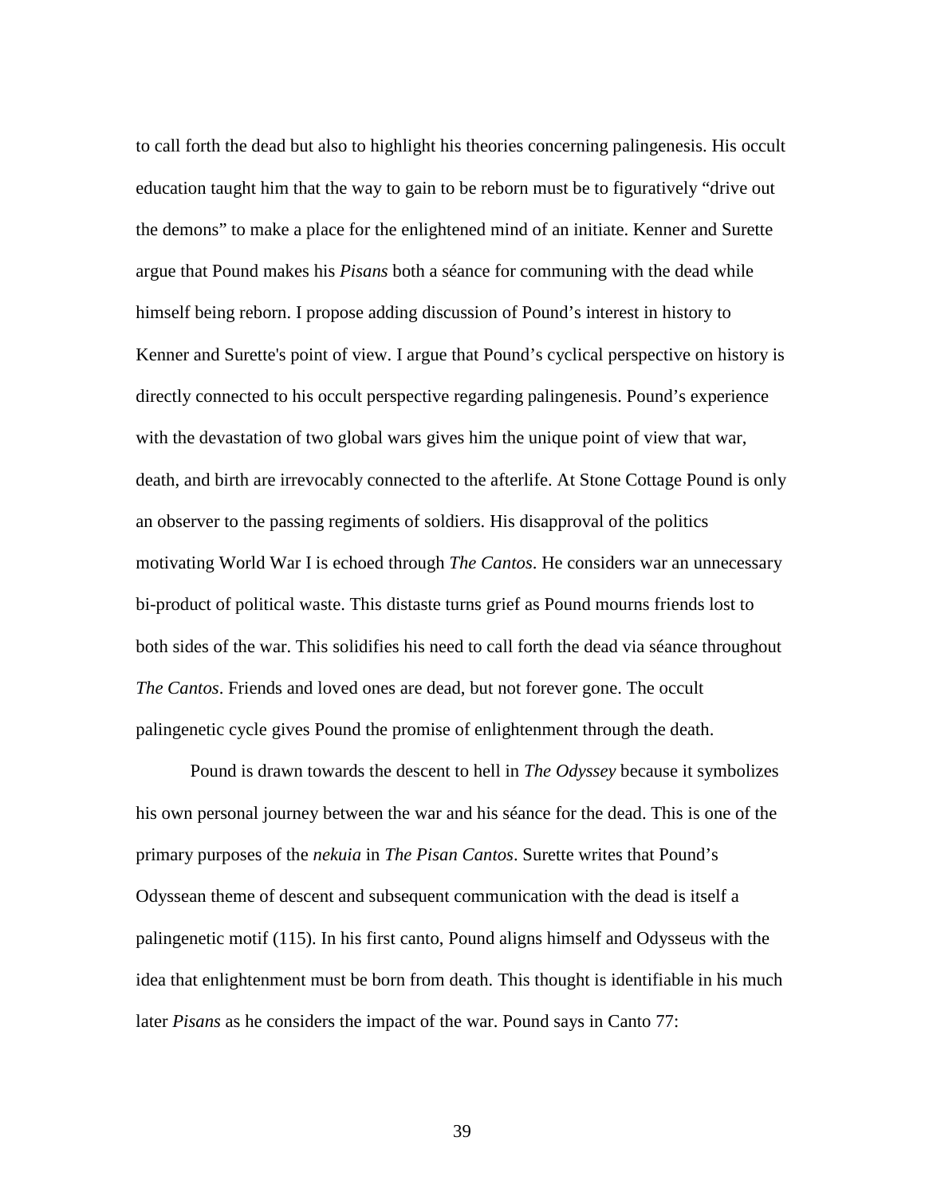to call forth the dead but also to highlight his theories concerning palingenesis. His occult education taught him that the way to gain to be reborn must be to figuratively "drive out the demons" to make a place for the enlightened mind of an initiate. Kenner and Surette argue that Pound makes his *Pisans* both a séance for communing with the dead while himself being reborn. I propose adding discussion of Pound's interest in history to Kenner and Surette's point of view. I argue that Pound's cyclical perspective on history is directly connected to his occult perspective regarding palingenesis. Pound's experience with the devastation of two global wars gives him the unique point of view that war, death, and birth are irrevocably connected to the afterlife. At Stone Cottage Pound is only an observer to the passing regiments of soldiers. His disapproval of the politics motivating World War I is echoed through *The Cantos*. He considers war an unnecessary bi-product of political waste. This distaste turns grief as Pound mourns friends lost to both sides of the war. This solidifies his need to call forth the dead via séance throughout *The Cantos*. Friends and loved ones are dead, but not forever gone. The occult palingenetic cycle gives Pound the promise of enlightenment through the death.

Pound is drawn towards the descent to hell in *The Odyssey* because it symbolizes his own personal journey between the war and his séance for the dead. This is one of the primary purposes of the *nekuia* in *The Pisan Cantos*. Surette writes that Pound's Odyssean theme of descent and subsequent communication with the dead is itself a palingenetic motif (115). In his first canto, Pound aligns himself and Odysseus with the idea that enlightenment must be born from death. This thought is identifiable in his much later *Pisans* as he considers the impact of the war. Pound says in Canto 77: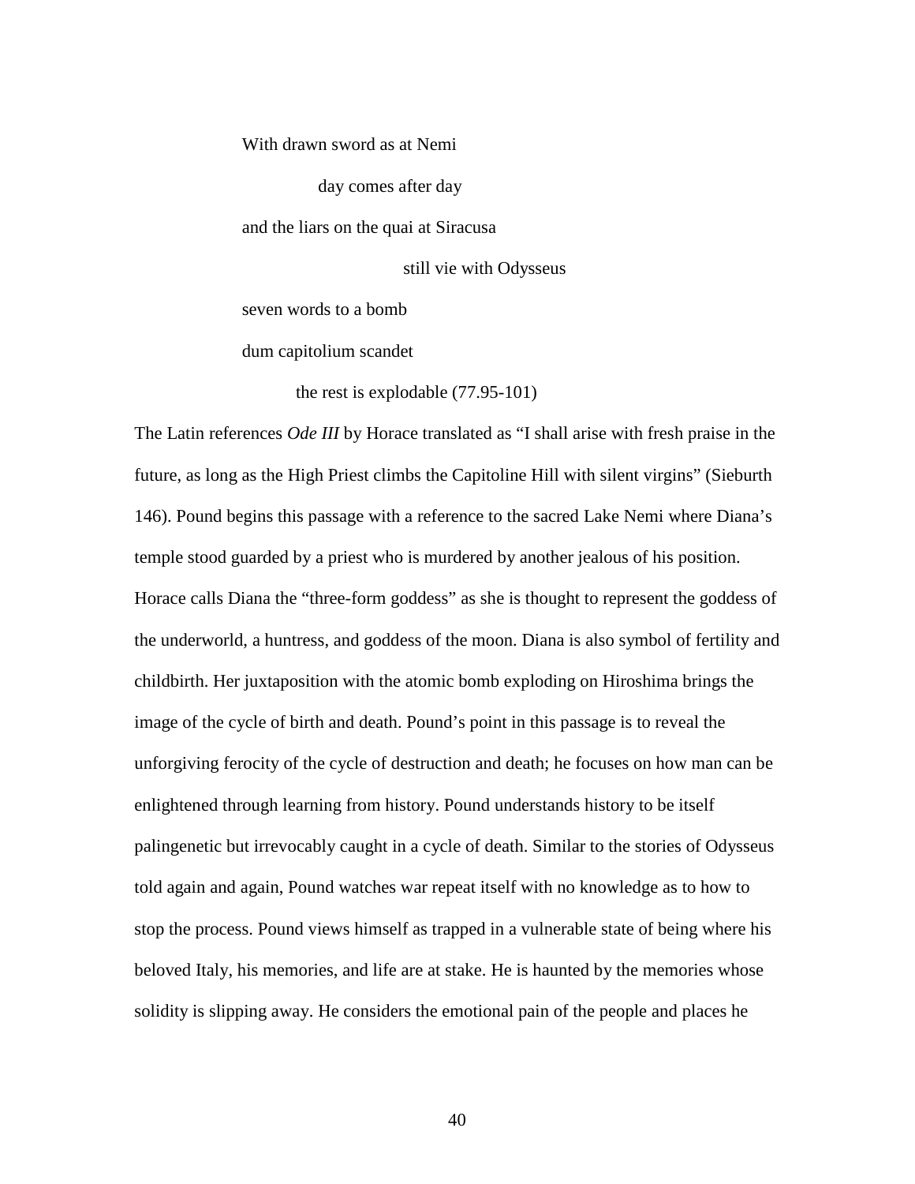With drawn sword as at Nemi

    day comes after day

and the liars on the quai at Siracusa

        still vie with Odysseus

seven words to a bomb

dum capitolium scandet

  the rest is explodable (77.95-101)

The Latin references *Ode III* by Horace translated as "I shall arise with fresh praise in the future, as long as the High Priest climbs the Capitoline Hill with silent virgins" (Sieburth 146). Pound begins this passage with a reference to the sacred Lake Nemi where Diana's temple stood guarded by a priest who is murdered by another jealous of his position. Horace calls Diana the "three-form goddess" as she is thought to represent the goddess of the underworld, a huntress, and goddess of the moon. Diana is also symbol of fertility and childbirth. Her juxtaposition with the atomic bomb exploding on Hiroshima brings the image of the cycle of birth and death. Pound's point in this passage is to reveal the unforgiving ferocity of the cycle of destruction and death; he focuses on how man can be enlightened through learning from history. Pound understands history to be itself palingenetic but irrevocably caught in a cycle of death. Similar to the stories of Odysseus told again and again, Pound watches war repeat itself with no knowledge as to how to stop the process. Pound views himself as trapped in a vulnerable state of being where his beloved Italy, his memories, and life are at stake. He is haunted by the memories whose solidity is slipping away. He considers the emotional pain of the people and places he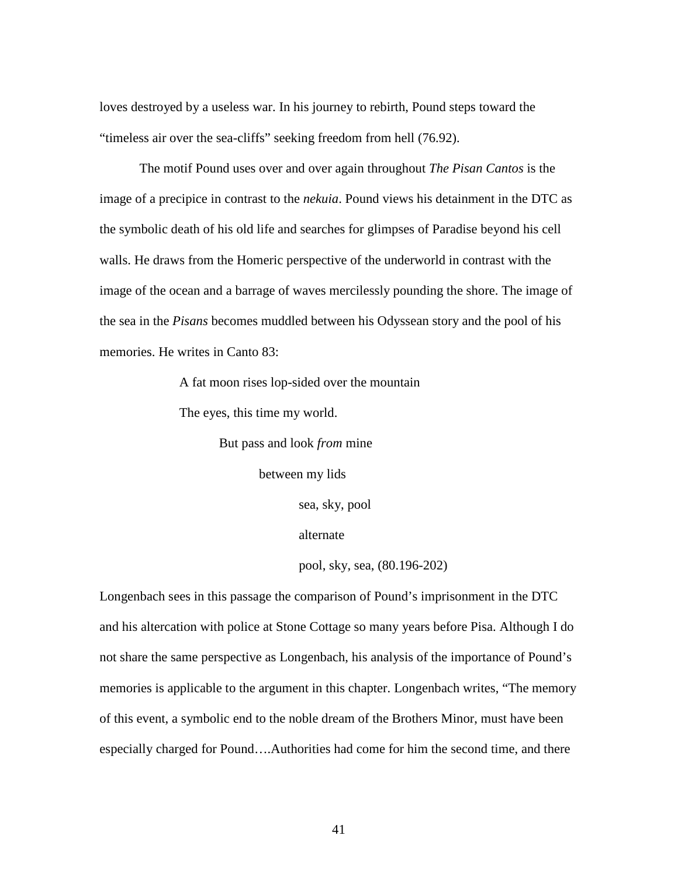loves destroyed by a useless war. In his journey to rebirth, Pound steps toward the "timeless air over the sea-cliffs" seeking freedom from hell (76.92).

The motif Pound uses over and over again throughout *The Pisan Cantos* is the image of a precipice in contrast to the *nekuia*. Pound views his detainment in the DTC as the symbolic death of his old life and searches for glimpses of Paradise beyond his cell walls. He draws from the Homeric perspective of the underworld in contrast with the image of the ocean and a barrage of waves mercilessly pounding the shore. The image of the sea in the *Pisans* becomes muddled between his Odyssean story and the pool of his memories. He writes in Canto 83:

> A fat moon rises lop-sided over the mountain
> The eyes, this time my world.
>     But pass and look *from* mine
>         between my lids
>             sea, sky, pool
>             alternate
>             pool, sky, sea, (80.196-202)

Longenbach sees in this passage the comparison of Pound's imprisonment in the DTC and his altercation with police at Stone Cottage so many years before Pisa. Although I do not share the same perspective as Longenbach, his analysis of the importance of Pound's memories is applicable to the argument in this chapter. Longenbach writes, "The memory of this event, a symbolic end to the noble dream of the Brothers Minor, must have been especially charged for Pound….Authorities had come for him the second time, and there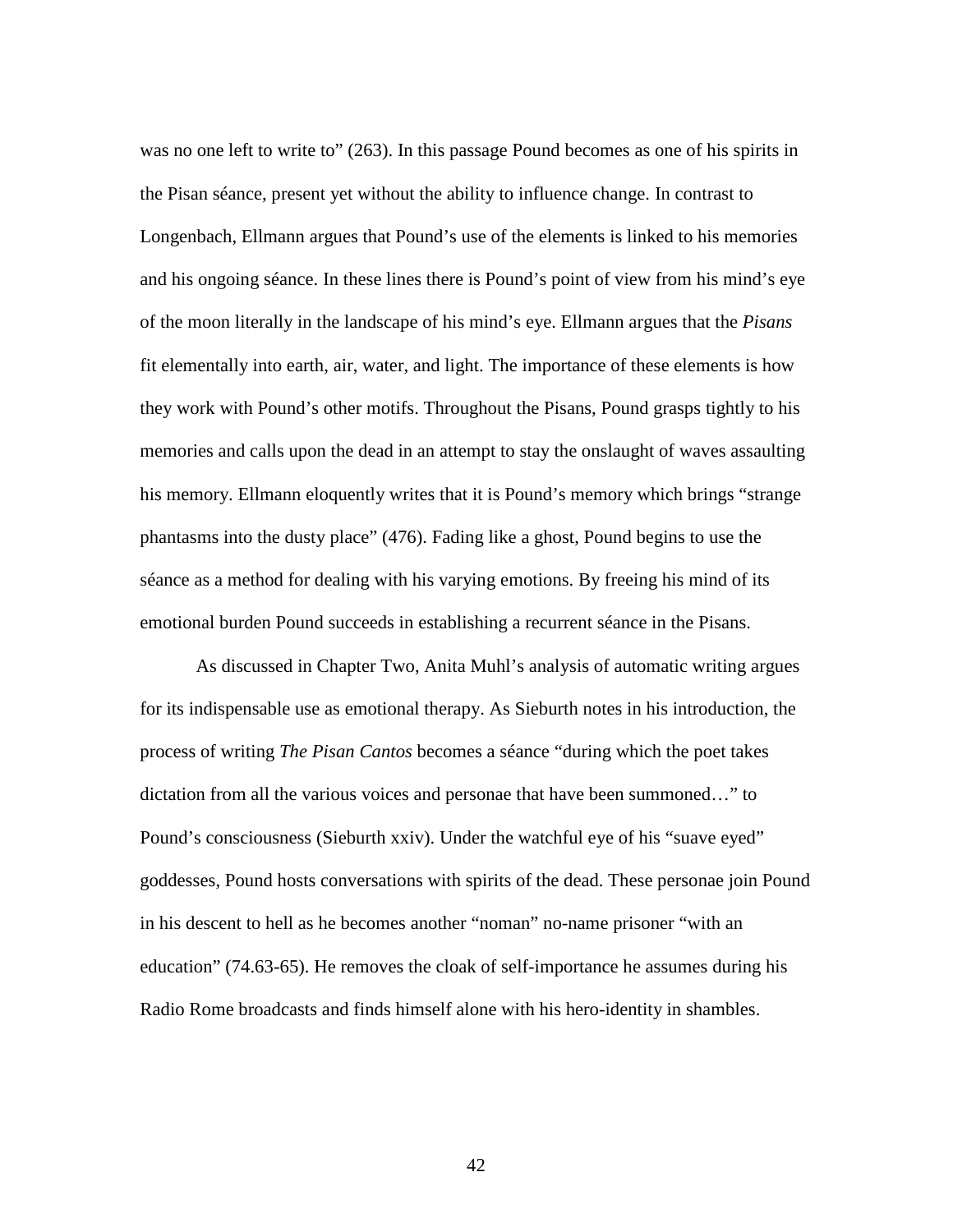was no one left to write to" (263). In this passage Pound becomes as one of his spirits in the Pisan séance, present yet without the ability to influence change. In contrast to Longenbach, Ellmann argues that Pound's use of the elements is linked to his memories and his ongoing séance. In these lines there is Pound's point of view from his mind's eye of the moon literally in the landscape of his mind's eye. Ellmann argues that the *Pisans* fit elementally into earth, air, water, and light. The importance of these elements is how they work with Pound's other motifs. Throughout the Pisans, Pound grasps tightly to his memories and calls upon the dead in an attempt to stay the onslaught of waves assaulting his memory. Ellmann eloquently writes that it is Pound's memory which brings "strange phantasms into the dusty place" (476). Fading like a ghost, Pound begins to use the séance as a method for dealing with his varying emotions. By freeing his mind of its emotional burden Pound succeeds in establishing a recurrent séance in the Pisans.

As discussed in Chapter Two, Anita Muhl's analysis of automatic writing argues for its indispensable use as emotional therapy. As Sieburth notes in his introduction, the process of writing *The Pisan Cantos* becomes a séance "during which the poet takes dictation from all the various voices and personae that have been summoned…" to Pound's consciousness (Sieburth xxiv). Under the watchful eye of his "suave eyed" goddesses, Pound hosts conversations with spirits of the dead. These personae join Pound in his descent to hell as he becomes another "noman" no-name prisoner "with an education" (74.63-65). He removes the cloak of self-importance he assumes during his Radio Rome broadcasts and finds himself alone with his hero-identity in shambles.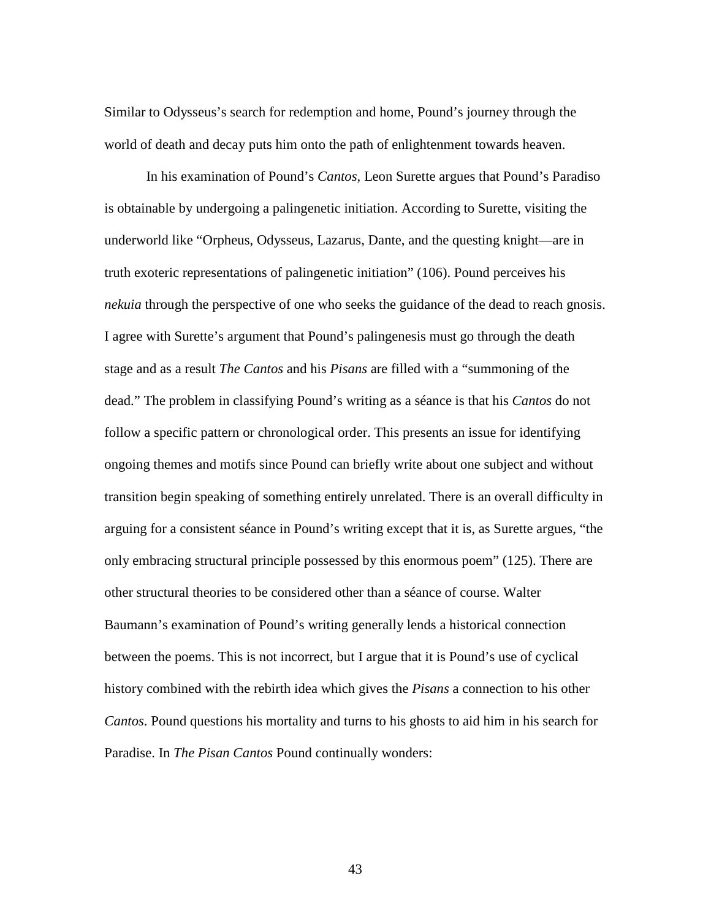Similar to Odysseus's search for redemption and home, Pound's journey through the world of death and decay puts him onto the path of enlightenment towards heaven.

In his examination of Pound's *Cantos*, Leon Surette argues that Pound's Paradiso is obtainable by undergoing a palingenetic initiation. According to Surette, visiting the underworld like "Orpheus, Odysseus, Lazarus, Dante, and the questing knight—are in truth exoteric representations of palingenetic initiation" (106). Pound perceives his *nekuia* through the perspective of one who seeks the guidance of the dead to reach gnosis. I agree with Surette's argument that Pound's palingenesis must go through the death stage and as a result *The Cantos* and his *Pisans* are filled with a "summoning of the dead." The problem in classifying Pound's writing as a séance is that his *Cantos* do not follow a specific pattern or chronological order. This presents an issue for identifying ongoing themes and motifs since Pound can briefly write about one subject and without transition begin speaking of something entirely unrelated. There is an overall difficulty in arguing for a consistent séance in Pound's writing except that it is, as Surette argues, "the only embracing structural principle possessed by this enormous poem" (125). There are other structural theories to be considered other than a séance of course. Walter Baumann's examination of Pound's writing generally lends a historical connection between the poems. This is not incorrect, but I argue that it is Pound's use of cyclical history combined with the rebirth idea which gives the *Pisans* a connection to his other *Cantos*. Pound questions his mortality and turns to his ghosts to aid him in his search for Paradise. In *The Pisan Cantos* Pound continually wonders: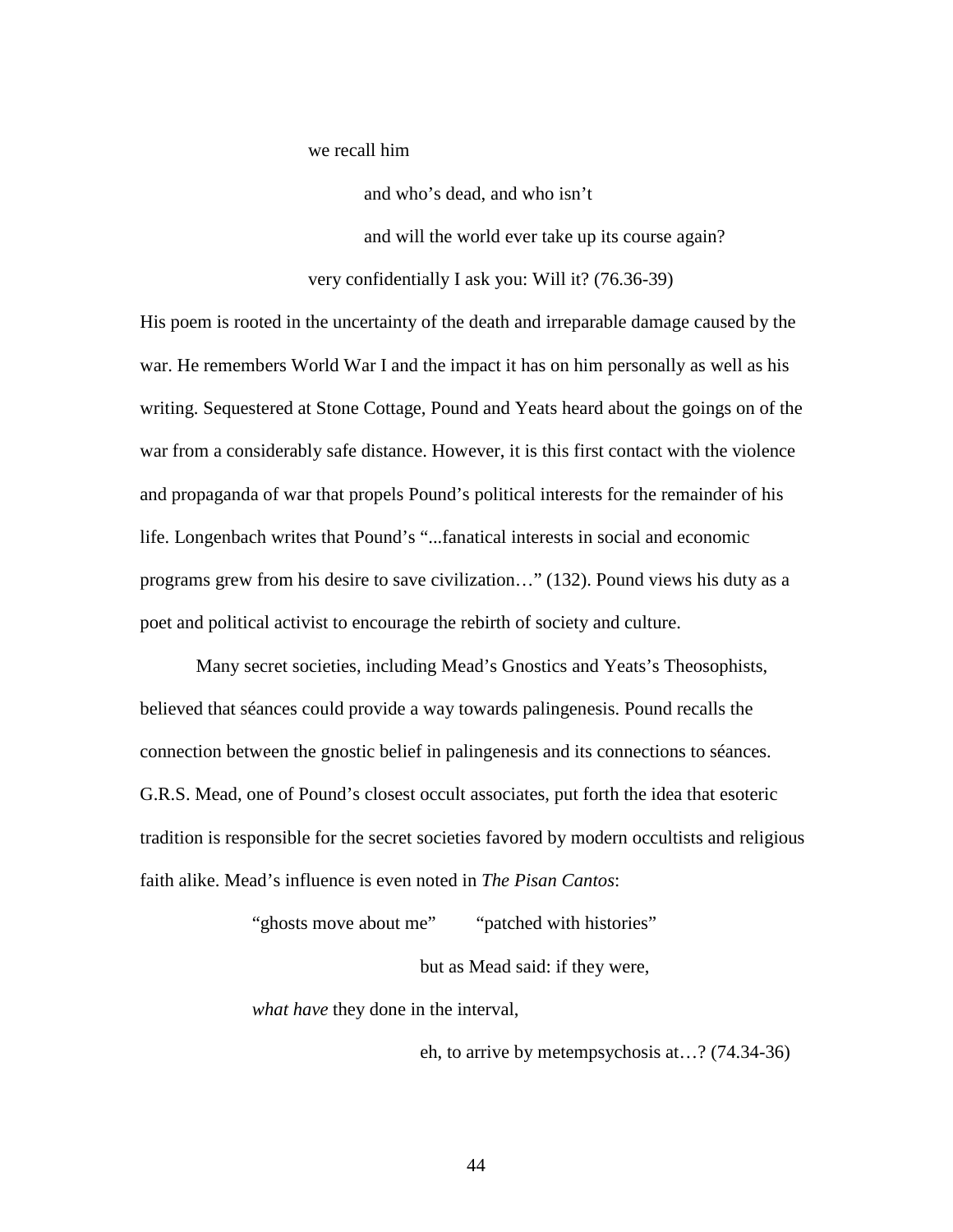we recall him

and who's dead, and who isn't

and will the world ever take up its course again?

very confidentially I ask you: Will it? (76.36-39)

His poem is rooted in the uncertainty of the death and irreparable damage caused by the war. He remembers World War I and the impact it has on him personally as well as his writing. Sequestered at Stone Cottage, Pound and Yeats heard about the goings on of the war from a considerably safe distance. However, it is this first contact with the violence and propaganda of war that propels Pound's political interests for the remainder of his life. Longenbach writes that Pound's "...fanatical interests in social and economic programs grew from his desire to save civilization…" (132). Pound views his duty as a poet and political activist to encourage the rebirth of society and culture.

Many secret societies, including Mead's Gnostics and Yeats's Theosophists, believed that séances could provide a way towards palingenesis. Pound recalls the connection between the gnostic belief in palingenesis and its connections to séances. G.R.S. Mead, one of Pound's closest occult associates, put forth the idea that esoteric tradition is responsible for the secret societies favored by modern occultists and religious faith alike. Mead's influence is even noted in *The Pisan Cantos*:

"ghosts move about me" "patched with histories"

but as Mead said: if they were,

*what have* they done in the interval,

eh, to arrive by metempsychosis at…? (74.34-36)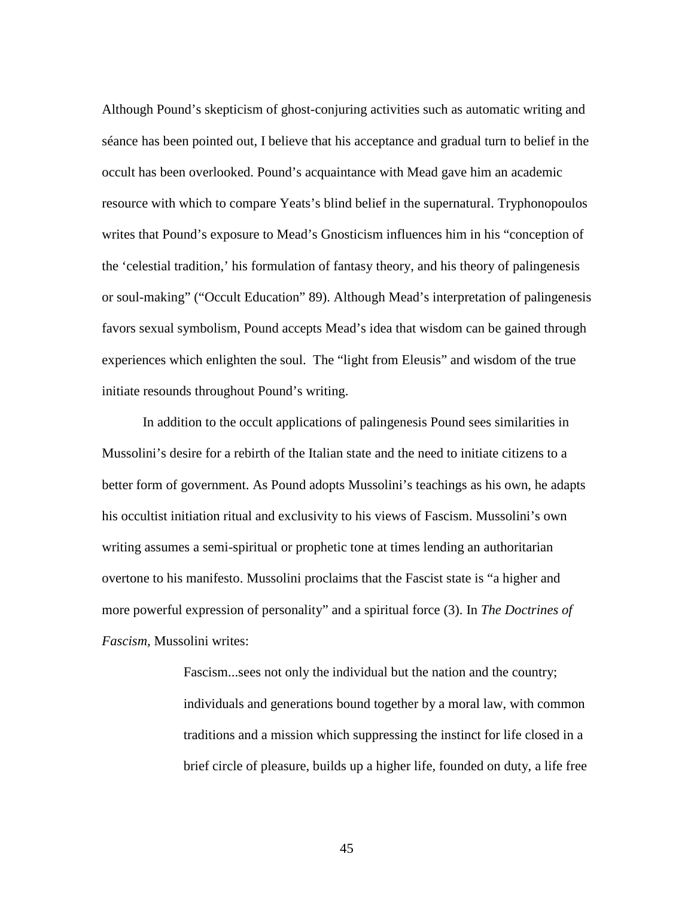Although Pound's skepticism of ghost-conjuring activities such as automatic writing and séance has been pointed out, I believe that his acceptance and gradual turn to belief in the occult has been overlooked. Pound's acquaintance with Mead gave him an academic resource with which to compare Yeats's blind belief in the supernatural. Tryphonopoulos writes that Pound's exposure to Mead's Gnosticism influences him in his "conception of the 'celestial tradition,' his formulation of fantasy theory, and his theory of palingenesis or soul-making" ("Occult Education" 89). Although Mead's interpretation of palingenesis favors sexual symbolism, Pound accepts Mead's idea that wisdom can be gained through experiences which enlighten the soul. The "light from Eleusis" and wisdom of the true initiate resounds throughout Pound's writing.

In addition to the occult applications of palingenesis Pound sees similarities in Mussolini's desire for a rebirth of the Italian state and the need to initiate citizens to a better form of government. As Pound adopts Mussolini's teachings as his own, he adapts his occultist initiation ritual and exclusivity to his views of Fascism. Mussolini's own writing assumes a semi-spiritual or prophetic tone at times lending an authoritarian overtone to his manifesto. Mussolini proclaims that the Fascist state is "a higher and more powerful expression of personality" and a spiritual force (3). In *The Doctrines of Fascism*, Mussolini writes:

> Fascism...sees not only the individual but the nation and the country; individuals and generations bound together by a moral law, with common traditions and a mission which suppressing the instinct for life closed in a brief circle of pleasure, builds up a higher life, founded on duty, a life free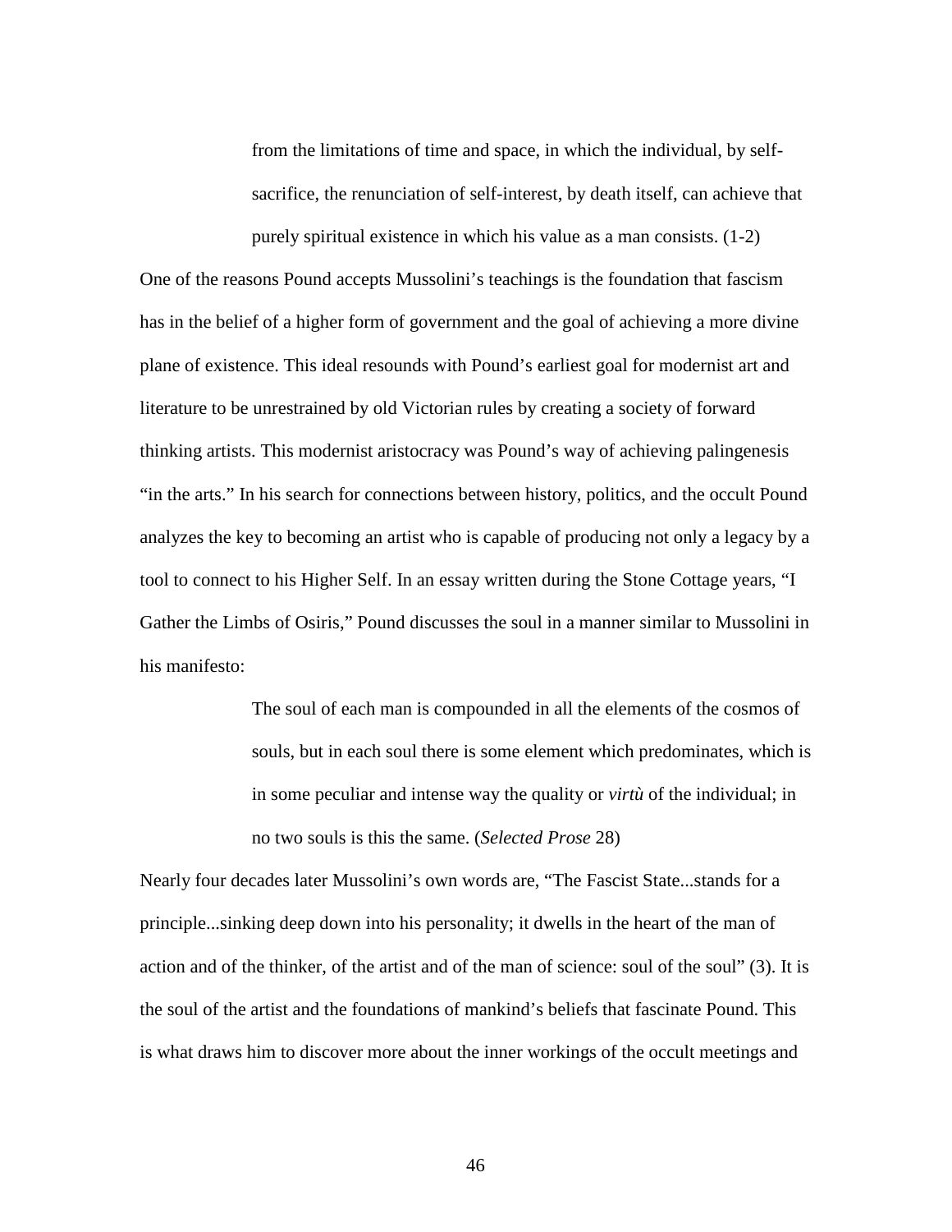> from the limitations of time and space, in which the individual, by self-sacrifice, the renunciation of self-interest, by death itself, can achieve that purely spiritual existence in which his value as a man consists. (1-2)

One of the reasons Pound accepts Mussolini's teachings is the foundation that fascism has in the belief of a higher form of government and the goal of achieving a more divine plane of existence. This ideal resounds with Pound's earliest goal for modernist art and literature to be unrestrained by old Victorian rules by creating a society of forward thinking artists. This modernist aristocracy was Pound's way of achieving palingenesis "in the arts." In his search for connections between history, politics, and the occult Pound analyzes the key to becoming an artist who is capable of producing not only a legacy by a tool to connect to his Higher Self. In an essay written during the Stone Cottage years, "I Gather the Limbs of Osiris," Pound discusses the soul in a manner similar to Mussolini in his manifesto:

> The soul of each man is compounded in all the elements of the cosmos of souls, but in each soul there is some element which predominates, which is in some peculiar and intense way the quality or *virtù* of the individual; in no two souls is this the same. (*Selected Prose* 28)

Nearly four decades later Mussolini's own words are, "The Fascist State...stands for a principle...sinking deep down into his personality; it dwells in the heart of the man of action and of the thinker, of the artist and of the man of science: soul of the soul" (3). It is the soul of the artist and the foundations of mankind's beliefs that fascinate Pound. This is what draws him to discover more about the inner workings of the occult meetings and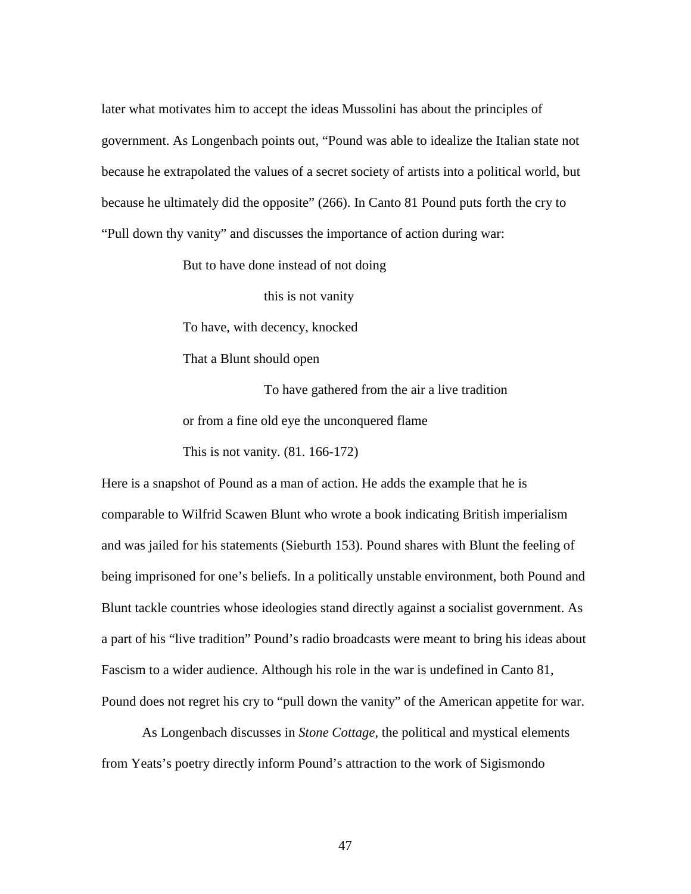later what motivates him to accept the ideas Mussolini has about the principles of government. As Longenbach points out, "Pound was able to idealize the Italian state not because he extrapolated the values of a secret society of artists into a political world, but because he ultimately did the opposite" (266). In Canto 81 Pound puts forth the cry to "Pull down thy vanity" and discusses the importance of action during war:

> But to have done instead of not doing
>
> this is not vanity
>
> To have, with decency, knocked
>
> That a Blunt should open
>
> To have gathered from the air a live tradition
>
> or from a fine old eye the unconquered flame
>
> This is not vanity. (81. 166-172)

Here is a snapshot of Pound as a man of action. He adds the example that he is comparable to Wilfrid Scawen Blunt who wrote a book indicating British imperialism and was jailed for his statements (Sieburth 153). Pound shares with Blunt the feeling of being imprisoned for one's beliefs. In a politically unstable environment, both Pound and Blunt tackle countries whose ideologies stand directly against a socialist government. As a part of his "live tradition" Pound's radio broadcasts were meant to bring his ideas about Fascism to a wider audience. Although his role in the war is undefined in Canto 81, Pound does not regret his cry to "pull down the vanity" of the American appetite for war.

As Longenbach discusses in *Stone Cottage*, the political and mystical elements from Yeats's poetry directly inform Pound's attraction to the work of Sigismondo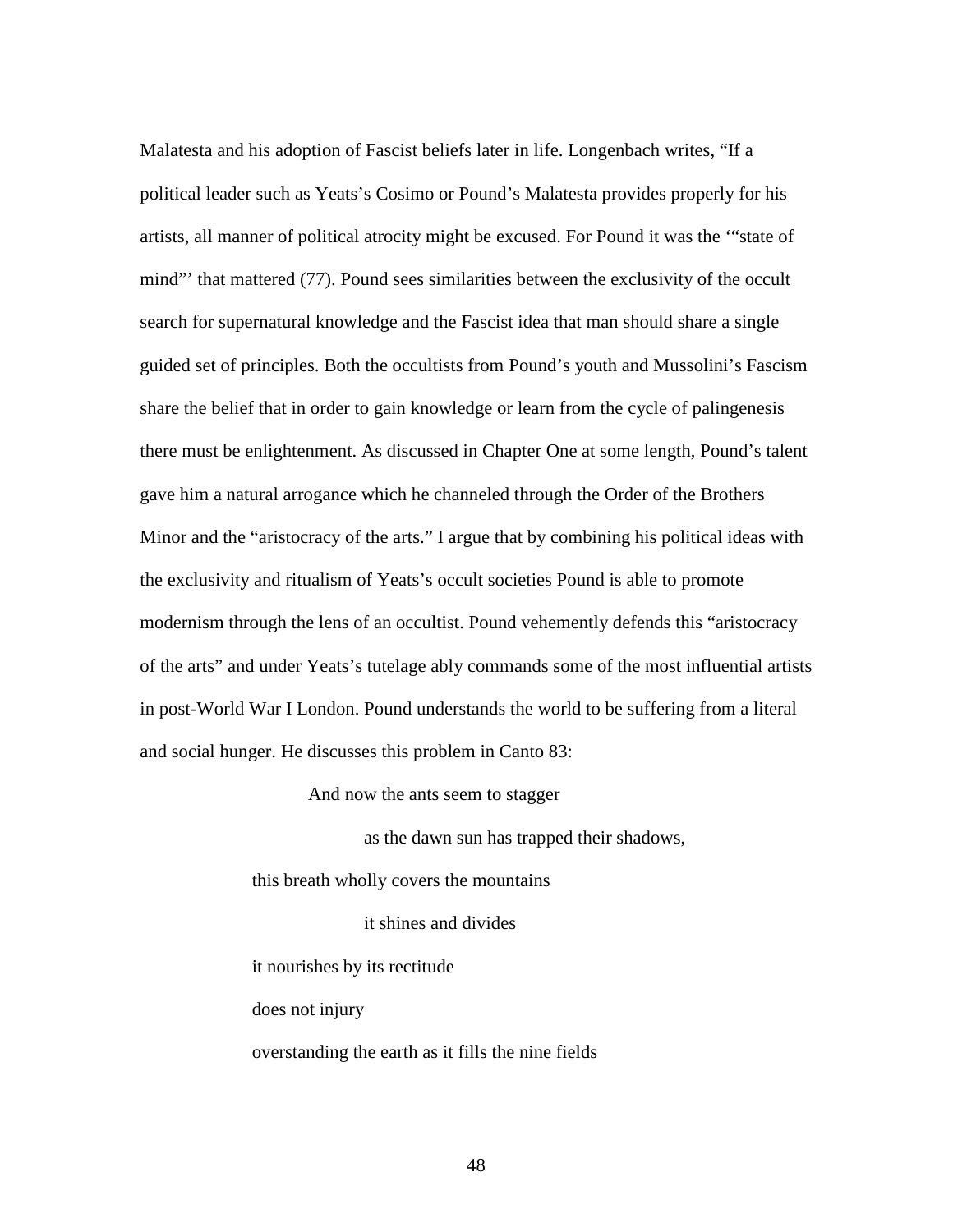Malatesta and his adoption of Fascist beliefs later in life. Longenbach writes, "If a political leader such as Yeats's Cosimo or Pound's Malatesta provides properly for his artists, all manner of political atrocity might be excused. For Pound it was the '"state of mind"' that mattered (77). Pound sees similarities between the exclusivity of the occult search for supernatural knowledge and the Fascist idea that man should share a single guided set of principles. Both the occultists from Pound's youth and Mussolini's Fascism share the belief that in order to gain knowledge or learn from the cycle of palingenesis there must be enlightenment. As discussed in Chapter One at some length, Pound's talent gave him a natural arrogance which he channeled through the Order of the Brothers Minor and the "aristocracy of the arts." I argue that by combining his political ideas with the exclusivity and ritualism of Yeats's occult societies Pound is able to promote modernism through the lens of an occultist. Pound vehemently defends this "aristocracy of the arts" and under Yeats's tutelage ably commands some of the most influential artists in post-World War I London. Pound understands the world to be suffering from a literal and social hunger. He discusses this problem in Canto 83:

> And now the ants seem to stagger
>
> as the dawn sun has trapped their shadows,
>
> this breath wholly covers the mountains
>
> it shines and divides
>
> it nourishes by its rectitude
>
> does not injury
>
> overstanding the earth as it fills the nine fields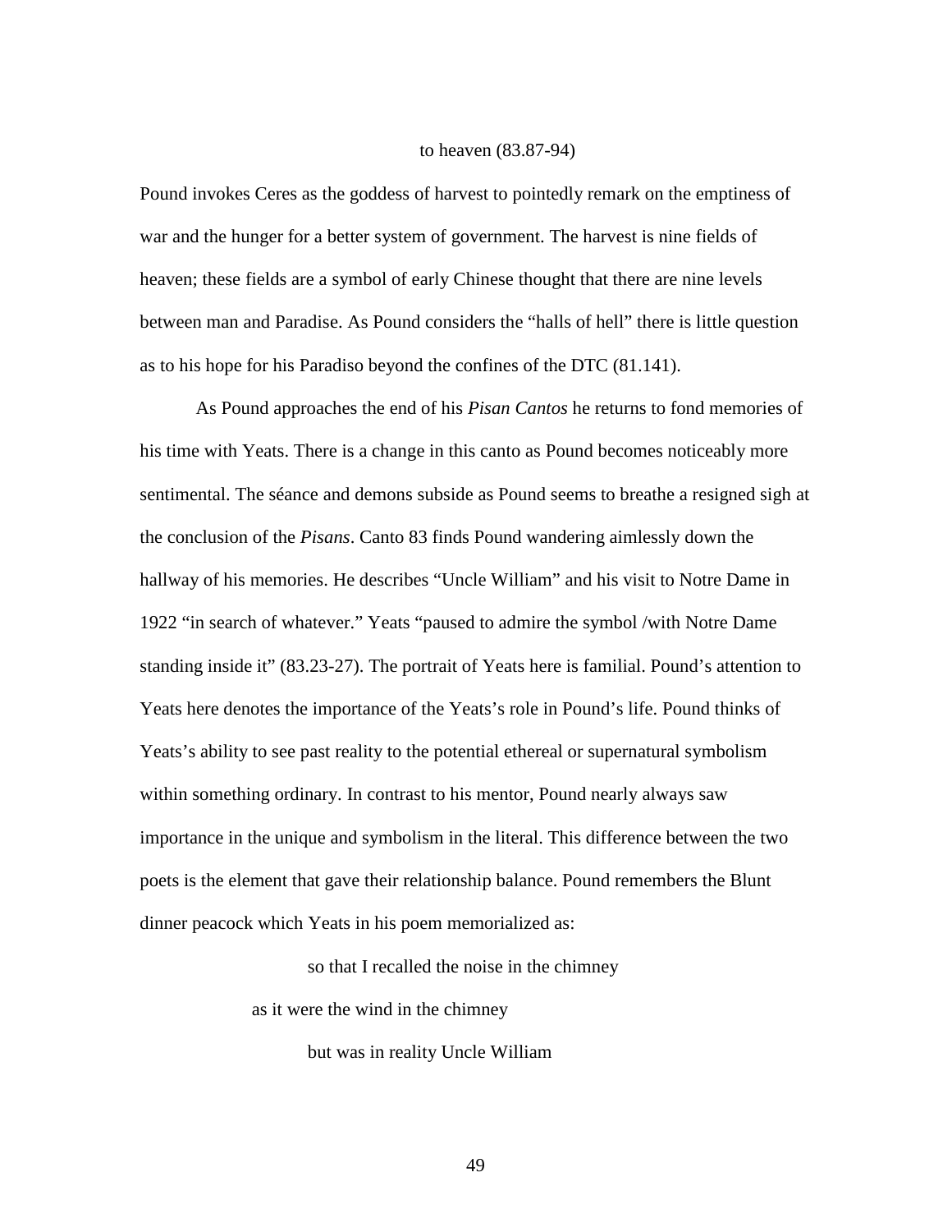to heaven (83.87-94)

Pound invokes Ceres as the goddess of harvest to pointedly remark on the emptiness of war and the hunger for a better system of government. The harvest is nine fields of heaven; these fields are a symbol of early Chinese thought that there are nine levels between man and Paradise. As Pound considers the "halls of hell" there is little question as to his hope for his Paradiso beyond the confines of the DTC (81.141).

As Pound approaches the end of his *Pisan Cantos* he returns to fond memories of his time with Yeats. There is a change in this canto as Pound becomes noticeably more sentimental. The séance and demons subside as Pound seems to breathe a resigned sigh at the conclusion of the *Pisans*. Canto 83 finds Pound wandering aimlessly down the hallway of his memories. He describes "Uncle William" and his visit to Notre Dame in 1922 "in search of whatever." Yeats "paused to admire the symbol /with Notre Dame standing inside it" (83.23-27). The portrait of Yeats here is familial. Pound's attention to Yeats here denotes the importance of the Yeats's role in Pound's life. Pound thinks of Yeats's ability to see past reality to the potential ethereal or supernatural symbolism within something ordinary. In contrast to his mentor, Pound nearly always saw importance in the unique and symbolism in the literal. This difference between the two poets is the element that gave their relationship balance. Pound remembers the Blunt dinner peacock which Yeats in his poem memorialized as:

so that I recalled the noise in the chimney

as it were the wind in the chimney

but was in reality Uncle William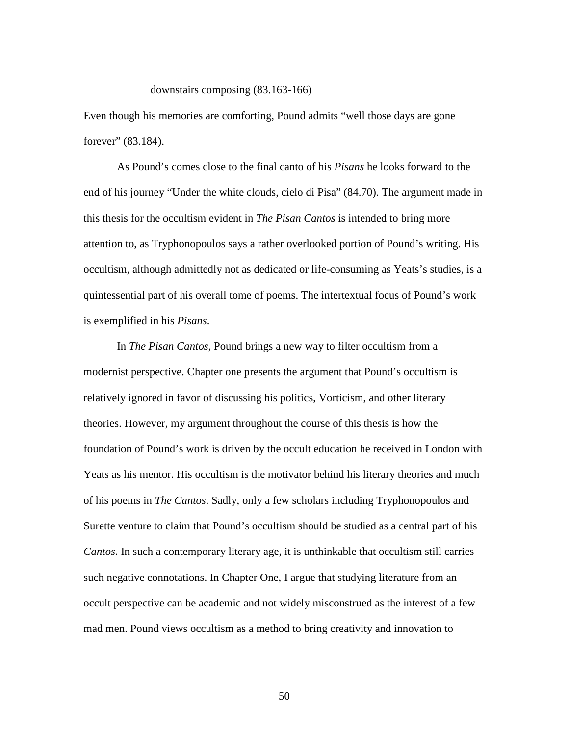downstairs composing (83.163-166)

Even though his memories are comforting, Pound admits "well those days are gone forever" (83.184).

As Pound's comes close to the final canto of his *Pisans* he looks forward to the end of his journey "Under the white clouds, cielo di Pisa" (84.70). The argument made in this thesis for the occultism evident in *The Pisan Cantos* is intended to bring more attention to, as Tryphonopoulos says a rather overlooked portion of Pound's writing. His occultism, although admittedly not as dedicated or life-consuming as Yeats's studies, is a quintessential part of his overall tome of poems. The intertextual focus of Pound's work is exemplified in his *Pisans*.

In *The Pisan Cantos*, Pound brings a new way to filter occultism from a modernist perspective. Chapter one presents the argument that Pound's occultism is relatively ignored in favor of discussing his politics, Vorticism, and other literary theories. However, my argument throughout the course of this thesis is how the foundation of Pound's work is driven by the occult education he received in London with Yeats as his mentor. His occultism is the motivator behind his literary theories and much of his poems in *The Cantos*. Sadly, only a few scholars including Tryphonopoulos and Surette venture to claim that Pound's occultism should be studied as a central part of his *Cantos*. In such a contemporary literary age, it is unthinkable that occultism still carries such negative connotations. In Chapter One, I argue that studying literature from an occult perspective can be academic and not widely misconstrued as the interest of a few mad men. Pound views occultism as a method to bring creativity and innovation to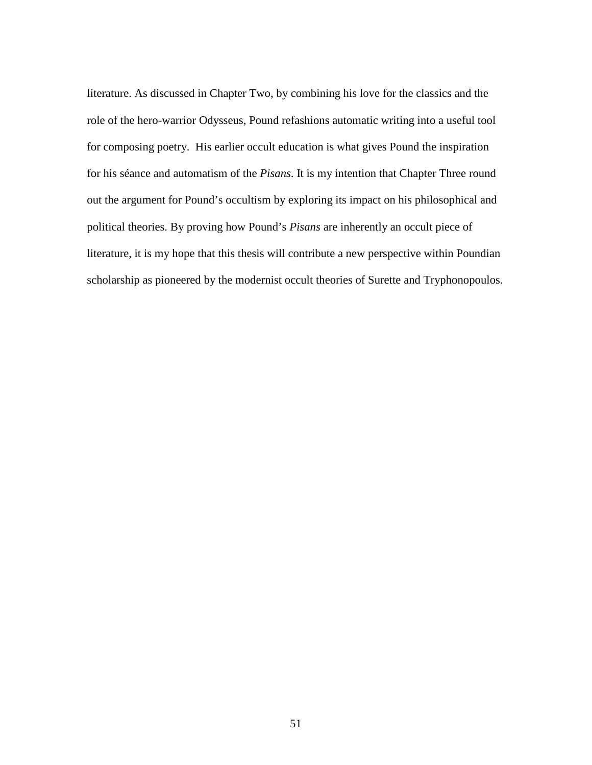literature. As discussed in Chapter Two, by combining his love for the classics and the role of the hero-warrior Odysseus, Pound refashions automatic writing into a useful tool for composing poetry. His earlier occult education is what gives Pound the inspiration for his séance and automatism of the *Pisans*. It is my intention that Chapter Three round out the argument for Pound's occultism by exploring its impact on his philosophical and political theories. By proving how Pound's *Pisans* are inherently an occult piece of literature, it is my hope that this thesis will contribute a new perspective within Poundian scholarship as pioneered by the modernist occult theories of Surette and Tryphonopoulos.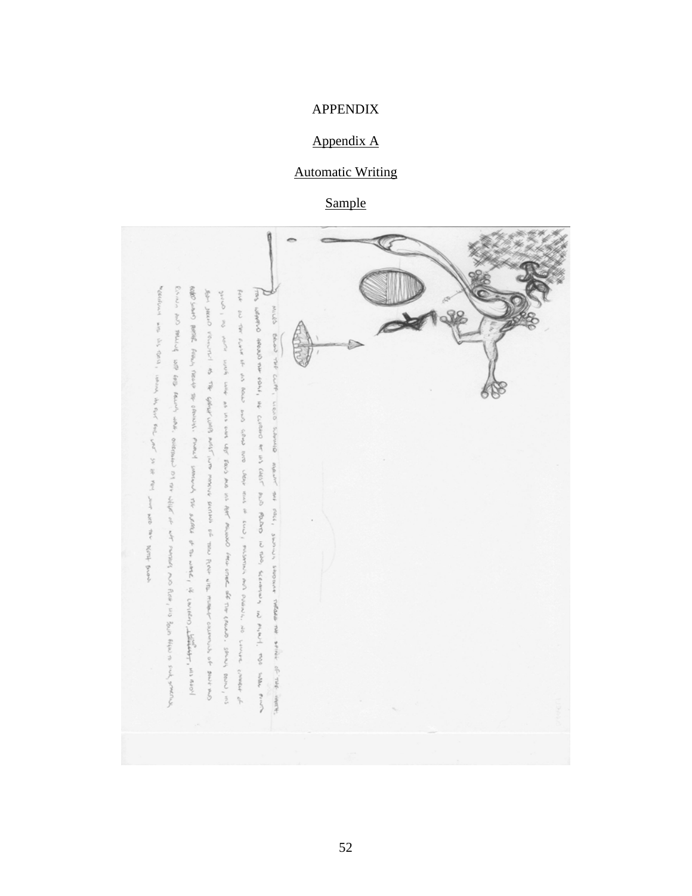# APPENDIX

## Appendix A

### Automatic Writing

### Sample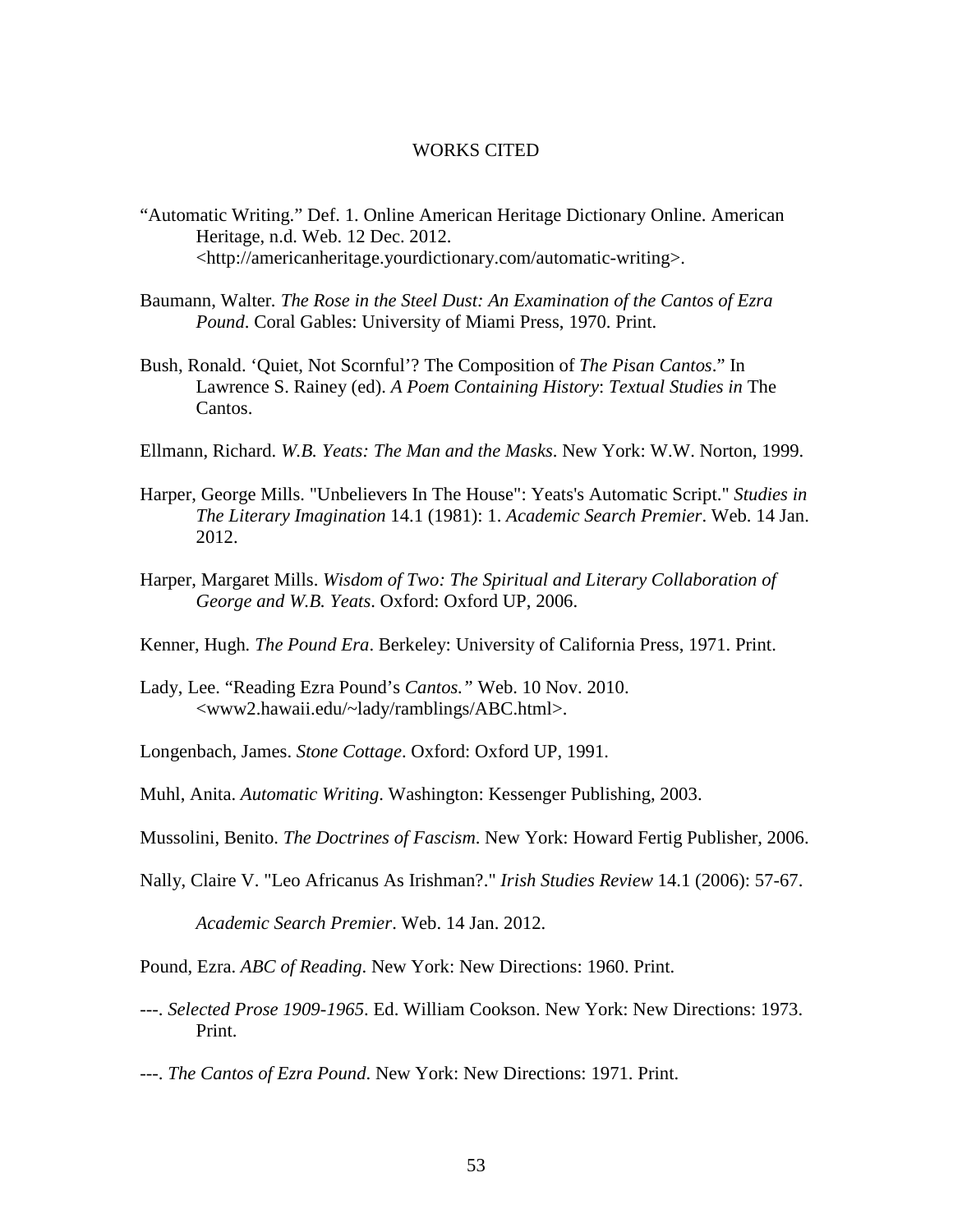# WORKS CITED

"Automatic Writing." Def. 1. Online American Heritage Dictionary Online. American Heritage, n.d. Web. 12 Dec. 2012. <http://americanheritage.yourdictionary.com/automatic-writing>.

Baumann, Walter. *The Rose in the Steel Dust: An Examination of the Cantos of Ezra Pound*. Coral Gables: University of Miami Press, 1970. Print.

Bush, Ronald. 'Quiet, Not Scornful'? The Composition of *The Pisan Cantos*." In Lawrence S. Rainey (ed). *A Poem Containing History*: *Textual Studies in* The Cantos.

Ellmann, Richard. *W.B. Yeats: The Man and the Masks*. New York: W.W. Norton, 1999.

Harper, George Mills. "Unbelievers In The House": Yeats's Automatic Script." *Studies in The Literary Imagination* 14.1 (1981): 1. *Academic Search Premier*. Web. 14 Jan. 2012.

Harper, Margaret Mills. *Wisdom of Two: The Spiritual and Literary Collaboration of George and W.B. Yeats*. Oxford: Oxford UP, 2006.

Kenner, Hugh. *The Pound Era*. Berkeley: University of California Press, 1971. Print.

Lady, Lee. "Reading Ezra Pound's *Cantos."* Web. 10 Nov. 2010. <www2.hawaii.edu/~lady/ramblings/ABC.html>.

Longenbach, James. *Stone Cottage*. Oxford: Oxford UP, 1991.

Muhl, Anita. *Automatic Writing*. Washington: Kessenger Publishing, 2003.

Mussolini, Benito. *The Doctrines of Fascism*. New York: Howard Fertig Publisher, 2006.

Nally, Claire V. "Leo Africanus As Irishman?." *Irish Studies Review* 14.1 (2006): 57-67.

*Academic Search Premier*. Web. 14 Jan. 2012.

Pound, Ezra. *ABC of Reading*. New York: New Directions: 1960. Print.

---. *Selected Prose 1909-1965*. Ed. William Cookson. New York: New Directions: 1973. Print.

---. *The Cantos of Ezra Pound*. New York: New Directions: 1971. Print.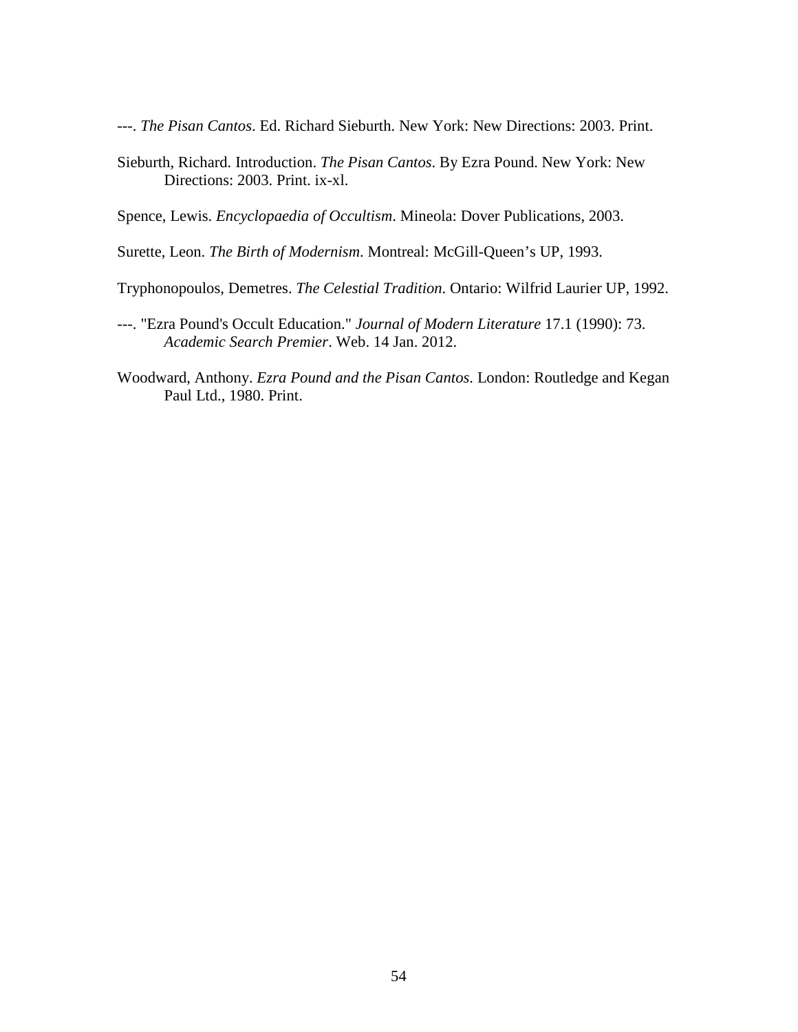---. *The Pisan Cantos*. Ed. Richard Sieburth. New York: New Directions: 2003. Print.

Sieburth, Richard. Introduction. *The Pisan Cantos*. By Ezra Pound. New York: New Directions: 2003. Print. ix-xl.

Spence, Lewis. *Encyclopaedia of Occultism*. Mineola: Dover Publications, 2003.

Surette, Leon. *The Birth of Modernism*. Montreal: McGill-Queen's UP, 1993.

Tryphonopoulos, Demetres. *The Celestial Tradition*. Ontario: Wilfrid Laurier UP, 1992.

---. "Ezra Pound's Occult Education." *Journal of Modern Literature* 17.1 (1990): 73. *Academic Search Premier*. Web. 14 Jan. 2012.

Woodward, Anthony. *Ezra Pound and the Pisan Cantos*. London: Routledge and Kegan Paul Ltd., 1980. Print.